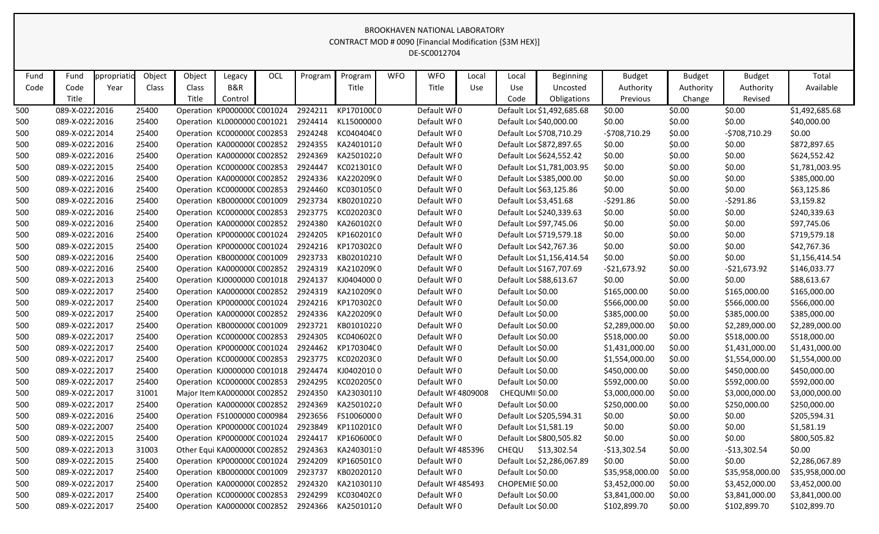BROOKHAVEN NATIONAL LABORATORY
CONTRACT MOD # 0090 [Financial Modification {$3M HEX}]
DE-SC0012704

| Fund Code | Fund Code Title | ppropriatio Year | Object Class | Object Class Title | Legacy B&R Control | OCL | Program | Program Title | WFO | WFO Title | Local Use | Local Use Code | Beginning Uncosted Obligations | Budget Authority Previous | Budget Authority Change | Budget Authority Revised | Total Available |
|---|---|---|---|---|---|---|---|---|---|---|---|---|---|---|---|---|---|
| 500 | 089-X-0222 | 2016 | 25400 | Operation | KP000000C | C001024 | 2924211 | KP1701000 | 0 | Default WF | 0 | Default Loc | $1,492,685.68 | $0.00 | $0.00 | $0.00 | $1,492,685.68 |
| 500 | 089-X-0222 | 2016 | 25400 | Operation | KL0000000 | C001021 | 2924414 | KL1500000 | 0 | Default WF | 0 | Default Loc | $40,000.00 | $0.00 | $0.00 | $0.00 | $40,000.00 |
| 500 | 089-X-0222 | 2014 | 25400 | Operation | KC000000C | C002853 | 2924248 | KC040404C | 0 | Default WF | 0 | Default Loc | $708,710.29 | -$708,710.29 | $0.00 | -$708,710.29 | $0.00 |
| 500 | 089-X-0222 | 2016 | 25400 | Operation | KA000000C | C002852 | 2924355 | KA2401012 | 0 | Default WF | 0 | Default Loc | $872,897.65 | $0.00 | $0.00 | $0.00 | $872,897.65 |
| 500 | 089-X-0222 | 2016 | 25400 | Operation | KA000000C | C002852 | 2924369 | KA2501022 | 0 | Default WF | 0 | Default Loc | $624,552.42 | $0.00 | $0.00 | $0.00 | $624,552.42 |
| 500 | 089-X-0222 | 2015 | 25400 | Operation | KC000000C | C002853 | 2924447 | KC021301C | 0 | Default WF | 0 | Default Loc | $1,781,003.95 | $0.00 | $0.00 | $0.00 | $1,781,003.95 |
| 500 | 089-X-0222 | 2016 | 25400 | Operation | KA000000C | C002852 | 2924336 | KA220209C | 0 | Default WF | 0 | Default Loc | $385,000.00 | $0.00 | $0.00 | $0.00 | $385,000.00 |
| 500 | 089-X-0222 | 2016 | 25400 | Operation | KC000000C | C002853 | 2924460 | KC030105C | 0 | Default WF | 0 | Default Loc | $63,125.86 | $0.00 | $0.00 | $0.00 | $63,125.86 |
| 500 | 089-X-0222 | 2016 | 25400 | Operation | KB000000C | C001009 | 2923734 | KB0201022 | 0 | Default WF | 0 | Default Loc | $3,451.68 | -$291.86 | $0.00 | -$291.86 | $3,159.82 |
| 500 | 089-X-0222 | 2016 | 25400 | Operation | KC000000C | C002853 | 2923775 | KC020203C | 0 | Default WF | 0 | Default Loc | $240,339.63 | $0.00 | $0.00 | $0.00 | $240,339.63 |
| 500 | 089-X-0222 | 2016 | 25400 | Operation | KA000000C | C002852 | 2924380 | KA260102C | 0 | Default WF | 0 | Default Loc | $97,745.06 | $0.00 | $0.00 | $0.00 | $97,745.06 |
| 500 | 089-X-0222 | 2016 | 25400 | Operation | KP000000C | C001024 | 2924205 | KP160201C | 0 | Default WF | 0 | Default Loc | $719,579.18 | $0.00 | $0.00 | $0.00 | $719,579.18 |
| 500 | 089-X-0222 | 2015 | 25400 | Operation | KP000000C | C001024 | 2924216 | KP170302C | 0 | Default WF | 0 | Default Loc | $42,767.36 | $0.00 | $0.00 | $0.00 | $42,767.36 |
| 500 | 089-X-0222 | 2016 | 25400 | Operation | KB000000C | C001009 | 2923733 | KB0201021 | 0 | Default WF | 0 | Default Loc | $1,156,414.54 | $0.00 | $0.00 | $0.00 | $1,156,414.54 |
| 500 | 089-X-0222 | 2016 | 25400 | Operation | KA000000C | C002852 | 2924319 | KA210209C | 0 | Default WF | 0 | Default Loc | $167,707.69 | -$21,673.92 | $0.00 | -$21,673.92 | $146,033.77 |
| 500 | 089-X-0222 | 2013 | 25400 | Operation | KJ0000000 | C001018 | 2924137 | KJ0404000 | 0 | Default WF | 0 | Default Loc | $88,613.67 | $0.00 | $0.00 | $0.00 | $88,613.67 |
| 500 | 089-X-0222 | 2017 | 25400 | Operation | KA000000C | C002852 | 2924319 | KA210209C | 0 | Default WF | 0 | Default Loc | $0.00 | $165,000.00 | $0.00 | $165,000.00 | $165,000.00 |
| 500 | 089-X-0222 | 2017 | 25400 | Operation | KP000000C | C001024 | 2924216 | KP170302C | 0 | Default WF | 0 | Default Loc | $0.00 | $566,000.00 | $0.00 | $566,000.00 | $566,000.00 |
| 500 | 089-X-0222 | 2017 | 25400 | Operation | KA000000C | C002852 | 2924336 | KA220209C | 0 | Default WF | 0 | Default Loc | $0.00 | $385,000.00 | $0.00 | $385,000.00 | $385,000.00 |
| 500 | 089-X-0222 | 2017 | 25400 | Operation | KB000000C | C001009 | 2923721 | KB0101022 | 0 | Default WF | 0 | Default Loc | $0.00 | $2,289,000.00 | $0.00 | $2,289,000.00 | $2,289,000.00 |
| 500 | 089-X-0222 | 2017 | 25400 | Operation | KC000000C | C002853 | 2924305 | KC040602C | 0 | Default WF | 0 | Default Loc | $0.00 | $518,000.00 | $0.00 | $518,000.00 | $518,000.00 |
| 500 | 089-X-0222 | 2017 | 25400 | Operation | KP000000C | C001024 | 2924462 | KP170304C | 0 | Default WF | 0 | Default Loc | $0.00 | $1,431,000.00 | $0.00 | $1,431,000.00 | $1,431,000.00 |
| 500 | 089-X-0222 | 2017 | 25400 | Operation | KC000000C | C002853 | 2923775 | KC020203C | 0 | Default WF | 0 | Default Loc | $0.00 | $1,554,000.00 | $0.00 | $1,554,000.00 | $1,554,000.00 |
| 500 | 089-X-0222 | 2017 | 25400 | Operation | KJ0000000 | C001018 | 2924474 | KJ0402010 | 0 | Default WF | 0 | Default Loc | $0.00 | $450,000.00 | $0.00 | $450,000.00 | $450,000.00 |
| 500 | 089-X-0222 | 2017 | 25400 | Operation | KC000000C | C002853 | 2924295 | KC020205C | 0 | Default WF | 0 | Default Loc | $0.00 | $592,000.00 | $0.00 | $592,000.00 | $592,000.00 |
| 500 | 089-X-0222 | 2017 | 31001 | Major Item | KA000000C | C002852 | 2924350 | KA2303011 | 0 | Default WF | 4809008 | CHEQUMI | $0.00 | $3,000,000.00 | $0.00 | $3,000,000.00 | $3,000,000.00 |
| 500 | 089-X-0222 | 2017 | 25400 | Operation | KA000000C | C002852 | 2924369 | KA2501022 | 0 | Default WF | 0 | Default Loc | $0.00 | $250,000.00 | $0.00 | $250,000.00 | $250,000.00 |
| 500 | 089-X-0222 | 2016 | 25400 | Operation | FS1000000 | C000984 | 2923656 | FS1006000 | 0 | Default WF | 0 | Default Loc | $205,594.31 | $0.00 | $0.00 | $0.00 | $205,594.31 |
| 500 | 089-X-0222 | 2007 | 25400 | Operation | KP000000C | C001024 | 2923849 | KP110201C | 0 | Default WF | 0 | Default Loc | $1,581.19 | $0.00 | $0.00 | $0.00 | $1,581.19 |
| 500 | 089-X-0222 | 2015 | 25400 | Operation | KP000000C | C001024 | 2924417 | KP160600C | 0 | Default WF | 0 | Default Loc | $800,505.82 | $0.00 | $0.00 | $0.00 | $800,505.82 |
| 500 | 089-X-0222 | 2013 | 31003 | Other Equi | KA000000C | C002852 | 2924363 | KA2403013 | 0 | Default WF | 485396 | CHEQU | $13,302.54 | -$13,302.54 | $0.00 | -$13,302.54 | $0.00 |
| 500 | 089-X-0222 | 2015 | 25400 | Operation | KP000000C | C001024 | 2924209 | KP160501C | 0 | Default WF | 0 | Default Loc | $2,286,067.89 | $0.00 | $0.00 | $0.00 | $2,286,067.89 |
| 500 | 089-X-0222 | 2017 | 25400 | Operation | KB000000C | C001009 | 2923737 | KB0202012 | 0 | Default WF | 0 | Default Loc | $0.00 | $35,958,000.00 | $0.00 | $35,958,000.00 | $35,958,000.00 |
| 500 | 089-X-0222 | 2017 | 25400 | Operation | KA000000C | C002852 | 2924320 | KA2103011 | 0 | Default WF | 485493 | CHOPEMIE | $0.00 | $3,452,000.00 | $0.00 | $3,452,000.00 | $3,452,000.00 |
| 500 | 089-X-0222 | 2017 | 25400 | Operation | KC000000C | C002853 | 2924299 | KC030402C | 0 | Default WF | 0 | Default Loc | $0.00 | $3,841,000.00 | $0.00 | $3,841,000.00 | $3,841,000.00 |
| 500 | 089-X-0222 | 2017 | 25400 | Operation | KA000000C | C002852 | 2924366 | KA2501012 | 0 | Default WF | 0 | Default Loc | $0.00 | $102,899.70 | $0.00 | $102,899.70 | $102,899.70 |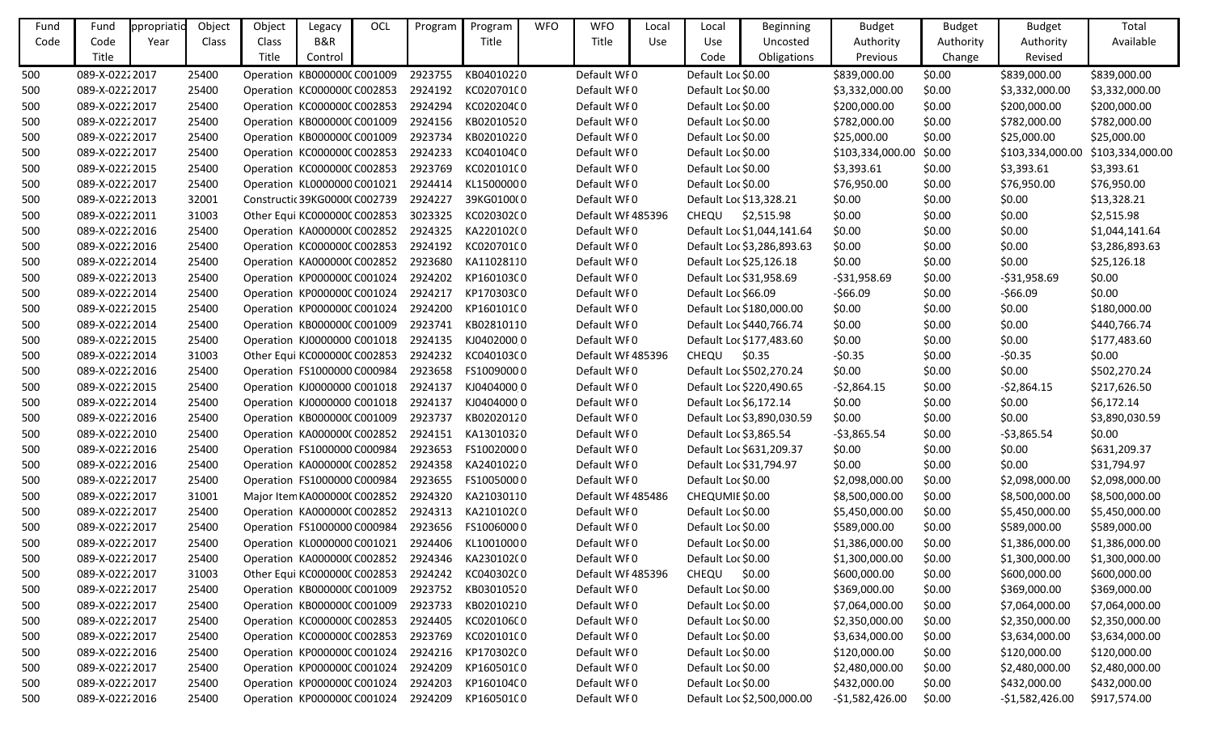| Fund Code | Fund Code Title | ppropriatio Year | Object Class | Object Class Title | Legacy B&R Control | OCL | Program | Program Title | WFO | WFO Title | Local Use | Local Use Code | Beginning Uncosted Obligations | Budget Authority Previous | Budget Authority Change | Budget Authority Revised | Total Available |
|---|---|---|---|---|---|---|---|---|---|---|---|---|---|---|---|---|---|
| 500 | 089-X-0222 | 2017 | 25400 | Operation | KB0000000 | C001009 | 2923755 | KB0401022 | 0 | Default WF | 0 | Default Loc | $0.00 | $839,000.00 | $0.00 | $839,000.00 | $839,000.00 |
| 500 | 089-X-0222 | 2017 | 25400 | Operation | KC0000000 | C002853 | 2924192 | KC0207010 | 0 | Default WF | 0 | Default Loc | $0.00 | $3,332,000.00 | $0.00 | $3,332,000.00 | $3,332,000.00 |
| 500 | 089-X-0222 | 2017 | 25400 | Operation | KC0000000 | C002853 | 2924294 | KC0202040 | 0 | Default WF | 0 | Default Loc | $0.00 | $200,000.00 | $0.00 | $200,000.00 | $200,000.00 |
| 500 | 089-X-0222 | 2017 | 25400 | Operation | KB0000000 | C001009 | 2924156 | KB0201052 | 0 | Default WF | 0 | Default Loc | $0.00 | $782,000.00 | $0.00 | $782,000.00 | $782,000.00 |
| 500 | 089-X-0222 | 2017 | 25400 | Operation | KB0000000 | C001009 | 2923734 | KB0201022 | 0 | Default WF | 0 | Default Loc | $0.00 | $25,000.00 | $0.00 | $25,000.00 | $25,000.00 |
| 500 | 089-X-0222 | 2017 | 25400 | Operation | KC0000000 | C002853 | 2924233 | KC0401040 | 0 | Default WF | 0 | Default Loc | $0.00 | $103,334,000.00 | $0.00 | $103,334,000.00 | $103,334,000.00 |
| 500 | 089-X-0222 | 2015 | 25400 | Operation | KC0000000 | C002853 | 2923769 | KC0201010 | 0 | Default WF | 0 | Default Loc | $0.00 | $3,393.61 | $0.00 | $3,393.61 | $3,393.61 |
| 500 | 089-X-0222 | 2017 | 25400 | Operation | KL0000000 | C001021 | 2924414 | KL1500000 | 0 | Default WF | 0 | Default Loc | $0.00 | $76,950.00 | $0.00 | $76,950.00 | $76,950.00 |
| 500 | 089-X-0222 | 2013 | 32001 | Constructic | 39KG0000 | C002739 | 2924227 | 39KG0100 | 0 | Default WF | 0 | Default Loc | $13,328.21 | $0.00 | $0.00 | $0.00 | $13,328.21 |
| 500 | 089-X-0222 | 2011 | 31003 | Other Equi | KC0000000 | C002853 | 3023325 | KC0203020 | 0 | Default WF | 485396 | CHEQU | $2,515.98 | $0.00 | $0.00 | $0.00 | $2,515.98 |
| 500 | 089-X-0222 | 2016 | 25400 | Operation | KA0000000 | C002852 | 2924325 | KA2201020 | 0 | Default WF | 0 | Default Loc | $1,044,141.64 | $0.00 | $0.00 | $0.00 | $1,044,141.64 |
| 500 | 089-X-0222 | 2016 | 25400 | Operation | KC0000000 | C002853 | 2924192 | KC0207010 | 0 | Default WF | 0 | Default Loc | $3,286,893.63 | $0.00 | $0.00 | $0.00 | $3,286,893.63 |
| 500 | 089-X-0222 | 2014 | 25400 | Operation | KA0000000 | C002852 | 2923680 | KA1102811 | 0 | Default WF | 0 | Default Loc | $25,126.18 | $0.00 | $0.00 | $0.00 | $25,126.18 |
| 500 | 089-X-0222 | 2013 | 25400 | Operation | KP0000000 | C001024 | 2924202 | KP1601030 | 0 | Default WF | 0 | Default Loc | $31,958.69 | -$31,958.69 | $0.00 | -$31,958.69 | $0.00 |
| 500 | 089-X-0222 | 2014 | 25400 | Operation | KP0000000 | C001024 | 2924217 | KP1703030 | 0 | Default WF | 0 | Default Loc | $66.09 | -$66.09 | $0.00 | -$66.09 | $0.00 |
| 500 | 089-X-0222 | 2015 | 25400 | Operation | KP0000000 | C001024 | 2924200 | KP1601010 | 0 | Default WF | 0 | Default Loc | $180,000.00 | $0.00 | $0.00 | $0.00 | $180,000.00 |
| 500 | 089-X-0222 | 2014 | 25400 | Operation | KB0000000 | C001009 | 2923741 | KB0281011 | 0 | Default WF | 0 | Default Loc | $440,766.74 | $0.00 | $0.00 | $0.00 | $440,766.74 |
| 500 | 089-X-0222 | 2015 | 25400 | Operation | KJ0000000 | C001018 | 2924135 | KJ0402000 | 0 | Default WF | 0 | Default Loc | $177,483.60 | $0.00 | $0.00 | $0.00 | $177,483.60 |
| 500 | 089-X-0222 | 2014 | 31003 | Other Equi | KC0000000 | C002853 | 2924232 | KC0401030 | 0 | Default WF | 485396 | CHEQU | $0.35 | -$0.35 | $0.00 | -$0.35 | $0.00 |
| 500 | 089-X-0222 | 2016 | 25400 | Operation | FS1000000 | C000984 | 2923658 | FS1009000 | 0 | Default WF | 0 | Default Loc | $502,270.24 | $0.00 | $0.00 | $0.00 | $502,270.24 |
| 500 | 089-X-0222 | 2015 | 25400 | Operation | KJ0000000 | C001018 | 2924137 | KJ0404000 | 0 | Default WF | 0 | Default Loc | $220,490.65 | -$2,864.15 | $0.00 | -$2,864.15 | $217,626.50 |
| 500 | 089-X-0222 | 2014 | 25400 | Operation | KJ0000000 | C001018 | 2924137 | KJ0404000 | 0 | Default WF | 0 | Default Loc | $6,172.14 | $0.00 | $0.00 | $0.00 | $6,172.14 |
| 500 | 089-X-0222 | 2016 | 25400 | Operation | KB0000000 | C001009 | 2923737 | KB0202012 | 0 | Default WF | 0 | Default Loc | $3,890,030.59 | $0.00 | $0.00 | $0.00 | $3,890,030.59 |
| 500 | 089-X-0222 | 2010 | 25400 | Operation | KA0000000 | C002852 | 2924151 | KA1301032 | 0 | Default WF | 0 | Default Loc | $3,865.54 | -$3,865.54 | $0.00 | -$3,865.54 | $0.00 |
| 500 | 089-X-0222 | 2016 | 25400 | Operation | FS1000000 | C000984 | 2923653 | FS1002000 | 0 | Default WF | 0 | Default Loc | $631,209.37 | $0.00 | $0.00 | $0.00 | $631,209.37 |
| 500 | 089-X-0222 | 2016 | 25400 | Operation | KA0000000 | C002852 | 2924358 | KA2401022 | 0 | Default WF | 0 | Default Loc | $31,794.97 | $0.00 | $0.00 | $0.00 | $31,794.97 |
| 500 | 089-X-0222 | 2017 | 25400 | Operation | FS1000000 | C000984 | 2923655 | FS1005000 | 0 | Default WF | 0 | Default Loc | $0.00 | $2,098,000.00 | $0.00 | $2,098,000.00 | $2,098,000.00 |
| 500 | 089-X-0222 | 2017 | 31001 | Major Item | KA0000000 | C002852 | 2924320 | KA2103011 | 0 | Default WF | 485486 | CHEQUMIE | $0.00 | $8,500,000.00 | $0.00 | $8,500,000.00 | $8,500,000.00 |
| 500 | 089-X-0222 | 2017 | 25400 | Operation | KA0000000 | C002852 | 2924313 | KA2101020 | 0 | Default WF | 0 | Default Loc | $0.00 | $5,450,000.00 | $0.00 | $5,450,000.00 | $5,450,000.00 |
| 500 | 089-X-0222 | 2017 | 25400 | Operation | FS1000000 | C000984 | 2923656 | FS1006000 | 0 | Default WF | 0 | Default Loc | $0.00 | $589,000.00 | $0.00 | $589,000.00 | $589,000.00 |
| 500 | 089-X-0222 | 2017 | 25400 | Operation | KL0000000 | C001021 | 2924406 | KL1001000 | 0 | Default WF | 0 | Default Loc | $0.00 | $1,386,000.00 | $0.00 | $1,386,000.00 | $1,386,000.00 |
| 500 | 089-X-0222 | 2017 | 25400 | Operation | KA0000000 | C002852 | 2924346 | KA2301020 | 0 | Default WF | 0 | Default Loc | $0.00 | $1,300,000.00 | $0.00 | $1,300,000.00 | $1,300,000.00 |
| 500 | 089-X-0222 | 2017 | 31003 | Other Equi | KC0000000 | C002853 | 2924242 | KC0403020 | 0 | Default WF | 485396 | CHEQU | $0.00 | $600,000.00 | $0.00 | $600,000.00 | $600,000.00 |
| 500 | 089-X-0222 | 2017 | 25400 | Operation | KB0000000 | C001009 | 2923752 | KB0301052 | 0 | Default WF | 0 | Default Loc | $0.00 | $369,000.00 | $0.00 | $369,000.00 | $369,000.00 |
| 500 | 089-X-0222 | 2017 | 25400 | Operation | KB0000000 | C001009 | 2923733 | KB0201021 | 0 | Default WF | 0 | Default Loc | $0.00 | $7,064,000.00 | $0.00 | $7,064,000.00 | $7,064,000.00 |
| 500 | 089-X-0222 | 2017 | 25400 | Operation | KC0000000 | C002853 | 2924405 | KC0201060 | 0 | Default WF | 0 | Default Loc | $0.00 | $2,350,000.00 | $0.00 | $2,350,000.00 | $2,350,000.00 |
| 500 | 089-X-0222 | 2017 | 25400 | Operation | KC0000000 | C002853 | 2923769 | KC0201010 | 0 | Default WF | 0 | Default Loc | $0.00 | $3,634,000.00 | $0.00 | $3,634,000.00 | $3,634,000.00 |
| 500 | 089-X-0222 | 2016 | 25400 | Operation | KP0000000 | C001024 | 2924216 | KP1703020 | 0 | Default WF | 0 | Default Loc | $0.00 | $120,000.00 | $0.00 | $120,000.00 | $120,000.00 |
| 500 | 089-X-0222 | 2017 | 25400 | Operation | KP0000000 | C001024 | 2924209 | KP1605010 | 0 | Default WF | 0 | Default Loc | $0.00 | $2,480,000.00 | $0.00 | $2,480,000.00 | $2,480,000.00 |
| 500 | 089-X-0222 | 2017 | 25400 | Operation | KP0000000 | C001024 | 2924203 | KP1601040 | 0 | Default WF | 0 | Default Loc | $0.00 | $432,000.00 | $0.00 | $432,000.00 | $432,000.00 |
| 500 | 089-X-0222 | 2016 | 25400 | Operation | KP0000000 | C001024 | 2924209 | KP1605010 | 0 | Default WF | 0 | Default Loc | $2,500,000.00 | -$1,582,426.00 | $0.00 | -$1,582,426.00 | $917,574.00 |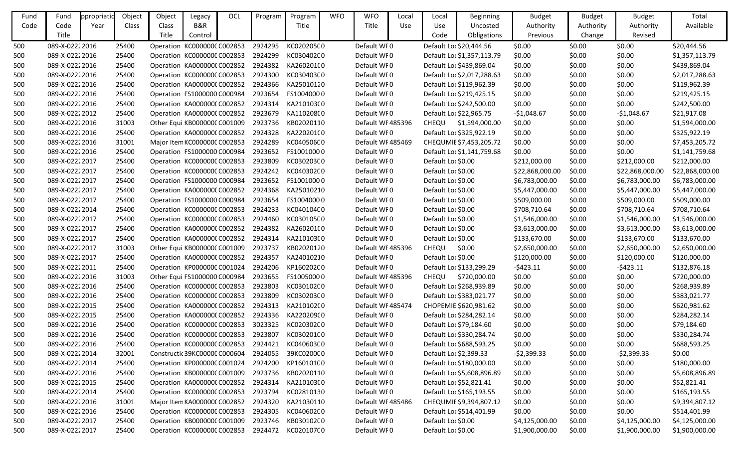| Fund Code | Fund Code Title | ppropriatio Year | Object Class | Object Class Title | Legacy B&R Control | OCL | Program | Program Title | WFO | WFO Title | Local Use | Local Use Code | Beginning Uncosted Obligations | Budget Authority Previous | Budget Authority Change | Budget Authority Revised | Total Available |
|---|---|---|---|---|---|---|---|---|---|---|---|---|---|---|---|---|---|
| 500 | 089-X-0222 | 2016 | 25400 | Operation | KC000000C | C002853 | 2924295 | KC020205C | 0 | Default WF | 0 | Default Loc | $20,444.56 | $0.00 | $0.00 | $0.00 | $20,444.56 |
| 500 | 089-X-0222 | 2016 | 25400 | Operation | KC000000C | C002853 | 2924299 | KC030402C | 0 | Default WF | 0 | Default Loc | $1,357,113.79 | $0.00 | $0.00 | $0.00 | $1,357,113.79 |
| 500 | 089-X-0222 | 2016 | 25400 | Operation | KA000000C | C002852 | 2924382 | KA260201C | 0 | Default WF | 0 | Default Loc | $439,869.04 | $0.00 | $0.00 | $0.00 | $439,869.04 |
| 500 | 089-X-0222 | 2016 | 25400 | Operation | KC000000C | C002853 | 2924300 | KC030403C | 0 | Default WF | 0 | Default Loc | $2,017,288.63 | $0.00 | $0.00 | $0.00 | $2,017,288.63 |
| 500 | 089-X-0222 | 2016 | 25400 | Operation | KA000000C | C002852 | 2924366 | KA25010120 | | Default WF | 0 | Default Loc | $119,962.39 | $0.00 | $0.00 | $0.00 | $119,962.39 |
| 500 | 089-X-0222 | 2016 | 25400 | Operation | FS1000000 | C000984 | 2923654 | FS1004000 | 0 | Default WF | 0 | Default Loc | $219,425.15 | $0.00 | $0.00 | $0.00 | $219,425.15 |
| 500 | 089-X-0222 | 2016 | 25400 | Operation | KA000000C | C002852 | 2924314 | KA210103C | 0 | Default WF | 0 | Default Loc | $242,500.00 | $0.00 | $0.00 | $0.00 | $242,500.00 |
| 500 | 089-X-0222 | 2012 | 25400 | Operation | KA000000C | C002852 | 2923679 | KA110208C | 0 | Default WF | 0 | Default Loc | $22,965.75 | -$1,048.67 | $0.00 | -$1,048.67 | $21,917.08 |
| 500 | 089-X-0222 | 2016 | 31003 | Other Equi | KB000000C | C001009 | 2923736 | KB02020110 | | Default WF | 485396 | CHEQU | $1,594,000.00 | $0.00 | $0.00 | $0.00 | $1,594,000.00 |
| 500 | 089-X-0222 | 2016 | 25400 | Operation | KA000000C | C002852 | 2924328 | KA220201C | 0 | Default WF | 0 | Default Loc | $325,922.19 | $0.00 | $0.00 | $0.00 | $325,922.19 |
| 500 | 089-X-0222 | 2016 | 31001 | Major Item | KC000000C | C002853 | 2924289 | KC040506C | 0 | Default WF | 485469 | CHEQUMIE | $7,453,205.72 | $0.00 | $0.00 | $0.00 | $7,453,205.72 |
| 500 | 089-X-0222 | 2016 | 25400 | Operation | FS1000000 | C000984 | 2923652 | FS1001000 | 0 | Default WF | 0 | Default Loc | $1,141,759.68 | $0.00 | $0.00 | $0.00 | $1,141,759.68 |
| 500 | 089-X-0222 | 2017 | 25400 | Operation | KC000000C | C002853 | 2923809 | KC030203C | 0 | Default WF | 0 | Default Loc | $0.00 | $212,000.00 | $0.00 | $212,000.00 | $212,000.00 |
| 500 | 089-X-0222 | 2017 | 25400 | Operation | KC000000C | C002853 | 2924242 | KC040302C | 0 | Default WF | 0 | Default Loc | $0.00 | $22,868,000.00 | $0.00 | $22,868,000.00 | $22,868,000.00 |
| 500 | 089-X-0222 | 2017 | 25400 | Operation | FS1000000 | C000984 | 2923652 | FS1001000 | 0 | Default WF | 0 | Default Loc | $0.00 | $6,783,000.00 | $0.00 | $6,783,000.00 | $6,783,000.00 |
| 500 | 089-X-0222 | 2017 | 25400 | Operation | KA000000C | C002852 | 2924368 | KA25010210 | | Default WF | 0 | Default Loc | $0.00 | $5,447,000.00 | $0.00 | $5,447,000.00 | $5,447,000.00 |
| 500 | 089-X-0222 | 2017 | 25400 | Operation | FS1000000 | C000984 | 2923654 | FS1004000 | 0 | Default WF | 0 | Default Loc | $0.00 | $509,000.00 | $0.00 | $509,000.00 | $509,000.00 |
| 500 | 089-X-0222 | 2014 | 25400 | Operation | KC000000C | C002853 | 2924233 | KC040104C | 0 | Default WF | 0 | Default Loc | $0.00 | $708,710.64 | $0.00 | $708,710.64 | $708,710.64 |
| 500 | 089-X-0222 | 2017 | 25400 | Operation | KC000000C | C002853 | 2924460 | KC030105C | 0 | Default WF | 0 | Default Loc | $0.00 | $1,546,000.00 | $0.00 | $1,546,000.00 | $1,546,000.00 |
| 500 | 089-X-0222 | 2017 | 25400 | Operation | KA000000C | C002852 | 2924382 | KA260201C | 0 | Default WF | 0 | Default Loc | $0.00 | $3,613,000.00 | $0.00 | $3,613,000.00 | $3,613,000.00 |
| 500 | 089-X-0222 | 2017 | 25400 | Operation | KA000000C | C002852 | 2924314 | KA210103C | 0 | Default WF | 0 | Default Loc | $0.00 | $133,670.00 | $0.00 | $133,670.00 | $133,670.00 |
| 500 | 089-X-0222 | 2017 | 31003 | Other Equi | KB000000C | C001009 | 2923737 | KB02020120 | | Default WF | 485396 | CHEQU | $0.00 | $2,650,000.00 | $0.00 | $2,650,000.00 | $2,650,000.00 |
| 500 | 089-X-0222 | 2017 | 25400 | Operation | KA000000C | C002852 | 2924357 | KA24010210 | | Default WF | 0 | Default Loc | $0.00 | $120,000.00 | $0.00 | $120,000.00 | $120,000.00 |
| 500 | 089-X-0222 | 2011 | 25400 | Operation | KP000000C | C001024 | 2924206 | KP160202C | 0 | Default WF | 0 | Default Loc | $133,299.29 | -$423.11 | $0.00 | -$423.11 | $132,876.18 |
| 500 | 089-X-0222 | 2016 | 31003 | Other Equi | FS1000000 | C000984 | 2923655 | FS1005000 | 0 | Default WF | 485396 | CHEQU | $720,000.00 | $0.00 | $0.00 | $0.00 | $720,000.00 |
| 500 | 089-X-0222 | 2016 | 25400 | Operation | KC000000C | C002853 | 2923803 | KC030102C | 0 | Default WF | 0 | Default Loc | $268,939.89 | $0.00 | $0.00 | $0.00 | $268,939.89 |
| 500 | 089-X-0222 | 2016 | 25400 | Operation | KC000000C | C002853 | 2923809 | KC030203C | 0 | Default WF | 0 | Default Loc | $383,021.77 | $0.00 | $0.00 | $0.00 | $383,021.77 |
| 500 | 089-X-0222 | 2015 | 25400 | Operation | KA000000C | C002852 | 2924313 | KA210102C | 0 | Default WF | 485474 | CHOPEMIE | $620,981.62 | $0.00 | $0.00 | $0.00 | $620,981.62 |
| 500 | 089-X-0222 | 2015 | 25400 | Operation | KA000000C | C002852 | 2924336 | KA220209C | 0 | Default WF | 0 | Default Loc | $284,282.14 | $0.00 | $0.00 | $0.00 | $284,282.14 |
| 500 | 089-X-0222 | 2016 | 25400 | Operation | KC000000C | C002853 | 3023325 | KC020302C | 0 | Default WF | 0 | Default Loc | $79,184.60 | $0.00 | $0.00 | $0.00 | $79,184.60 |
| 500 | 089-X-0222 | 2016 | 25400 | Operation | KC000000C | C002853 | 2923807 | KC030201C | 0 | Default WF | 0 | Default Loc | $330,284.74 | $0.00 | $0.00 | $0.00 | $330,284.74 |
| 500 | 089-X-0222 | 2016 | 25400 | Operation | KC000000C | C002853 | 2924421 | KC040603C | 0 | Default WF | 0 | Default Loc | $688,593.25 | $0.00 | $0.00 | $0.00 | $688,593.25 |
| 500 | 089-X-0222 | 2014 | 32001 | Constructic | 39KC0000C | C000604 | 2924055 | 39KC0200C | 0 | Default WF | 0 | Default Loc | $2,399.33 | -$2,399.33 | $0.00 | -$2,399.33 | $0.00 |
| 500 | 089-X-0222 | 2014 | 25400 | Operation | KP000000C | C001024 | 2924200 | KP160101C | 0 | Default WF | 0 | Default Loc | $180,000.00 | $0.00 | $0.00 | $0.00 | $180,000.00 |
| 500 | 089-X-0222 | 2016 | 25400 | Operation | KB000000C | C001009 | 2923736 | KB02020110 | | Default WF | 0 | Default Loc | $5,608,896.89 | $0.00 | $0.00 | $0.00 | $5,608,896.89 |
| 500 | 089-X-0222 | 2015 | 25400 | Operation | KA000000C | C002852 | 2924314 | KA210103C | 0 | Default WF | 0 | Default Loc | $52,821.41 | $0.00 | $0.00 | $0.00 | $52,821.41 |
| 500 | 089-X-0222 | 2014 | 25400 | Operation | KC000000C | C002853 | 2923794 | KC02810130 | | Default WF | 0 | Default Loc | $165,193.55 | $0.00 | $0.00 | $0.00 | $165,193.55 |
| 500 | 089-X-0222 | 2016 | 31001 | Major Item | KA000000C | C002852 | 2924320 | KA21030110 | | Default WF | 485486 | CHEQUMIE | $9,394,807.12 | $0.00 | $0.00 | $0.00 | $9,394,807.12 |
| 500 | 089-X-0222 | 2016 | 25400 | Operation | KC000000C | C002853 | 2924305 | KC040602C | 0 | Default WF | 0 | Default Loc | $514,401.99 | $0.00 | $0.00 | $0.00 | $514,401.99 |
| 500 | 089-X-0222 | 2017 | 25400 | Operation | KB000000C | C001009 | 2923746 | KB030102C | 0 | Default WF | 0 | Default Loc | $0.00 | $4,125,000.00 | $0.00 | $4,125,000.00 | $4,125,000.00 |
| 500 | 089-X-0222 | 2017 | 25400 | Operation | KC000000C | C002853 | 2924472 | KC020107C | 0 | Default WF | 0 | Default Loc | $0.00 | $1,900,000.00 | $0.00 | $1,900,000.00 | $1,900,000.00 |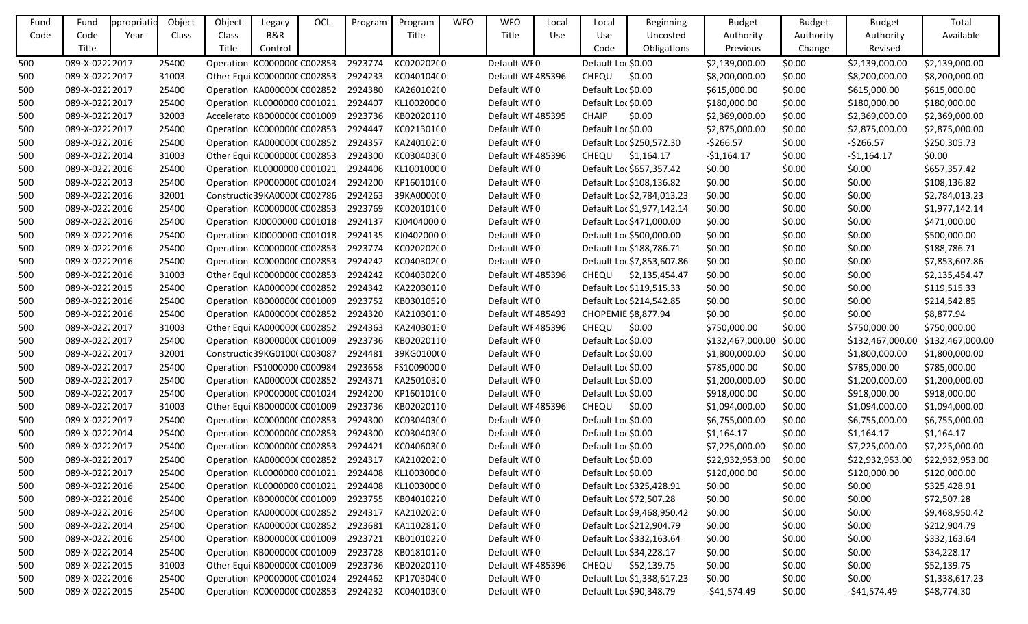| Fund Code | Fund Code Title | ppropriatio Year | Object Class | Object Class Title | Legacy B&R Control | OCL | Program | Program Title | WFO | WFO Title | Local Use | Local Use Code | Beginning Uncosted Obligations | Budget Authority Previous | Budget Authority Change | Budget Authority Revised | Total Available |
|---|---|---|---|---|---|---|---|---|---|---|---|---|---|---|---|---|---|
| 500 | 089-X-0222 | 2017 | 25400 | Operation | KC000000C | C002853 | 2923774 | KC020202C | 0 | Default WF | 0 | Default Loc | $0.00 | $2,139,000.00 | $0.00 | $2,139,000.00 | $2,139,000.00 |
| 500 | 089-X-0222 | 2017 | 31003 | Other Equi | KC000000C | C002853 | 2924233 | KC040104C | 0 | Default WF | 485396 | CHEQU | $0.00 | $8,200,000.00 | $0.00 | $8,200,000.00 | $8,200,000.00 |
| 500 | 089-X-0222 | 2017 | 25400 | Operation | KA000000C | C002852 | 2924380 | KA260102C | 0 | Default WF | 0 | Default Loc | $0.00 | $615,000.00 | $0.00 | $615,000.00 | $615,000.00 |
| 500 | 089-X-0222 | 2017 | 25400 | Operation | KL0000000 | C001021 | 2924407 | KL1002000 | 0 | Default WF | 0 | Default Loc | $0.00 | $180,000.00 | $0.00 | $180,000.00 | $180,000.00 |
| 500 | 089-X-0222 | 2017 | 32003 | Accelerato | KB000000C | C001009 | 2923736 | KB020201 | 0 | Default WF | 485395 | CHAIP | $0.00 | $2,369,000.00 | $0.00 | $2,369,000.00 | $2,369,000.00 |
| 500 | 089-X-0222 | 2017 | 25400 | Operation | KC000000C | C002853 | 2924447 | KC021301C | 0 | Default WF | 0 | Default Loc | $0.00 | $2,875,000.00 | $0.00 | $2,875,000.00 | $2,875,000.00 |
| 500 | 089-X-0222 | 2016 | 25400 | Operation | KA000000C | C002852 | 2924357 | KA240102 | 0 | Default WF | 0 | Default Loc | $250,572.30 | -$266.57 | $0.00 | -$266.57 | $250,305.73 |
| 500 | 089-X-0222 | 2014 | 31003 | Other Equi | KC000000C | C002853 | 2924300 | KC030403C | 0 | Default WF | 485396 | CHEQU | $1,164.17 | -$1,164.17 | $0.00 | -$1,164.17 | $0.00 |
| 500 | 089-X-0222 | 2016 | 25400 | Operation | KL0000000 | C001021 | 2924406 | KL1001000 | 0 | Default WF | 0 | Default Loc | $657,357.42 | $0.00 | $0.00 | $0.00 | $657,357.42 |
| 500 | 089-X-0222 | 2013 | 25400 | Operation | KP000000C | C001024 | 2924200 | KP160101C | 0 | Default WF | 0 | Default Loc | $108,136.82 | $0.00 | $0.00 | $0.00 | $108,136.82 |
| 500 | 089-X-0222 | 2016 | 32001 | Constructi | 39KA0000C | C002786 | 2924263 | 39KA0000C | 0 | Default WF | 0 | Default Loc | $2,784,013.23 | $0.00 | $0.00 | $0.00 | $2,784,013.23 |
| 500 | 089-X-0222 | 2016 | 25400 | Operation | KC000000C | C002853 | 2923769 | KC020101C | 0 | Default WF | 0 | Default Loc | $1,977,142.14 | $0.00 | $0.00 | $0.00 | $1,977,142.14 |
| 500 | 089-X-0222 | 2016 | 25400 | Operation | KJ0000000 | C001018 | 2924137 | KJ0404000 | 0 | Default WF | 0 | Default Loc | $471,000.00 | $0.00 | $0.00 | $0.00 | $471,000.00 |
| 500 | 089-X-0222 | 2016 | 25400 | Operation | KJ0000000 | C001018 | 2924135 | KJ0402000 | 0 | Default WF | 0 | Default Loc | $500,000.00 | $0.00 | $0.00 | $0.00 | $500,000.00 |
| 500 | 089-X-0222 | 2016 | 25400 | Operation | KC000000C | C002853 | 2923774 | KC020202C | 0 | Default WF | 0 | Default Loc | $188,786.71 | $0.00 | $0.00 | $0.00 | $188,786.71 |
| 500 | 089-X-0222 | 2016 | 25400 | Operation | KC000000C | C002853 | 2924242 | KC040302C | 0 | Default WF | 0 | Default Loc | $7,853,607.86 | $0.00 | $0.00 | $0.00 | $7,853,607.86 |
| 500 | 089-X-0222 | 2016 | 31003 | Other Equi | KC000000C | C002853 | 2924242 | KC040302C | 0 | Default WF | 485396 | CHEQU | $2,135,454.47 | $0.00 | $0.00 | $0.00 | $2,135,454.47 |
| 500 | 089-X-0222 | 2015 | 25400 | Operation | KA000000C | C002852 | 2924342 | KA220301 | 0 | Default WF | 0 | Default Loc | $119,515.33 | $0.00 | $0.00 | $0.00 | $119,515.33 |
| 500 | 089-X-0222 | 2016 | 25400 | Operation | KB000000C | C001009 | 2923752 | KB030105 | 0 | Default WF | 0 | Default Loc | $214,542.85 | $0.00 | $0.00 | $0.00 | $214,542.85 |
| 500 | 089-X-0222 | 2016 | 25400 | Operation | KA000000C | C002852 | 2924320 | KA210301 | 0 | Default WF | 485493 | CHOPEMIE | $8,877.94 | $0.00 | $0.00 | $0.00 | $8,877.94 |
| 500 | 089-X-0222 | 2017 | 31003 | Other Equi | KA000000C | C002852 | 2924363 | KA240301 | 0 | Default WF | 485396 | CHEQU | $0.00 | $750,000.00 | $0.00 | $750,000.00 | $750,000.00 |
| 500 | 089-X-0222 | 2017 | 25400 | Operation | KB000000C | C001009 | 2923736 | KB020201 | 0 | Default WF | 0 | Default Loc | $0.00 | $132,467,000.00 | $0.00 | $132,467,000.00 | $132,467,000.00 |
| 500 | 089-X-0222 | 2017 | 32001 | Constructi | 39KG0100C | C003087 | 2924481 | 39KG0100C | 0 | Default WF | 0 | Default Loc | $0.00 | $1,800,000.00 | $0.00 | $1,800,000.00 | $1,800,000.00 |
| 500 | 089-X-0222 | 2017 | 25400 | Operation | FS1000000 | C000984 | 2923658 | FS1009000 | 0 | Default WF | 0 | Default Loc | $0.00 | $785,000.00 | $0.00 | $785,000.00 | $785,000.00 |
| 500 | 089-X-0222 | 2017 | 25400 | Operation | KA000000C | C002852 | 2924371 | KA250103 | 0 | Default WF | 0 | Default Loc | $0.00 | $1,200,000.00 | $0.00 | $1,200,000.00 | $1,200,000.00 |
| 500 | 089-X-0222 | 2017 | 25400 | Operation | KP000000C | C001024 | 2924200 | KP160101C | 0 | Default WF | 0 | Default Loc | $0.00 | $918,000.00 | $0.00 | $918,000.00 | $918,000.00 |
| 500 | 089-X-0222 | 2017 | 31003 | Other Equi | KB000000C | C001009 | 2923736 | KB020201 | 0 | Default WF | 485396 | CHEQU | $0.00 | $1,094,000.00 | $0.00 | $1,094,000.00 | $1,094,000.00 |
| 500 | 089-X-0222 | 2017 | 25400 | Operation | KC000000C | C002853 | 2924300 | KC030403C | 0 | Default WF | 0 | Default Loc | $0.00 | $6,755,000.00 | $0.00 | $6,755,000.00 | $6,755,000.00 |
| 500 | 089-X-0222 | 2014 | 25400 | Operation | KC000000C | C002853 | 2924300 | KC030403C | 0 | Default WF | 0 | Default Loc | $0.00 | $1,164.17 | $0.00 | $1,164.17 | $1,164.17 |
| 500 | 089-X-0222 | 2017 | 25400 | Operation | KC000000C | C002853 | 2924421 | KC040603C | 0 | Default WF | 0 | Default Loc | $0.00 | $7,225,000.00 | $0.00 | $7,225,000.00 | $7,225,000.00 |
| 500 | 089-X-0222 | 2017 | 25400 | Operation | KA000000C | C002852 | 2924317 | KA210202 | 0 | Default WF | 0 | Default Loc | $0.00 | $22,932,953.00 | $0.00 | $22,932,953.00 | $22,932,953.00 |
| 500 | 089-X-0222 | 2017 | 25400 | Operation | KL0000000 | C001021 | 2924408 | KL1003000 | 0 | Default WF | 0 | Default Loc | $0.00 | $120,000.00 | $0.00 | $120,000.00 | $120,000.00 |
| 500 | 089-X-0222 | 2016 | 25400 | Operation | KL0000000 | C001021 | 2924408 | KL1003000 | 0 | Default WF | 0 | Default Loc | $325,428.91 | $0.00 | $0.00 | $0.00 | $325,428.91 |
| 500 | 089-X-0222 | 2016 | 25400 | Operation | KB000000C | C001009 | 2923755 | KB040102 | 0 | Default WF | 0 | Default Loc | $72,507.28 | $0.00 | $0.00 | $0.00 | $72,507.28 |
| 500 | 089-X-0222 | 2016 | 25400 | Operation | KA000000C | C002852 | 2924317 | KA210202 | 0 | Default WF | 0 | Default Loc | $9,468,950.42 | $0.00 | $0.00 | $0.00 | $9,468,950.42 |
| 500 | 089-X-0222 | 2014 | 25400 | Operation | KA000000C | C002852 | 2923681 | KA110281 | 0 | Default WF | 0 | Default Loc | $212,904.79 | $0.00 | $0.00 | $0.00 | $212,904.79 |
| 500 | 089-X-0222 | 2016 | 25400 | Operation | KB000000C | C001009 | 2923721 | KB010102 | 0 | Default WF | 0 | Default Loc | $332,163.64 | $0.00 | $0.00 | $0.00 | $332,163.64 |
| 500 | 089-X-0222 | 2014 | 25400 | Operation | KB000000C | C001009 | 2923728 | KB018101 | 0 | Default WF | 0 | Default Loc | $34,228.17 | $0.00 | $0.00 | $0.00 | $34,228.17 |
| 500 | 089-X-0222 | 2015 | 31003 | Other Equi | KB000000C | C001009 | 2923736 | KB020201 | 0 | Default WF | 485396 | CHEQU | $52,139.75 | $0.00 | $0.00 | $0.00 | $52,139.75 |
| 500 | 089-X-0222 | 2016 | 25400 | Operation | KP000000C | C001024 | 2924462 | KP170304C | 0 | Default WF | 0 | Default Loc | $1,338,617.23 | $0.00 | $0.00 | $0.00 | $1,338,617.23 |
| 500 | 089-X-0222 | 2015 | 25400 | Operation | KC000000C | C002853 | 2924232 | KC040103C | 0 | Default WF | 0 | Default Loc | $90,348.79 | -$41,574.49 | $0.00 | -$41,574.49 | $48,774.30 |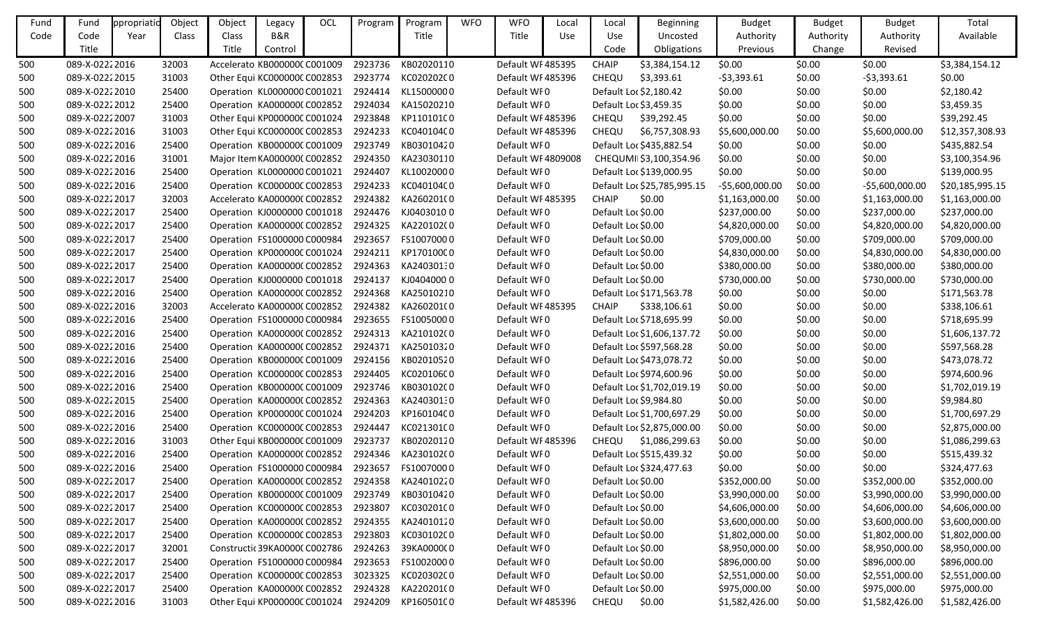| Fund Code | Fund Code Title | Appropriation Year | Object Class | Object Class Title | Legacy B&R Control | OCL | Program | Program Title | WFO | WFO Title | Local Use | Local Use Code | Beginning Uncosted Obligations | Budget Authority Previous | Budget Authority Change | Budget Authority Revised | Total Available |
|---|---|---|---|---|---|---|---|---|---|---|---|---|---|---|---|---|---|
| 500 | 089-X-0222 | 2016 | 32003 | Accelerato | KB0000000 | C001009 | 2923736 | KB02020110 | | Default WF | 485395 | CHAIP | $3,384,154.12 | $0.00 | $0.00 | $0.00 | $3,384,154.12 |
| 500 | 089-X-0222 | 2015 | 31003 | Other Equi | KC0000000 | C002853 | 2923774 | KC0202020 | | Default WF | 485396 | CHEQU | $3,393.61 | -$3,393.61 | $0.00 | -$3,393.61 | $0.00 |
| 500 | 089-X-0222 | 2010 | 25400 | Operation | KL0000000 | C001021 | 2924414 | KL15000000 | | Default WF | 0 | Default Loc | $2,180.42 | $0.00 | $0.00 | $0.00 | $2,180.42 |
| 500 | 089-X-0222 | 2012 | 25400 | Operation | KA0000000 | C002852 | 2924034 | KA15020210 | | Default WF | 0 | Default Loc | $3,459.35 | $0.00 | $0.00 | $0.00 | $3,459.35 |
| 500 | 089-X-0222 | 2007 | 31003 | Other Equi | KP0000000 | C001024 | 2923848 | KP1101010 | | Default WF | 485396 | CHEQU | $39,292.45 | $0.00 | $0.00 | $0.00 | $39,292.45 |
| 500 | 089-X-0222 | 2016 | 31003 | Other Equi | KC0000000 | C002853 | 2924233 | KC0401040 | | Default WF | 485396 | CHEQU | $6,757,308.93 | $5,600,000.00 | $0.00 | $5,600,000.00 | $12,357,308.93 |
| 500 | 089-X-0222 | 2016 | 25400 | Operation | KB0000000 | C001009 | 2923749 | KB03010420 | | Default WF | 0 | Default Loc | $435,882.54 | $0.00 | $0.00 | $0.00 | $435,882.54 |
| 500 | 089-X-0222 | 2016 | 31001 | Major Item | KA0000000 | C002852 | 2924350 | KA23030110 | | Default WF | 4809008 | CHEQUMI | $3,100,354.96 | $0.00 | $0.00 | $0.00 | $3,100,354.96 |
| 500 | 089-X-0222 | 2016 | 25400 | Operation | KL0000000 | C001021 | 2924407 | KL10020000 | | Default WF | 0 | Default Loc | $139,000.95 | $0.00 | $0.00 | $0.00 | $139,000.95 |
| 500 | 089-X-0222 | 2016 | 25400 | Operation | KC0000000 | C002853 | 2924233 | KC0401040 | | Default WF | 0 | Default Loc | $25,785,995.15 | -$5,600,000.00 | $0.00 | -$5,600,000.00 | $20,185,995.15 |
| 500 | 089-X-0222 | 2017 | 32003 | Accelerato | KA0000000 | C002852 | 2924382 | KA2602010 | | Default WF | 485395 | CHAIP | $0.00 | $1,163,000.00 | $0.00 | $1,163,000.00 | $1,163,000.00 |
| 500 | 089-X-0222 | 2017 | 25400 | Operation | KJ0000000 | C001018 | 2924476 | KJ04030100 | | Default WF | 0 | Default Loc | $0.00 | $237,000.00 | $0.00 | $237,000.00 | $237,000.00 |
| 500 | 089-X-0222 | 2017 | 25400 | Operation | KA0000000 | C002852 | 2924325 | KA2201020 | | Default WF | 0 | Default Loc | $0.00 | $4,820,000.00 | $0.00 | $4,820,000.00 | $4,820,000.00 |
| 500 | 089-X-0222 | 2017 | 25400 | Operation | FS1000000 | C000984 | 2923657 | FS10070000 | | Default WF | 0 | Default Loc | $0.00 | $709,000.00 | $0.00 | $709,000.00 | $709,000.00 |
| 500 | 089-X-0222 | 2017 | 25400 | Operation | KP0000000 | C001024 | 2924211 | KP1701000 | | Default WF | 0 | Default Loc | $0.00 | $4,830,000.00 | $0.00 | $4,830,000.00 | $4,830,000.00 |
| 500 | 089-X-0222 | 2017 | 25400 | Operation | KA0000000 | C002852 | 2924363 | KA2403013 | | Default WF | 0 | Default Loc | $0.00 | $380,000.00 | $0.00 | $380,000.00 | $380,000.00 |
| 500 | 089-X-0222 | 2017 | 25400 | Operation | KJ0000000 | C001018 | 2924137 | KJ04040000 | | Default WF | 0 | Default Loc | $0.00 | $730,000.00 | $0.00 | $730,000.00 | $730,000.00 |
| 500 | 089-X-0222 | 2016 | 25400 | Operation | KA0000000 | C002852 | 2924368 | KA25010210 | | Default WF | 0 | Default Loc | $171,563.78 | $0.00 | $0.00 | $0.00 | $171,563.78 |
| 500 | 089-X-0222 | 2016 | 32003 | Accelerato | KA0000000 | C002852 | 2924382 | KA2602010 | | Default WF | 485395 | CHAIP | $338,106.61 | $0.00 | $0.00 | $0.00 | $338,106.61 |
| 500 | 089-X-0222 | 2016 | 25400 | Operation | FS1000000 | C000984 | 2923655 | FS10050000 | | Default WF | 0 | Default Loc | $718,695.99 | $0.00 | $0.00 | $0.00 | $718,695.99 |
| 500 | 089-X-0222 | 2016 | 25400 | Operation | KA0000000 | C002852 | 2924313 | KA2101020 | | Default WF | 0 | Default Loc | $1,606,137.72 | $0.00 | $0.00 | $0.00 | $1,606,137.72 |
| 500 | 089-X-0222 | 2016 | 25400 | Operation | KA0000000 | C002852 | 2924371 | KA25010320 | | Default WF | 0 | Default Loc | $597,568.28 | $0.00 | $0.00 | $0.00 | $597,568.28 |
| 500 | 089-X-0222 | 2016 | 25400 | Operation | KB0000000 | C001009 | 2924156 | KB02010520 | | Default WF | 0 | Default Loc | $473,078.72 | $0.00 | $0.00 | $0.00 | $473,078.72 |
| 500 | 089-X-0222 | 2016 | 25400 | Operation | KC0000000 | C002853 | 2924405 | KC0201060 | | Default WF | 0 | Default Loc | $974,600.96 | $0.00 | $0.00 | $0.00 | $974,600.96 |
| 500 | 089-X-0222 | 2016 | 25400 | Operation | KB0000000 | C001009 | 2923746 | KB0301020 | | Default WF | 0 | Default Loc | $1,702,019.19 | $0.00 | $0.00 | $0.00 | $1,702,019.19 |
| 500 | 089-X-0222 | 2015 | 25400 | Operation | KA0000000 | C002852 | 2924363 | KA2403013 | | Default WF | 0 | Default Loc | $9,984.80 | $0.00 | $0.00 | $0.00 | $9,984.80 |
| 500 | 089-X-0222 | 2016 | 25400 | Operation | KP0000000 | C001024 | 2924203 | KP1601040 | | Default WF | 0 | Default Loc | $1,700,697.29 | $0.00 | $0.00 | $0.00 | $1,700,697.29 |
| 500 | 089-X-0222 | 2016 | 25400 | Operation | KC0000000 | C002853 | 2924447 | KC0213010 | | Default WF | 0 | Default Loc | $2,875,000.00 | $0.00 | $0.00 | $0.00 | $2,875,000.00 |
| 500 | 089-X-0222 | 2016 | 31003 | Other Equi | KB0000000 | C001009 | 2923737 | KB02020120 | | Default WF | 485396 | CHEQU | $1,086,299.63 | $0.00 | $0.00 | $0.00 | $1,086,299.63 |
| 500 | 089-X-0222 | 2016 | 25400 | Operation | KA0000000 | C002852 | 2924346 | KA2301020 | | Default WF | 0 | Default Loc | $515,439.32 | $0.00 | $0.00 | $0.00 | $515,439.32 |
| 500 | 089-X-0222 | 2016 | 25400 | Operation | FS1000000 | C000984 | 2923657 | FS10070000 | | Default WF | 0 | Default Loc | $324,477.63 | $0.00 | $0.00 | $0.00 | $324,477.63 |
| 500 | 089-X-0222 | 2017 | 25400 | Operation | KA0000000 | C002852 | 2924358 | KA24010220 | | Default WF | 0 | Default Loc | $0.00 | $352,000.00 | $0.00 | $352,000.00 | $352,000.00 |
| 500 | 089-X-0222 | 2017 | 25400 | Operation | KB0000000 | C001009 | 2923749 | KB03010420 | | Default WF | 0 | Default Loc | $0.00 | $3,990,000.00 | $0.00 | $3,990,000.00 | $3,990,000.00 |
| 500 | 089-X-0222 | 2017 | 25400 | Operation | KC0000000 | C002853 | 2923807 | KC0302010 | | Default WF | 0 | Default Loc | $0.00 | $4,606,000.00 | $0.00 | $4,606,000.00 | $4,606,000.00 |
| 500 | 089-X-0222 | 2017 | 25400 | Operation | KA0000000 | C002852 | 2924355 | KA24010120 | | Default WF | 0 | Default Loc | $0.00 | $3,600,000.00 | $0.00 | $3,600,000.00 | $3,600,000.00 |
| 500 | 089-X-0222 | 2017 | 25400 | Operation | KC0000000 | C002853 | 2923803 | KC0301020 | | Default WF | 0 | Default Loc | $0.00 | $1,802,000.00 | $0.00 | $1,802,000.00 | $1,802,000.00 |
| 500 | 089-X-0222 | 2017 | 32001 | Constructi | 39KA00000 | C002786 | 2924263 | 39KA00000 | | Default WF | 0 | Default Loc | $0.00 | $8,950,000.00 | $0.00 | $8,950,000.00 | $8,950,000.00 |
| 500 | 089-X-0222 | 2017 | 25400 | Operation | FS1000000 | C000984 | 2923653 | FS10020000 | | Default WF | 0 | Default Loc | $0.00 | $896,000.00 | $0.00 | $896,000.00 | $896,000.00 |
| 500 | 089-X-0222 | 2017 | 25400 | Operation | KC0000000 | C002853 | 3023325 | KC0203020 | | Default WF | 0 | Default Loc | $0.00 | $2,551,000.00 | $0.00 | $2,551,000.00 | $2,551,000.00 |
| 500 | 089-X-0222 | 2017 | 25400 | Operation | KA0000000 | C002852 | 2924328 | KA2202010 | | Default WF | 0 | Default Loc | $0.00 | $975,000.00 | $0.00 | $975,000.00 | $975,000.00 |
| 500 | 089-X-0222 | 2016 | 31003 | Other Equi | KP0000000 | C001024 | 2924209 | KP1605010 | | Default WF | 485396 | CHEQU | $0.00 | $1,582,426.00 | $0.00 | $1,582,426.00 | $1,582,426.00 |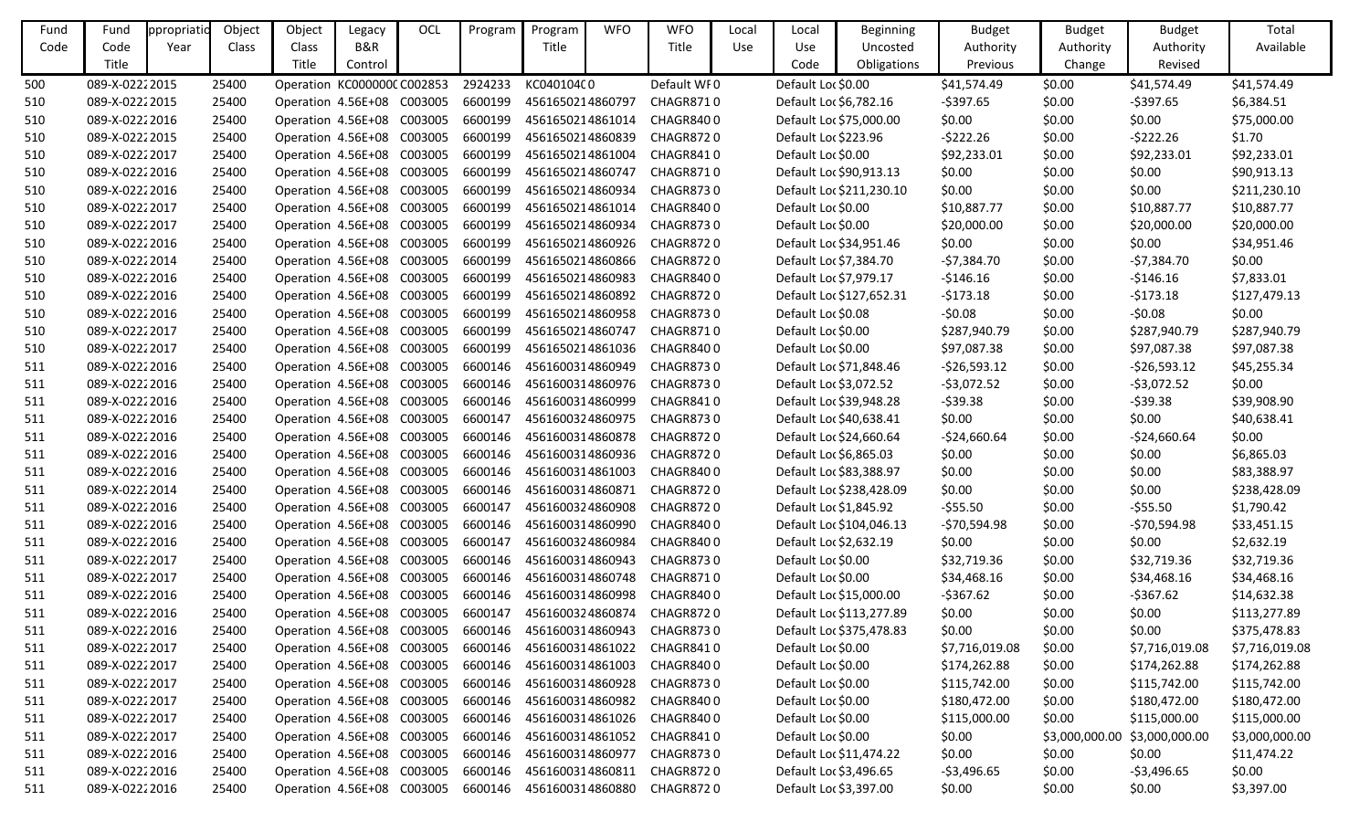| Fund Code | Fund Code Title | ppropriatio Year | Object Class | Object Class Title | Legacy B&R Control | OCL | Program | Program Title | WFO | WFO Title | Local Use | Local Use Code | Beginning Uncosted Obligations | Budget Authority Previous | Budget Authority Change | Budget Authority Revised | Total Available |
|---|---|---|---|---|---|---|---|---|---|---|---|---|---|---|---|---|---|
| 500 | 089-X-0222 | 2015 | 25400 | Operation | KC000000C | C002853 | 2924233 | KC040104C | 0 | Default WF | 0 | Default Loc | $0.00 | $41,574.49 | $0.00 | $41,574.49 | $41,574.49 |
| 510 | 089-X-0222 | 2015 | 25400 | Operation | 4.56E+08 | C003005 | 6600199 | 4561650214860797 | | CHAGR871 | 0 | Default Loc | $6,782.16 | -$397.65 | $0.00 | -$397.65 | $6,384.51 |
| 510 | 089-X-0222 | 2016 | 25400 | Operation | 4.56E+08 | C003005 | 6600199 | 4561650214861014 | | CHAGR840 | 0 | Default Loc | $75,000.00 | $0.00 | $0.00 | $0.00 | $75,000.00 |
| 510 | 089-X-0222 | 2015 | 25400 | Operation | 4.56E+08 | C003005 | 6600199 | 4561650214860839 | | CHAGR872 | 0 | Default Loc | $223.96 | -$222.26 | $0.00 | -$222.26 | $1.70 |
| 510 | 089-X-0222 | 2017 | 25400 | Operation | 4.56E+08 | C003005 | 6600199 | 4561650214861004 | | CHAGR841 | 0 | Default Loc | $0.00 | $92,233.01 | $0.00 | $92,233.01 | $92,233.01 |
| 510 | 089-X-0222 | 2016 | 25400 | Operation | 4.56E+08 | C003005 | 6600199 | 4561650214860747 | | CHAGR871 | 0 | Default Loc | $90,913.13 | $0.00 | $0.00 | $0.00 | $90,913.13 |
| 510 | 089-X-0222 | 2016 | 25400 | Operation | 4.56E+08 | C003005 | 6600199 | 4561650214860934 | | CHAGR873 | 0 | Default Loc | $211,230.10 | $0.00 | $0.00 | $0.00 | $211,230.10 |
| 510 | 089-X-0222 | 2017 | 25400 | Operation | 4.56E+08 | C003005 | 6600199 | 4561650214861014 | | CHAGR840 | 0 | Default Loc | $0.00 | $10,887.77 | $0.00 | $10,887.77 | $10,887.77 |
| 510 | 089-X-0222 | 2017 | 25400 | Operation | 4.56E+08 | C003005 | 6600199 | 4561650214860934 | | CHAGR873 | 0 | Default Loc | $0.00 | $20,000.00 | $0.00 | $20,000.00 | $20,000.00 |
| 510 | 089-X-0222 | 2016 | 25400 | Operation | 4.56E+08 | C003005 | 6600199 | 4561650214860926 | | CHAGR872 | 0 | Default Loc | $34,951.46 | $0.00 | $0.00 | $0.00 | $34,951.46 |
| 510 | 089-X-0222 | 2014 | 25400 | Operation | 4.56E+08 | C003005 | 6600199 | 4561650214860866 | | CHAGR872 | 0 | Default Loc | $7,384.70 | -$7,384.70 | $0.00 | -$7,384.70 | $0.00 |
| 510 | 089-X-0222 | 2016 | 25400 | Operation | 4.56E+08 | C003005 | 6600199 | 4561650214860983 | | CHAGR840 | 0 | Default Loc | $7,979.17 | -$146.16 | $0.00 | -$146.16 | $7,833.01 |
| 510 | 089-X-0222 | 2016 | 25400 | Operation | 4.56E+08 | C003005 | 6600199 | 4561650214860892 | | CHAGR872 | 0 | Default Loc | $127,652.31 | -$173.18 | $0.00 | -$173.18 | $127,479.13 |
| 510 | 089-X-0222 | 2016 | 25400 | Operation | 4.56E+08 | C003005 | 6600199 | 4561650214860958 | | CHAGR873 | 0 | Default Loc | $0.08 | -$0.08 | $0.00 | -$0.08 | $0.00 |
| 510 | 089-X-0222 | 2017 | 25400 | Operation | 4.56E+08 | C003005 | 6600199 | 4561650214860747 | | CHAGR871 | 0 | Default Loc | $0.00 | $287,940.79 | $0.00 | $287,940.79 | $287,940.79 |
| 510 | 089-X-0222 | 2017 | 25400 | Operation | 4.56E+08 | C003005 | 6600199 | 4561650214861036 | | CHAGR840 | 0 | Default Loc | $0.00 | $97,087.38 | $0.00 | $97,087.38 | $97,087.38 |
| 511 | 089-X-0222 | 2016 | 25400 | Operation | 4.56E+08 | C003005 | 6600146 | 4561600314860949 | | CHAGR873 | 0 | Default Loc | $71,848.46 | -$26,593.12 | $0.00 | -$26,593.12 | $45,255.34 |
| 511 | 089-X-0222 | 2016 | 25400 | Operation | 4.56E+08 | C003005 | 6600146 | 4561600314860976 | | CHAGR873 | 0 | Default Loc | $3,072.52 | -$3,072.52 | $0.00 | -$3,072.52 | $0.00 |
| 511 | 089-X-0222 | 2016 | 25400 | Operation | 4.56E+08 | C003005 | 6600146 | 4561600314860999 | | CHAGR841 | 0 | Default Loc | $39,948.28 | -$39.38 | $0.00 | -$39.38 | $39,908.90 |
| 511 | 089-X-0222 | 2016 | 25400 | Operation | 4.56E+08 | C003005 | 6600147 | 4561600324860975 | | CHAGR873 | 0 | Default Loc | $40,638.41 | $0.00 | $0.00 | $0.00 | $40,638.41 |
| 511 | 089-X-0222 | 2016 | 25400 | Operation | 4.56E+08 | C003005 | 6600146 | 4561600314860878 | | CHAGR872 | 0 | Default Loc | $24,660.64 | -$24,660.64 | $0.00 | -$24,660.64 | $0.00 |
| 511 | 089-X-0222 | 2016 | 25400 | Operation | 4.56E+08 | C003005 | 6600146 | 4561600314860936 | | CHAGR872 | 0 | Default Loc | $6,865.03 | $0.00 | $0.00 | $0.00 | $6,865.03 |
| 511 | 089-X-0222 | 2016 | 25400 | Operation | 4.56E+08 | C003005 | 6600146 | 4561600314861003 | | CHAGR840 | 0 | Default Loc | $83,388.97 | $0.00 | $0.00 | $0.00 | $83,388.97 |
| 511 | 089-X-0222 | 2014 | 25400 | Operation | 4.56E+08 | C003005 | 6600146 | 4561600314860871 | | CHAGR872 | 0 | Default Loc | $238,428.09 | $0.00 | $0.00 | $0.00 | $238,428.09 |
| 511 | 089-X-0222 | 2016 | 25400 | Operation | 4.56E+08 | C003005 | 6600147 | 4561600324860908 | | CHAGR872 | 0 | Default Loc | $1,845.92 | -$55.50 | $0.00 | -$55.50 | $1,790.42 |
| 511 | 089-X-0222 | 2016 | 25400 | Operation | 4.56E+08 | C003005 | 6600146 | 4561600314860990 | | CHAGR840 | 0 | Default Loc | $104,046.13 | -$70,594.98 | $0.00 | -$70,594.98 | $33,451.15 |
| 511 | 089-X-0222 | 2016 | 25400 | Operation | 4.56E+08 | C003005 | 6600147 | 4561600324860984 | | CHAGR840 | 0 | Default Loc | $2,632.19 | $0.00 | $0.00 | $0.00 | $2,632.19 |
| 511 | 089-X-0222 | 2017 | 25400 | Operation | 4.56E+08 | C003005 | 6600146 | 4561600314860943 | | CHAGR873 | 0 | Default Loc | $0.00 | $32,719.36 | $0.00 | $32,719.36 | $32,719.36 |
| 511 | 089-X-0222 | 2017 | 25400 | Operation | 4.56E+08 | C003005 | 6600146 | 4561600314860748 | | CHAGR871 | 0 | Default Loc | $0.00 | $34,468.16 | $0.00 | $34,468.16 | $34,468.16 |
| 511 | 089-X-0222 | 2016 | 25400 | Operation | 4.56E+08 | C003005 | 6600146 | 4561600314860998 | | CHAGR840 | 0 | Default Loc | $15,000.00 | -$367.62 | $0.00 | -$367.62 | $14,632.38 |
| 511 | 089-X-0222 | 2016 | 25400 | Operation | 4.56E+08 | C003005 | 6600147 | 4561600324860874 | | CHAGR872 | 0 | Default Loc | $113,277.89 | $0.00 | $0.00 | $0.00 | $113,277.89 |
| 511 | 089-X-0222 | 2016 | 25400 | Operation | 4.56E+08 | C003005 | 6600146 | 4561600314860943 | | CHAGR873 | 0 | Default Loc | $375,478.83 | $0.00 | $0.00 | $0.00 | $375,478.83 |
| 511 | 089-X-0222 | 2017 | 25400 | Operation | 4.56E+08 | C003005 | 6600146 | 4561600314861022 | | CHAGR841 | 0 | Default Loc | $0.00 | $7,716,019.08 | $0.00 | $7,716,019.08 | $7,716,019.08 |
| 511 | 089-X-0222 | 2017 | 25400 | Operation | 4.56E+08 | C003005 | 6600146 | 4561600314861003 | | CHAGR840 | 0 | Default Loc | $0.00 | $174,262.88 | $0.00 | $174,262.88 | $174,262.88 |
| 511 | 089-X-0222 | 2017 | 25400 | Operation | 4.56E+08 | C003005 | 6600146 | 4561600314860928 | | CHAGR873 | 0 | Default Loc | $0.00 | $115,742.00 | $0.00 | $115,742.00 | $115,742.00 |
| 511 | 089-X-0222 | 2017 | 25400 | Operation | 4.56E+08 | C003005 | 6600146 | 4561600314860982 | | CHAGR840 | 0 | Default Loc | $0.00 | $180,472.00 | $0.00 | $180,472.00 | $180,472.00 |
| 511 | 089-X-0222 | 2017 | 25400 | Operation | 4.56E+08 | C003005 | 6600146 | 4561600314861026 | | CHAGR840 | 0 | Default Loc | $0.00 | $115,000.00 | $0.00 | $115,000.00 | $115,000.00 |
| 511 | 089-X-0222 | 2017 | 25400 | Operation | 4.56E+08 | C003005 | 6600146 | 4561600314861052 | | CHAGR841 | 0 | Default Loc | $0.00 | $0.00 | $3,000,000.00 | $3,000,000.00 | $3,000,000.00 |
| 511 | 089-X-0222 | 2016 | 25400 | Operation | 4.56E+08 | C003005 | 6600146 | 4561600314860977 | | CHAGR873 | 0 | Default Loc | $11,474.22 | $0.00 | $0.00 | $0.00 | $11,474.22 |
| 511 | 089-X-0222 | 2016 | 25400 | Operation | 4.56E+08 | C003005 | 6600146 | 4561600314860811 | | CHAGR872 | 0 | Default Loc | $3,496.65 | -$3,496.65 | $0.00 | -$3,496.65 | $0.00 |
| 511 | 089-X-0222 | 2016 | 25400 | Operation | 4.56E+08 | C003005 | 6600146 | 4561600314860880 | | CHAGR872 | 0 | Default Loc | $3,397.00 | $0.00 | $0.00 | $0.00 | $3,397.00 |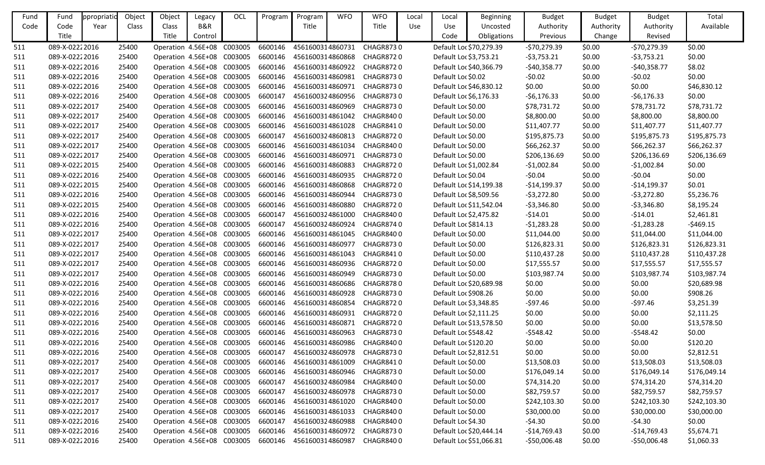| Fund Code | Fund Code Title | ppropriatio Year | Object Class | Object Class Title | Legacy B&R Control | OCL | Program | Program Title | WFO | WFO Title | Local Use | Local Use Code | Beginning Uncosted Obligations | Budget Authority Previous | Budget Authority Change | Budget Authority Revised | Total Available |
|---|---|---|---|---|---|---|---|---|---|---|---|---|---|---|---|---|---|
| 511 | 089-X-0222 | 2016 | 25400 | Operation | 4.56E+08 | C003005 | 6600146 | 4561600314 | 860731 | CHAGR873 | 0 | Default Loc | $70,279.39 | -$70,279.39 | $0.00 | -$70,279.39 | $0.00 |
| 511 | 089-X-0222 | 2016 | 25400 | Operation | 4.56E+08 | C003005 | 6600146 | 4561600314 | 860868 | CHAGR872 | 0 | Default Loc | $3,753.21 | -$3,753.21 | $0.00 | -$3,753.21 | $0.00 |
| 511 | 089-X-0222 | 2016 | 25400 | Operation | 4.56E+08 | C003005 | 6600146 | 4561600314 | 860922 | CHAGR872 | 0 | Default Loc | $40,366.79 | -$40,358.77 | $0.00 | -$40,358.77 | $8.02 |
| 511 | 089-X-0222 | 2016 | 25400 | Operation | 4.56E+08 | C003005 | 6600146 | 4561600314 | 860981 | CHAGR873 | 0 | Default Loc | $0.02 | -$0.02 | $0.00 | -$0.02 | $0.00 |
| 511 | 089-X-0222 | 2016 | 25400 | Operation | 4.56E+08 | C003005 | 6600146 | 4561600314 | 860971 | CHAGR873 | 0 | Default Loc | $46,830.12 | $0.00 | $0.00 | $0.00 | $46,830.12 |
| 511 | 089-X-0222 | 2016 | 25400 | Operation | 4.56E+08 | C003005 | 6600147 | 4561600324 | 860956 | CHAGR873 | 0 | Default Loc | $6,176.33 | -$6,176.33 | $0.00 | -$6,176.33 | $0.00 |
| 511 | 089-X-0222 | 2017 | 25400 | Operation | 4.56E+08 | C003005 | 6600146 | 4561600314 | 860969 | CHAGR873 | 0 | Default Loc | $0.00 | $78,731.72 | $0.00 | $78,731.72 | $78,731.72 |
| 511 | 089-X-0222 | 2017 | 25400 | Operation | 4.56E+08 | C003005 | 6600146 | 4561600314 | 861042 | CHAGR840 | 0 | Default Loc | $0.00 | $8,800.00 | $0.00 | $8,800.00 | $8,800.00 |
| 511 | 089-X-0222 | 2017 | 25400 | Operation | 4.56E+08 | C003005 | 6600146 | 4561600314 | 861028 | CHAGR841 | 0 | Default Loc | $0.00 | $11,407.77 | $0.00 | $11,407.77 | $11,407.77 |
| 511 | 089-X-0222 | 2017 | 25400 | Operation | 4.56E+08 | C003005 | 6600147 | 4561600324 | 860813 | CHAGR872 | 0 | Default Loc | $0.00 | $195,875.73 | $0.00 | $195,875.73 | $195,875.73 |
| 511 | 089-X-0222 | 2017 | 25400 | Operation | 4.56E+08 | C003005 | 6600146 | 4561600314 | 861034 | CHAGR840 | 0 | Default Loc | $0.00 | $66,262.37 | $0.00 | $66,262.37 | $66,262.37 |
| 511 | 089-X-0222 | 2017 | 25400 | Operation | 4.56E+08 | C003005 | 6600146 | 4561600314 | 860971 | CHAGR873 | 0 | Default Loc | $0.00 | $206,136.69 | $0.00 | $206,136.69 | $206,136.69 |
| 511 | 089-X-0222 | 2015 | 25400 | Operation | 4.56E+08 | C003005 | 6600146 | 4561600314 | 860883 | CHAGR872 | 0 | Default Loc | $1,002.84 | -$1,002.84 | $0.00 | -$1,002.84 | $0.00 |
| 511 | 089-X-0222 | 2016 | 25400 | Operation | 4.56E+08 | C003005 | 6600146 | 4561600314 | 860935 | CHAGR872 | 0 | Default Loc | $0.04 | -$0.04 | $0.00 | -$0.04 | $0.00 |
| 511 | 089-X-0222 | 2015 | 25400 | Operation | 4.56E+08 | C003005 | 6600146 | 4561600314 | 860868 | CHAGR872 | 0 | Default Loc | $14,199.38 | -$14,199.37 | $0.00 | -$14,199.37 | $0.01 |
| 511 | 089-X-0222 | 2016 | 25400 | Operation | 4.56E+08 | C003005 | 6600146 | 4561600314 | 860944 | CHAGR873 | 0 | Default Loc | $8,509.56 | -$3,272.80 | $0.00 | -$3,272.80 | $5,236.76 |
| 511 | 089-X-0222 | 2015 | 25400 | Operation | 4.56E+08 | C003005 | 6600146 | 4561600314 | 860880 | CHAGR872 | 0 | Default Loc | $11,542.04 | -$3,346.80 | $0.00 | -$3,346.80 | $8,195.24 |
| 511 | 089-X-0222 | 2016 | 25400 | Operation | 4.56E+08 | C003005 | 6600147 | 4561600324 | 861000 | CHAGR840 | 0 | Default Loc | $2,475.82 | -$14.01 | $0.00 | -$14.01 | $2,461.81 |
| 511 | 089-X-0222 | 2016 | 25400 | Operation | 4.56E+08 | C003005 | 6600147 | 4561600324 | 860924 | CHAGR874 | 0 | Default Loc | $814.13 | -$1,283.28 | $0.00 | -$1,283.28 | -$469.15 |
| 511 | 089-X-0222 | 2017 | 25400 | Operation | 4.56E+08 | C003005 | 6600146 | 4561600314 | 861045 | CHAGR840 | 0 | Default Loc | $0.00 | $11,044.00 | $0.00 | $11,044.00 | $11,044.00 |
| 511 | 089-X-0222 | 2017 | 25400 | Operation | 4.56E+08 | C003005 | 6600146 | 4561600314 | 860977 | CHAGR873 | 0 | Default Loc | $0.00 | $126,823.31 | $0.00 | $126,823.31 | $126,823.31 |
| 511 | 089-X-0222 | 2017 | 25400 | Operation | 4.56E+08 | C003005 | 6600146 | 4561600314 | 861043 | CHAGR841 | 0 | Default Loc | $0.00 | $110,437.28 | $0.00 | $110,437.28 | $110,437.28 |
| 511 | 089-X-0222 | 2017 | 25400 | Operation | 4.56E+08 | C003005 | 6600146 | 4561600314 | 860936 | CHAGR872 | 0 | Default Loc | $0.00 | $17,555.57 | $0.00 | $17,555.57 | $17,555.57 |
| 511 | 089-X-0222 | 2017 | 25400 | Operation | 4.56E+08 | C003005 | 6600146 | 4561600314 | 860949 | CHAGR873 | 0 | Default Loc | $0.00 | $103,987.74 | $0.00 | $103,987.74 | $103,987.74 |
| 511 | 089-X-0222 | 2016 | 25400 | Operation | 4.56E+08 | C003005 | 6600146 | 4561600314 | 860686 | CHAGR878 | 0 | Default Loc | $20,689.98 | $0.00 | $0.00 | $0.00 | $20,689.98 |
| 511 | 089-X-0222 | 2016 | 25400 | Operation | 4.56E+08 | C003005 | 6600146 | 4561600314 | 860928 | CHAGR873 | 0 | Default Loc | $908.26 | $0.00 | $0.00 | $0.00 | $908.26 |
| 511 | 089-X-0222 | 2016 | 25400 | Operation | 4.56E+08 | C003005 | 6600146 | 4561600314 | 860854 | CHAGR872 | 0 | Default Loc | $3,348.85 | -$97.46 | $0.00 | -$97.46 | $3,251.39 |
| 511 | 089-X-0222 | 2016 | 25400 | Operation | 4.56E+08 | C003005 | 6600146 | 4561600314 | 860931 | CHAGR872 | 0 | Default Loc | $2,111.25 | $0.00 | $0.00 | $0.00 | $2,111.25 |
| 511 | 089-X-0222 | 2016 | 25400 | Operation | 4.56E+08 | C003005 | 6600146 | 4561600314 | 860871 | CHAGR872 | 0 | Default Loc | $13,578.50 | $0.00 | $0.00 | $0.00 | $13,578.50 |
| 511 | 089-X-0222 | 2016 | 25400 | Operation | 4.56E+08 | C003005 | 6600146 | 4561600314 | 860963 | CHAGR873 | 0 | Default Loc | $548.42 | -$548.42 | $0.00 | -$548.42 | $0.00 |
| 511 | 089-X-0222 | 2016 | 25400 | Operation | 4.56E+08 | C003005 | 6600146 | 4561600314 | 860986 | CHAGR840 | 0 | Default Loc | $120.20 | $0.00 | $0.00 | $0.00 | $120.20 |
| 511 | 089-X-0222 | 2016 | 25400 | Operation | 4.56E+08 | C003005 | 6600147 | 4561600324 | 860978 | CHAGR873 | 0 | Default Loc | $2,812.51 | $0.00 | $0.00 | $0.00 | $2,812.51 |
| 511 | 089-X-0222 | 2017 | 25400 | Operation | 4.56E+08 | C003005 | 6600146 | 4561600314 | 861009 | CHAGR841 | 0 | Default Loc | $0.00 | $13,508.03 | $0.00 | $13,508.03 | $13,508.03 |
| 511 | 089-X-0222 | 2017 | 25400 | Operation | 4.56E+08 | C003005 | 6600146 | 4561600314 | 860946 | CHAGR873 | 0 | Default Loc | $0.00 | $176,049.14 | $0.00 | $176,049.14 | $176,049.14 |
| 511 | 089-X-0222 | 2017 | 25400 | Operation | 4.56E+08 | C003005 | 6600147 | 4561600324 | 860984 | CHAGR840 | 0 | Default Loc | $0.00 | $74,314.20 | $0.00 | $74,314.20 | $74,314.20 |
| 511 | 089-X-0222 | 2017 | 25400 | Operation | 4.56E+08 | C003005 | 6600147 | 4561600324 | 860978 | CHAGR873 | 0 | Default Loc | $0.00 | $82,759.57 | $0.00 | $82,759.57 | $82,759.57 |
| 511 | 089-X-0222 | 2017 | 25400 | Operation | 4.56E+08 | C003005 | 6600146 | 4561600314 | 861020 | CHAGR840 | 0 | Default Loc | $0.00 | $242,103.30 | $0.00 | $242,103.30 | $242,103.30 |
| 511 | 089-X-0222 | 2017 | 25400 | Operation | 4.56E+08 | C003005 | 6600146 | 4561600314 | 861033 | CHAGR840 | 0 | Default Loc | $0.00 | $30,000.00 | $0.00 | $30,000.00 | $30,000.00 |
| 511 | 089-X-0222 | 2016 | 25400 | Operation | 4.56E+08 | C003005 | 6600147 | 4561600324 | 860988 | CHAGR840 | 0 | Default Loc | $4.30 | -$4.30 | $0.00 | -$4.30 | $0.00 |
| 511 | 089-X-0222 | 2016 | 25400 | Operation | 4.56E+08 | C003005 | 6600146 | 4561600314 | 860972 | CHAGR873 | 0 | Default Loc | $20,444.14 | -$14,769.43 | $0.00 | -$14,769.43 | $5,674.71 |
| 511 | 089-X-0222 | 2016 | 25400 | Operation | 4.56E+08 | C003005 | 6600146 | 4561600314 | 860987 | CHAGR840 | 0 | Default Loc | $51,066.81 | -$50,006.48 | $0.00 | -$50,006.48 | $1,060.33 |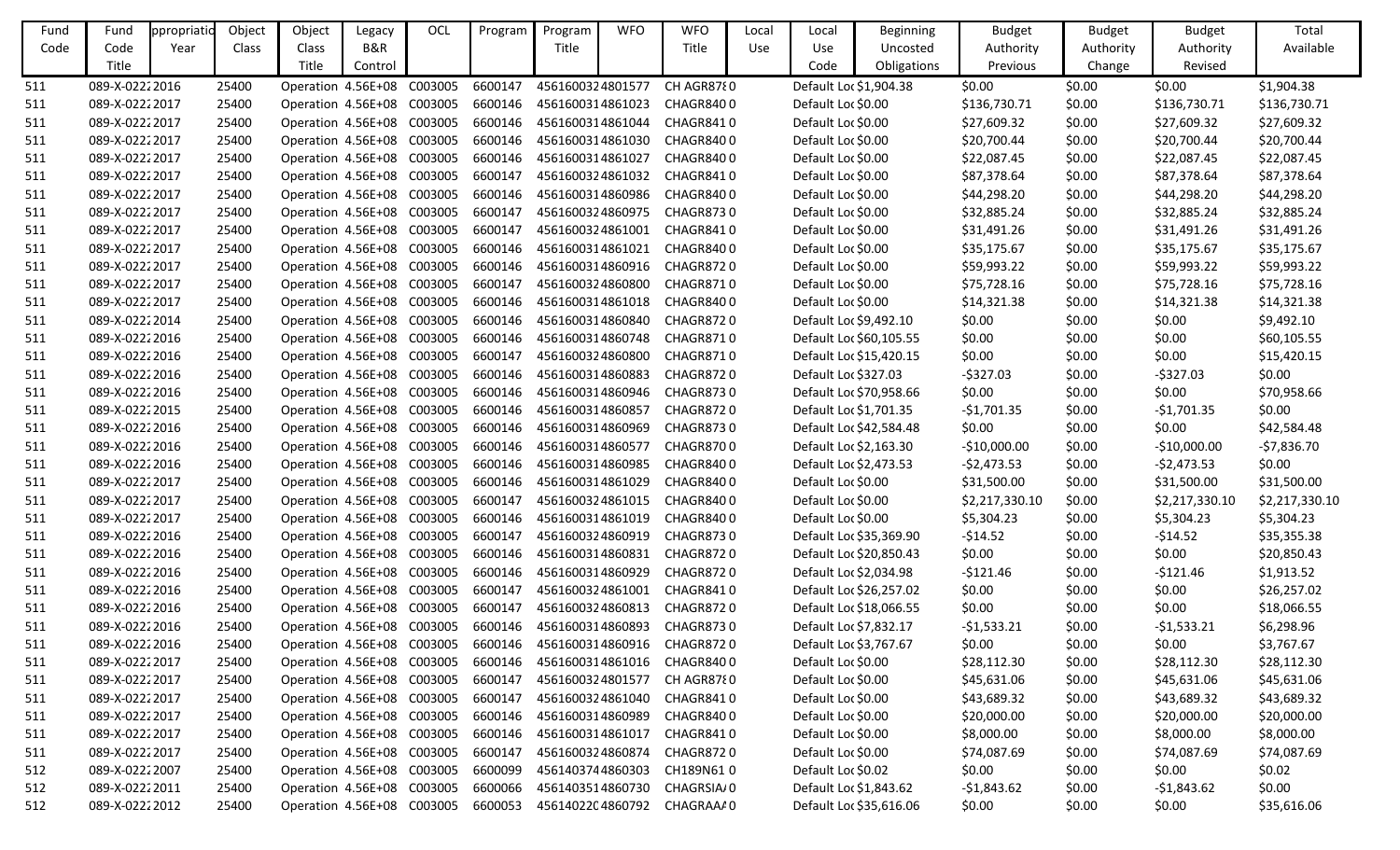| Fund Code | Fund Code Title | ppropriatio Year | Object Class | Object Class Title | Legacy B&R Control | OCL | Program | Program Title | WFO | WFO Title | Local Use | Local Use Code | Beginning Uncosted Obligations | Budget Authority Previous | Budget Authority Change | Budget Authority Revised | Total Available |
|---|---|---|---|---|---|---|---|---|---|---|---|---|---|---|---|---|---|
| 511 | 089-X-0222 | 2016 | 25400 | Operation | 4.56E+08 | C003005 | 6600147 | 4561600324801577 | | CH AGR878 | 0 | Default Loc | $1,904.38 | $0.00 | $0.00 | $0.00 | $1,904.38 |
| 511 | 089-X-0222 | 2017 | 25400 | Operation | 4.56E+08 | C003005 | 6600146 | 4561600314861023 | | CHAGR840 | 0 | Default Loc | $0.00 | $136,730.71 | $0.00 | $136,730.71 | $136,730.71 |
| 511 | 089-X-0222 | 2017 | 25400 | Operation | 4.56E+08 | C003005 | 6600146 | 4561600314861044 | | CHAGR841 | 0 | Default Loc | $0.00 | $27,609.32 | $0.00 | $27,609.32 | $27,609.32 |
| 511 | 089-X-0222 | 2017 | 25400 | Operation | 4.56E+08 | C003005 | 6600146 | 4561600314861030 | | CHAGR840 | 0 | Default Loc | $0.00 | $20,700.44 | $0.00 | $20,700.44 | $20,700.44 |
| 511 | 089-X-0222 | 2017 | 25400 | Operation | 4.56E+08 | C003005 | 6600146 | 4561600314861027 | | CHAGR840 | 0 | Default Loc | $0.00 | $22,087.45 | $0.00 | $22,087.45 | $22,087.45 |
| 511 | 089-X-0222 | 2017 | 25400 | Operation | 4.56E+08 | C003005 | 6600147 | 4561600324861032 | | CHAGR841 | 0 | Default Loc | $0.00 | $87,378.64 | $0.00 | $87,378.64 | $87,378.64 |
| 511 | 089-X-0222 | 2017 | 25400 | Operation | 4.56E+08 | C003005 | 6600146 | 4561600314860986 | | CHAGR840 | 0 | Default Loc | $0.00 | $44,298.20 | $0.00 | $44,298.20 | $44,298.20 |
| 511 | 089-X-0222 | 2017 | 25400 | Operation | 4.56E+08 | C003005 | 6600147 | 4561600324860975 | | CHAGR873 | 0 | Default Loc | $0.00 | $32,885.24 | $0.00 | $32,885.24 | $32,885.24 |
| 511 | 089-X-0222 | 2017 | 25400 | Operation | 4.56E+08 | C003005 | 6600147 | 4561600324861001 | | CHAGR841 | 0 | Default Loc | $0.00 | $31,491.26 | $0.00 | $31,491.26 | $31,491.26 |
| 511 | 089-X-0222 | 2017 | 25400 | Operation | 4.56E+08 | C003005 | 6600146 | 4561600314861021 | | CHAGR840 | 0 | Default Loc | $0.00 | $35,175.67 | $0.00 | $35,175.67 | $35,175.67 |
| 511 | 089-X-0222 | 2017 | 25400 | Operation | 4.56E+08 | C003005 | 6600146 | 4561600314860916 | | CHAGR872 | 0 | Default Loc | $0.00 | $59,993.22 | $0.00 | $59,993.22 | $59,993.22 |
| 511 | 089-X-0222 | 2017 | 25400 | Operation | 4.56E+08 | C003005 | 6600147 | 4561600324860800 | | CHAGR871 | 0 | Default Loc | $0.00 | $75,728.16 | $0.00 | $75,728.16 | $75,728.16 |
| 511 | 089-X-0222 | 2017 | 25400 | Operation | 4.56E+08 | C003005 | 6600146 | 4561600314861018 | | CHAGR840 | 0 | Default Loc | $0.00 | $14,321.38 | $0.00 | $14,321.38 | $14,321.38 |
| 511 | 089-X-0222 | 2014 | 25400 | Operation | 4.56E+08 | C003005 | 6600146 | 4561600314860840 | | CHAGR872 | 0 | Default Loc | $9,492.10 | $0.00 | $0.00 | $0.00 | $9,492.10 |
| 511 | 089-X-0222 | 2016 | 25400 | Operation | 4.56E+08 | C003005 | 6600146 | 4561600314860748 | | CHAGR871 | 0 | Default Loc | $60,105.55 | $0.00 | $0.00 | $0.00 | $60,105.55 |
| 511 | 089-X-0222 | 2016 | 25400 | Operation | 4.56E+08 | C003005 | 6600147 | 4561600324860800 | | CHAGR871 | 0 | Default Loc | $15,420.15 | $0.00 | $0.00 | $0.00 | $15,420.15 |
| 511 | 089-X-0222 | 2016 | 25400 | Operation | 4.56E+08 | C003005 | 6600146 | 4561600314860883 | | CHAGR872 | 0 | Default Loc | $327.03 | -$327.03 | $0.00 | -$327.03 | $0.00 |
| 511 | 089-X-0222 | 2016 | 25400 | Operation | 4.56E+08 | C003005 | 6600146 | 4561600314860946 | | CHAGR873 | 0 | Default Loc | $70,958.66 | $0.00 | $0.00 | $0.00 | $70,958.66 |
| 511 | 089-X-0222 | 2015 | 25400 | Operation | 4.56E+08 | C003005 | 6600146 | 4561600314860857 | | CHAGR872 | 0 | Default Loc | $1,701.35 | -$1,701.35 | $0.00 | -$1,701.35 | $0.00 |
| 511 | 089-X-0222 | 2016 | 25400 | Operation | 4.56E+08 | C003005 | 6600146 | 4561600314860969 | | CHAGR873 | 0 | Default Loc | $42,584.48 | $0.00 | $0.00 | $0.00 | $42,584.48 |
| 511 | 089-X-0222 | 2016 | 25400 | Operation | 4.56E+08 | C003005 | 6600146 | 4561600314860577 | | CHAGR870 | 0 | Default Loc | $2,163.30 | -$10,000.00 | $0.00 | -$10,000.00 | -$7,836.70 |
| 511 | 089-X-0222 | 2016 | 25400 | Operation | 4.56E+08 | C003005 | 6600146 | 4561600314860985 | | CHAGR840 | 0 | Default Loc | $2,473.53 | -$2,473.53 | $0.00 | -$2,473.53 | $0.00 |
| 511 | 089-X-0222 | 2017 | 25400 | Operation | 4.56E+08 | C003005 | 6600146 | 4561600314861029 | | CHAGR840 | 0 | Default Loc | $0.00 | $31,500.00 | $0.00 | $31,500.00 | $31,500.00 |
| 511 | 089-X-0222 | 2017 | 25400 | Operation | 4.56E+08 | C003005 | 6600147 | 4561600324861015 | | CHAGR840 | 0 | Default Loc | $0.00 | $2,217,330.10 | $0.00 | $2,217,330.10 | $2,217,330.10 |
| 511 | 089-X-0222 | 2017 | 25400 | Operation | 4.56E+08 | C003005 | 6600146 | 4561600314861019 | | CHAGR840 | 0 | Default Loc | $0.00 | $5,304.23 | $0.00 | $5,304.23 | $5,304.23 |
| 511 | 089-X-0222 | 2016 | 25400 | Operation | 4.56E+08 | C003005 | 6600147 | 4561600324860919 | | CHAGR873 | 0 | Default Loc | $35,369.90 | -$14.52 | $0.00 | -$14.52 | $35,355.38 |
| 511 | 089-X-0222 | 2016 | 25400 | Operation | 4.56E+08 | C003005 | 6600146 | 4561600314860831 | | CHAGR872 | 0 | Default Loc | $20,850.43 | $0.00 | $0.00 | $0.00 | $20,850.43 |
| 511 | 089-X-0222 | 2016 | 25400 | Operation | 4.56E+08 | C003005 | 6600146 | 4561600314860929 | | CHAGR872 | 0 | Default Loc | $2,034.98 | -$121.46 | $0.00 | -$121.46 | $1,913.52 |
| 511 | 089-X-0222 | 2016 | 25400 | Operation | 4.56E+08 | C003005 | 6600147 | 4561600324861001 | | CHAGR841 | 0 | Default Loc | $26,257.02 | $0.00 | $0.00 | $0.00 | $26,257.02 |
| 511 | 089-X-0222 | 2016 | 25400 | Operation | 4.56E+08 | C003005 | 6600147 | 4561600324860813 | | CHAGR872 | 0 | Default Loc | $18,066.55 | $0.00 | $0.00 | $0.00 | $18,066.55 |
| 511 | 089-X-0222 | 2016 | 25400 | Operation | 4.56E+08 | C003005 | 6600146 | 4561600314860893 | | CHAGR873 | 0 | Default Loc | $7,832.17 | -$1,533.21 | $0.00 | -$1,533.21 | $6,298.96 |
| 511 | 089-X-0222 | 2016 | 25400 | Operation | 4.56E+08 | C003005 | 6600146 | 4561600314860916 | | CHAGR872 | 0 | Default Loc | $3,767.67 | $0.00 | $0.00 | $0.00 | $3,767.67 |
| 511 | 089-X-0222 | 2017 | 25400 | Operation | 4.56E+08 | C003005 | 6600146 | 4561600314861016 | | CHAGR840 | 0 | Default Loc | $0.00 | $28,112.30 | $0.00 | $28,112.30 | $28,112.30 |
| 511 | 089-X-0222 | 2017 | 25400 | Operation | 4.56E+08 | C003005 | 6600147 | 4561600324801577 | | CH AGR878 | 0 | Default Loc | $0.00 | $45,631.06 | $0.00 | $45,631.06 | $45,631.06 |
| 511 | 089-X-0222 | 2017 | 25400 | Operation | 4.56E+08 | C003005 | 6600147 | 4561600324861040 | | CHAGR841 | 0 | Default Loc | $0.00 | $43,689.32 | $0.00 | $43,689.32 | $43,689.32 |
| 511 | 089-X-0222 | 2017 | 25400 | Operation | 4.56E+08 | C003005 | 6600146 | 4561600314860989 | | CHAGR840 | 0 | Default Loc | $0.00 | $20,000.00 | $0.00 | $20,000.00 | $20,000.00 |
| 511 | 089-X-0222 | 2017 | 25400 | Operation | 4.56E+08 | C003005 | 6600146 | 4561600314861017 | | CHAGR841 | 0 | Default Loc | $0.00 | $8,000.00 | $0.00 | $8,000.00 | $8,000.00 |
| 511 | 089-X-0222 | 2017 | 25400 | Operation | 4.56E+08 | C003005 | 6600147 | 4561600324860874 | | CHAGR872 | 0 | Default Loc | $0.00 | $74,087.69 | $0.00 | $74,087.69 | $74,087.69 |
| 512 | 089-X-0222 | 2007 | 25400 | Operation | 4.56E+08 | C003005 | 6600099 | 4561403744860303 | | CH189N61 | 0 | Default Loc | $0.02 | $0.00 | $0.00 | $0.00 | $0.02 |
| 512 | 089-X-0222 | 2011 | 25400 | Operation | 4.56E+08 | C003005 | 6600066 | 4561403514860730 | | CHAGRSIA | 0 | Default Loc | $1,843.62 | -$1,843.62 | $0.00 | -$1,843.62 | $0.00 |
| 512 | 089-X-0222 | 2012 | 25400 | Operation | 4.56E+08 | C003005 | 6600053 | 4561402204860792 | | CHAGRAAA | 0 | Default Loc | $35,616.06 | $0.00 | $0.00 | $0.00 | $35,616.06 |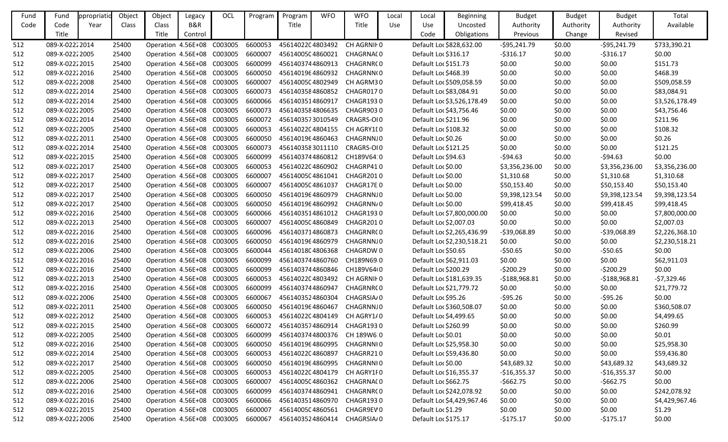| Fund Code | Fund Code Title | ppropriatio Year | Object Class | Object Class Title | Legacy B&R Control | OCL | Program | Program Title | WFO | WFO Title | Local Use | Local Use Code | Beginning Uncosted Obligations | Budget Authority Previous | Budget Authority Change | Budget Authority Revised | Total Available |
|---|---|---|---|---|---|---|---|---|---|---|---|---|---|---|---|---|---|
| 512 | 089-X-0222 | 2014 | 25400 | Operation | 4.56E+08 | C003005 | 6600053 | 45614022C | 4803492 | CH AGRNIH | 0 | Default Loc | $828,632.00 | -$95,241.79 | $0.00 | -$95,241.79 | $733,390.21 |
| 512 | 089-X-0222 | 2005 | 25400 | Operation | 4.56E+08 | C003005 | 6600007 | 45614005C | 4860021 | CHAGRNAC | 0 | Default Loc | $316.17 | -$316.17 | $0.00 | -$316.17 | $0.00 |
| 512 | 089-X-0222 | 2015 | 25400 | Operation | 4.56E+08 | C003005 | 6600099 | 45614037 | 44860913 | CHAGRNR( | 0 | Default Loc | $151.73 | $0.00 | $0.00 | $0.00 | $151.73 |
| 512 | 089-X-0222 | 2016 | 25400 | Operation | 4.56E+08 | C003005 | 6600050 | 45614019 | 64860932 | CHAGRNN( | 0 | Default Loc | $468.39 | $0.00 | $0.00 | $0.00 | $468.39 |
| 512 | 089-X-0222 | 2008 | 25400 | Operation | 4.56E+08 | C003005 | 6600007 | 45614005C | 4802949 | CH AGRM3 | 0 | Default Loc | $509,058.59 | $0.00 | $0.00 | $0.00 | $509,058.59 |
| 512 | 089-X-0222 | 2014 | 25400 | Operation | 4.56E+08 | C003005 | 6600073 | 45614035 | 84860852 | CHAGR017 | 0 | Default Loc | $83,084.91 | $0.00 | $0.00 | $0.00 | $83,084.91 |
| 512 | 089-X-0222 | 2014 | 25400 | Operation | 4.56E+08 | C003005 | 6600066 | 45614035 | 14860917 | CHAGR193 | 0 | Default Loc | $3,526,178.49 | $0.00 | $0.00 | $0.00 | $3,526,178.49 |
| 512 | 089-X-0222 | 2005 | 25400 | Operation | 4.56E+08 | C003005 | 6600073 | 45614035 | 84806635 | CHAGR903 | 0 | Default Loc | $43,756.46 | $0.00 | $0.00 | $0.00 | $43,756.46 |
| 512 | 089-X-0222 | 2014 | 25400 | Operation | 4.56E+08 | C003005 | 6600072 | 45614035 | 73010549 | CRAGRS-OI | 0 | Default Loc | $211.96 | $0.00 | $0.00 | $0.00 | $211.96 |
| 512 | 089-X-0222 | 2005 | 25400 | Operation | 4.56E+08 | C003005 | 6600053 | 45614022C | 4804155 | CH AGRY1( | 0 | Default Loc | $108.32 | $0.00 | $0.00 | $0.00 | $108.32 |
| 512 | 089-X-0222 | 2011 | 25400 | Operation | 4.56E+08 | C003005 | 6600050 | 45614019 | 64860463 | CHAGRNNJ | 0 | Default Loc | $0.26 | $0.00 | $0.00 | $0.00 | $0.26 |
| 512 | 089-X-0222 | 2014 | 25400 | Operation | 4.56E+08 | C003005 | 6600073 | 45614035 | 83011110 | CRAGRS-OI | 0 | Default Loc | $121.25 | $0.00 | $0.00 | $0.00 | $121.25 |
| 512 | 089-X-0222 | 2015 | 25400 | Operation | 4.56E+08 | C003005 | 6600099 | 45614037 | 44860812 | CH189V64: | 0 | Default Loc | $94.63 | -$94.63 | $0.00 | -$94.63 | $0.00 |
| 512 | 089-X-0222 | 2017 | 25400 | Operation | 4.56E+08 | C003005 | 6600053 | 45614022C | 4860902 | CHAGRP41 | 0 | Default Loc | $0.00 | $3,356,236.00 | $0.00 | $3,356,236.00 | $3,356,236.00 |
| 512 | 089-X-0222 | 2017 | 25400 | Operation | 4.56E+08 | C003005 | 6600007 | 45614005C | 4861041 | CHAGR201 | 0 | Default Loc | $0.00 | $1,310.68 | $0.00 | $1,310.68 | $1,310.68 |
| 512 | 089-X-0222 | 2017 | 25400 | Operation | 4.56E+08 | C003005 | 6600007 | 45614005C | 4861037 | CHAGR17E | 0 | Default Loc | $0.00 | $50,153.40 | $0.00 | $50,153.40 | $50,153.40 |
| 512 | 089-X-0222 | 2017 | 25400 | Operation | 4.56E+08 | C003005 | 6600050 | 45614019 | 64860979 | CHAGRNNJ | 0 | Default Loc | $0.00 | $9,398,123.54 | $0.00 | $9,398,123.54 | $9,398,123.54 |
| 512 | 089-X-0222 | 2017 | 25400 | Operation | 4.56E+08 | C003005 | 6600050 | 45614019 | 64860992 | CHAGRNN/ | 0 | Default Loc | $0.00 | $99,418.45 | $0.00 | $99,418.45 | $99,418.45 |
| 512 | 089-X-0222 | 2016 | 25400 | Operation | 4.56E+08 | C003005 | 6600066 | 45614035 | 14861012 | CHAGR193 | 0 | Default Loc | $7,800,000.00 | $0.00 | $0.00 | $0.00 | $7,800,000.00 |
| 512 | 089-X-0222 | 2013 | 25400 | Operation | 4.56E+08 | C003005 | 6600007 | 45614005C | 4860849 | CHAGR201 | 0 | Default Loc | $2,007.03 | $0.00 | $0.00 | $0.00 | $2,007.03 |
| 512 | 089-X-0222 | 2016 | 25400 | Operation | 4.56E+08 | C003005 | 6600096 | 45614037 | 14860873 | CHAGRNR( | 0 | Default Loc | $2,265,436.99 | -$39,068.89 | $0.00 | -$39,068.89 | $2,226,368.10 |
| 512 | 089-X-0222 | 2016 | 25400 | Operation | 4.56E+08 | C003005 | 6600050 | 45614019 | 64860979 | CHAGRNNJ | 0 | Default Loc | $2,230,518.21 | $0.00 | $0.00 | $0.00 | $2,230,518.21 |
| 512 | 089-X-0222 | 2006 | 25400 | Operation | 4.56E+08 | C003005 | 6600044 | 45614018C | 4806368 | CHAGRDW | 0 | Default Loc | $50.65 | -$50.65 | $0.00 | -$50.65 | $0.00 |
| 512 | 089-X-0222 | 2016 | 25400 | Operation | 4.56E+08 | C003005 | 6600099 | 45614037 | 44860760 | CH189N69 | 0 | Default Loc | $62,911.03 | $0.00 | $0.00 | $0.00 | $62,911.03 |
| 512 | 089-X-0222 | 2016 | 25400 | Operation | 4.56E+08 | C003005 | 6600099 | 45614037 | 44860846 | CH189V64( | 0 | Default Loc | $200.29 | -$200.29 | $0.00 | -$200.29 | $0.00 |
| 512 | 089-X-0222 | 2013 | 25400 | Operation | 4.56E+08 | C003005 | 6600053 | 45614022C | 4803492 | CH AGRNIH | 0 | Default Loc | $181,639.35 | -$188,968.81 | $0.00 | -$188,968.81 | -$7,329.46 |
| 512 | 089-X-0222 | 2016 | 25400 | Operation | 4.56E+08 | C003005 | 6600099 | 45614037 | 44860947 | CHAGRNR( | 0 | Default Loc | $21,779.72 | $0.00 | $0.00 | $0.00 | $21,779.72 |
| 512 | 089-X-0222 | 2006 | 25400 | Operation | 4.56E+08 | C003005 | 6600067 | 45614035 | 24860304 | CHAGRSIA/ | 0 | Default Loc | $95.26 | -$95.26 | $0.00 | -$95.26 | $0.00 |
| 512 | 089-X-0222 | 2011 | 25400 | Operation | 4.56E+08 | C003005 | 6600050 | 45614019 | 64860467 | CHAGRNNJ | 0 | Default Loc | $360,508.07 | $0.00 | $0.00 | $0.00 | $360,508.07 |
| 512 | 089-X-0222 | 2012 | 25400 | Operation | 4.56E+08 | C003005 | 6600053 | 45614022C | 4804149 | CH AGRY1/ | 0 | Default Loc | $4,499.65 | $0.00 | $0.00 | $0.00 | $4,499.65 |
| 512 | 089-X-0222 | 2015 | 25400 | Operation | 4.56E+08 | C003005 | 6600072 | 45614035 | 74860914 | CHAGR193 | 0 | Default Loc | $260.99 | $0.00 | $0.00 | $0.00 | $260.99 |
| 512 | 089-X-0222 | 2005 | 25400 | Operation | 4.56E+08 | C003005 | 6600099 | 45614037 | 44800376 | CH 189W6 | 0 | Default Loc | $0.01 | $0.00 | $0.00 | $0.00 | $0.01 |
| 512 | 089-X-0222 | 2016 | 25400 | Operation | 4.56E+08 | C003005 | 6600050 | 45614019 | 64860995 | CHAGRNNI | 0 | Default Loc | $25,958.30 | $0.00 | $0.00 | $0.00 | $25,958.30 |
| 512 | 089-X-0222 | 2014 | 25400 | Operation | 4.56E+08 | C003005 | 6600053 | 45614022C | 4860897 | CHAGRR21 | 0 | Default Loc | $59,436.80 | $0.00 | $0.00 | $0.00 | $59,436.80 |
| 512 | 089-X-0222 | 2017 | 25400 | Operation | 4.56E+08 | C003005 | 6600050 | 45614019 | 64860995 | CHAGRNNI | 0 | Default Loc | $0.00 | $43,689.32 | $0.00 | $43,689.32 | $43,689.32 |
| 512 | 089-X-0222 | 2005 | 25400 | Operation | 4.56E+08 | C003005 | 6600053 | 45614022C | 4804179 | CH AGRY1F | 0 | Default Loc | $16,355.37 | -$16,355.37 | $0.00 | -$16,355.37 | $0.00 |
| 512 | 089-X-0222 | 2006 | 25400 | Operation | 4.56E+08 | C003005 | 6600007 | 45614005C | 4860362 | CHAGRNAC | 0 | Default Loc | $662.75 | -$662.75 | $0.00 | -$662.75 | $0.00 |
| 512 | 089-X-0222 | 2016 | 25400 | Operation | 4.56E+08 | C003005 | 6600099 | 45614037 | 44860941 | CHAGRNR( | 0 | Default Loc | $242,078.92 | $0.00 | $0.00 | $0.00 | $242,078.92 |
| 512 | 089-X-0222 | 2016 | 25400 | Operation | 4.56E+08 | C003005 | 6600066 | 45614035 | 14860970 | CHAGR193 | 0 | Default Loc | $4,429,967.46 | $0.00 | $0.00 | $0.00 | $4,429,967.46 |
| 512 | 089-X-0222 | 2015 | 25400 | Operation | 4.56E+08 | C003005 | 6600007 | 45614005C | 4860561 | CHAGR9EV | 0 | Default Loc | $1.29 | $0.00 | $0.00 | $0.00 | $1.29 |
| 512 | 089-X-0222 | 2006 | 25400 | Operation | 4.56E+08 | C003005 | 6600067 | 45614035 | 24860414 | CHAGRSIA/ | 0 | Default Loc | $175.17 | -$175.17 | $0.00 | -$175.17 | $0.00 |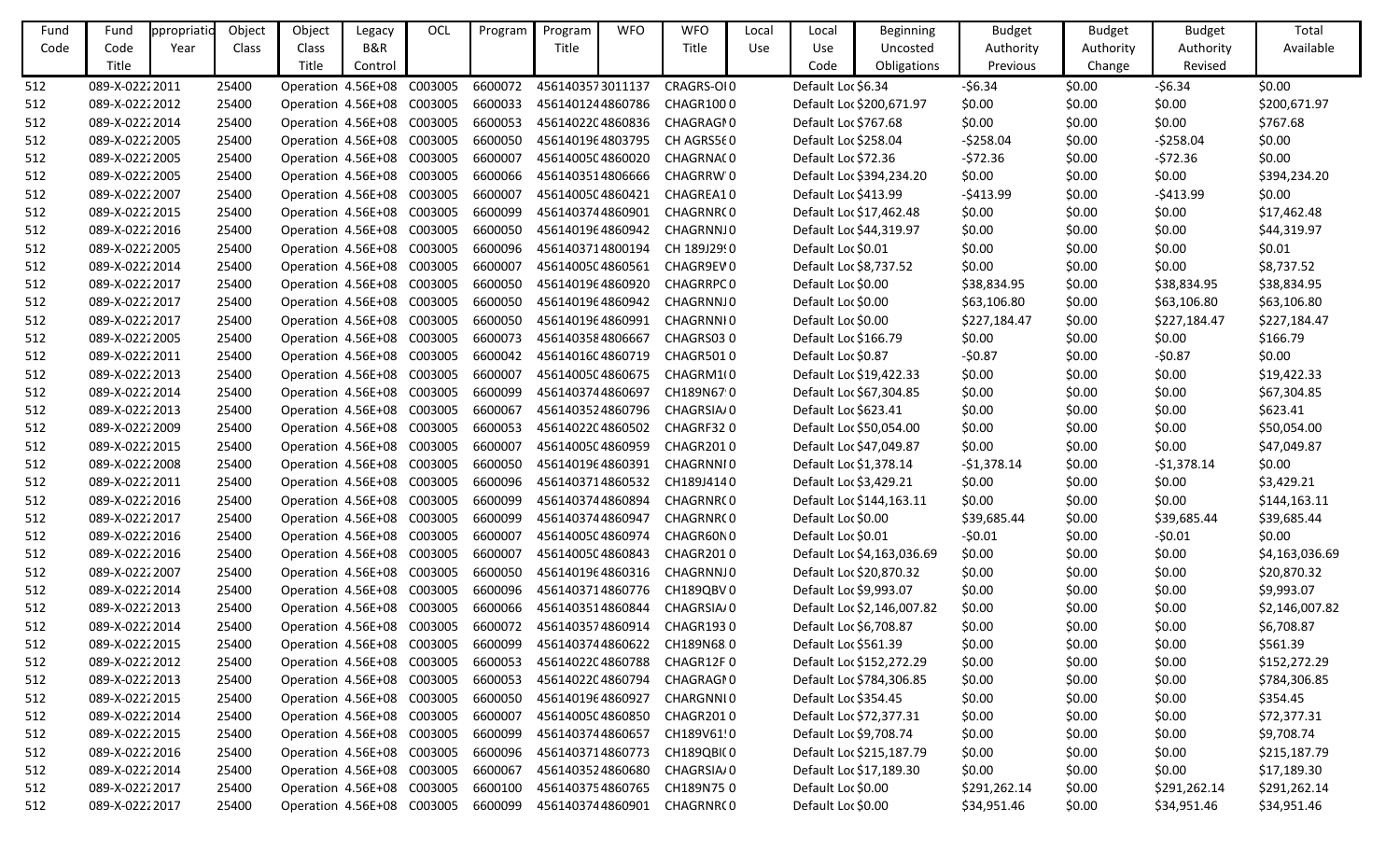| Fund Code | Fund Code Title | ppropriatio Year | Object Class | Object Class Title | Legacy B&R Control | OCL | Program | Program Title | WFO | WFO Title | Local Use | Local Use Code | Beginning Uncosted Obligations | Budget Authority Previous | Budget Authority Change | Budget Authority Revised | Total Available |
|---|---|---|---|---|---|---|---|---|---|---|---|---|---|---|---|---|---|
| 512 | 089-X-0222 | 2011 | 25400 | Operation | 4.56E+08 | C003005 | 6600072 | 4561403573011137 | | CRAGRS-OI | 0 | Default Loc | $6.34 | -$6.34 | $0.00 | -$6.34 | $0.00 |
| 512 | 089-X-0222 | 2012 | 25400 | Operation | 4.56E+08 | C003005 | 6600033 | 4561401244860786 | | CHAGR100 | 0 | Default Loc | $200,671.97 | $0.00 | $0.00 | $0.00 | $200,671.97 |
| 512 | 089-X-0222 | 2014 | 25400 | Operation | 4.56E+08 | C003005 | 6600053 | 456140220 | 4860836 | CHAGRAGI | 0 | Default Loc | $767.68 | $0.00 | $0.00 | $0.00 | $767.68 |
| 512 | 089-X-0222 | 2005 | 25400 | Operation | 4.56E+08 | C003005 | 6600050 | 456140196 | 4803795 | CH AGRS56 | 0 | Default Loc | $258.04 | -$258.04 | $0.00 | -$258.04 | $0.00 |
| 512 | 089-X-0222 | 2005 | 25400 | Operation | 4.56E+08 | C003005 | 6600007 | 456140050 | 4860020 | CHAGRNA( | 0 | Default Loc | $72.36 | -$72.36 | $0.00 | -$72.36 | $0.00 |
| 512 | 089-X-0222 | 2005 | 25400 | Operation | 4.56E+08 | C003005 | 6600066 | 456140351 | 4806666 | CHAGRRW | 0 | Default Loc | $394,234.20 | $0.00 | $0.00 | $0.00 | $394,234.20 |
| 512 | 089-X-0222 | 2007 | 25400 | Operation | 4.56E+08 | C003005 | 6600007 | 456140050 | 4860421 | CHAGREA1 | 0 | Default Loc | $413.99 | -$413.99 | $0.00 | -$413.99 | $0.00 |
| 512 | 089-X-0222 | 2015 | 25400 | Operation | 4.56E+08 | C003005 | 6600099 | 456140374 | 4860901 | CHAGRNR( | 0 | Default Loc | $17,462.48 | $0.00 | $0.00 | $0.00 | $17,462.48 |
| 512 | 089-X-0222 | 2016 | 25400 | Operation | 4.56E+08 | C003005 | 6600050 | 456140196 | 4860942 | CHAGRNNJ | 0 | Default Loc | $44,319.97 | $0.00 | $0.00 | $0.00 | $44,319.97 |
| 512 | 089-X-0222 | 2005 | 25400 | Operation | 4.56E+08 | C003005 | 6600096 | 456140371 | 4800194 | CH 189J29 | 0 | Default Loc | $0.01 | $0.00 | $0.00 | $0.00 | $0.01 |
| 512 | 089-X-0222 | 2014 | 25400 | Operation | 4.56E+08 | C003005 | 6600007 | 456140050 | 4860561 | CHAGR9EV | 0 | Default Loc | $8,737.52 | $0.00 | $0.00 | $0.00 | $8,737.52 |
| 512 | 089-X-0222 | 2017 | 25400 | Operation | 4.56E+08 | C003005 | 6600050 | 456140196 | 4860920 | CHAGRRPC | 0 | Default Loc | $0.00 | $38,834.95 | $0.00 | $38,834.95 | $38,834.95 |
| 512 | 089-X-0222 | 2017 | 25400 | Operation | 4.56E+08 | C003005 | 6600050 | 456140196 | 4860942 | CHAGRNNJ | 0 | Default Loc | $0.00 | $63,106.80 | $0.00 | $63,106.80 | $63,106.80 |
| 512 | 089-X-0222 | 2017 | 25400 | Operation | 4.56E+08 | C003005 | 6600050 | 456140196 | 4860991 | CHAGRNNI | 0 | Default Loc | $0.00 | $227,184.47 | $0.00 | $227,184.47 | $227,184.47 |
| 512 | 089-X-0222 | 2005 | 25400 | Operation | 4.56E+08 | C003005 | 6600073 | 456140358 | 4806667 | CHAGRS03 | 0 | Default Loc | $166.79 | $0.00 | $0.00 | $0.00 | $166.79 |
| 512 | 089-X-0222 | 2011 | 25400 | Operation | 4.56E+08 | C003005 | 6600042 | 456140160 | 4860719 | CHAGR501 | 0 | Default Loc | $0.87 | -$0.87 | $0.00 | -$0.87 | $0.00 |
| 512 | 089-X-0222 | 2013 | 25400 | Operation | 4.56E+08 | C003005 | 6600007 | 456140050 | 4860675 | CHAGRM1( | 0 | Default Loc | $19,422.33 | $0.00 | $0.00 | $0.00 | $19,422.33 |
| 512 | 089-X-0222 | 2014 | 25400 | Operation | 4.56E+08 | C003005 | 6600099 | 456140374 | 4860697 | CH189N67 | 0 | Default Loc | $67,304.85 | $0.00 | $0.00 | $0.00 | $67,304.85 |
| 512 | 089-X-0222 | 2013 | 25400 | Operation | 4.56E+08 | C003005 | 6600067 | 456140352 | 4860796 | CHAGRSIA | 0 | Default Loc | $623.41 | $0.00 | $0.00 | $0.00 | $623.41 |
| 512 | 089-X-0222 | 2009 | 25400 | Operation | 4.56E+08 | C003005 | 6600053 | 456140220 | 4860502 | CHAGRF32 | 0 | Default Loc | $50,054.00 | $0.00 | $0.00 | $0.00 | $50,054.00 |
| 512 | 089-X-0222 | 2015 | 25400 | Operation | 4.56E+08 | C003005 | 6600007 | 456140050 | 4860959 | CHAGR201 | 0 | Default Loc | $47,049.87 | $0.00 | $0.00 | $0.00 | $47,049.87 |
| 512 | 089-X-0222 | 2008 | 25400 | Operation | 4.56E+08 | C003005 | 6600050 | 456140196 | 4860391 | CHAGRNNI | 0 | Default Loc | $1,378.14 | -$1,378.14 | $0.00 | -$1,378.14 | $0.00 |
| 512 | 089-X-0222 | 2011 | 25400 | Operation | 4.56E+08 | C003005 | 6600096 | 456140371 | 4860532 | CH189J414 | 0 | Default Loc | $3,429.21 | $0.00 | $0.00 | $0.00 | $3,429.21 |
| 512 | 089-X-0222 | 2016 | 25400 | Operation | 4.56E+08 | C003005 | 6600099 | 456140374 | 4860894 | CHAGRNR( | 0 | Default Loc | $144,163.11 | $0.00 | $0.00 | $0.00 | $144,163.11 |
| 512 | 089-X-0222 | 2017 | 25400 | Operation | 4.56E+08 | C003005 | 6600099 | 456140374 | 4860947 | CHAGRNR( | 0 | Default Loc | $0.00 | $39,685.44 | $0.00 | $39,685.44 | $39,685.44 |
| 512 | 089-X-0222 | 2016 | 25400 | Operation | 4.56E+08 | C003005 | 6600007 | 456140050 | 4860974 | CHAGR60N | 0 | Default Loc | $0.01 | -$0.01 | $0.00 | -$0.01 | $0.00 |
| 512 | 089-X-0222 | 2016 | 25400 | Operation | 4.56E+08 | C003005 | 6600007 | 456140050 | 4860843 | CHAGR201 | 0 | Default Loc | $4,163,036.69 | $0.00 | $0.00 | $0.00 | $4,163,036.69 |
| 512 | 089-X-0222 | 2007 | 25400 | Operation | 4.56E+08 | C003005 | 6600050 | 456140196 | 4860316 | CHAGRNNJ | 0 | Default Loc | $20,870.32 | $0.00 | $0.00 | $0.00 | $20,870.32 |
| 512 | 089-X-0222 | 2014 | 25400 | Operation | 4.56E+08 | C003005 | 6600096 | 456140371 | 4860776 | CH189QBV | 0 | Default Loc | $9,993.07 | $0.00 | $0.00 | $0.00 | $9,993.07 |
| 512 | 089-X-0222 | 2013 | 25400 | Operation | 4.56E+08 | C003005 | 6600066 | 456140351 | 4860844 | CHAGRSIA | 0 | Default Loc | $2,146,007.82 | $0.00 | $0.00 | $0.00 | $2,146,007.82 |
| 512 | 089-X-0222 | 2014 | 25400 | Operation | 4.56E+08 | C003005 | 6600072 | 456140357 | 4860914 | CHAGR193 | 0 | Default Loc | $6,708.87 | $0.00 | $0.00 | $0.00 | $6,708.87 |
| 512 | 089-X-0222 | 2015 | 25400 | Operation | 4.56E+08 | C003005 | 6600099 | 456140374 | 4860622 | CH189N68 | 0 | Default Loc | $561.39 | $0.00 | $0.00 | $0.00 | $561.39 |
| 512 | 089-X-0222 | 2012 | 25400 | Operation | 4.56E+08 | C003005 | 6600053 | 456140220 | 4860788 | CHAGR12F | 0 | Default Loc | $152,272.29 | $0.00 | $0.00 | $0.00 | $152,272.29 |
| 512 | 089-X-0222 | 2013 | 25400 | Operation | 4.56E+08 | C003005 | 6600053 | 456140220 | 4860794 | CHAGRAGI | 0 | Default Loc | $784,306.85 | $0.00 | $0.00 | $0.00 | $784,306.85 |
| 512 | 089-X-0222 | 2015 | 25400 | Operation | 4.56E+08 | C003005 | 6600050 | 456140196 | 4860927 | CHARGNNI | 0 | Default Loc | $354.45 | $0.00 | $0.00 | $0.00 | $354.45 |
| 512 | 089-X-0222 | 2014 | 25400 | Operation | 4.56E+08 | C003005 | 6600007 | 456140050 | 4860850 | CHAGR201 | 0 | Default Loc | $72,377.31 | $0.00 | $0.00 | $0.00 | $72,377.31 |
| 512 | 089-X-0222 | 2015 | 25400 | Operation | 4.56E+08 | C003005 | 6600099 | 456140374 | 4860657 | CH189V61 | 0 | Default Loc | $9,708.74 | $0.00 | $0.00 | $0.00 | $9,708.74 |
| 512 | 089-X-0222 | 2016 | 25400 | Operation | 4.56E+08 | C003005 | 6600096 | 456140371 | 4860773 | CH189QBI( | 0 | Default Loc | $215,187.79 | $0.00 | $0.00 | $0.00 | $215,187.79 |
| 512 | 089-X-0222 | 2014 | 25400 | Operation | 4.56E+08 | C003005 | 6600067 | 456140352 | 4860680 | CHAGRSIA | 0 | Default Loc | $17,189.30 | $0.00 | $0.00 | $0.00 | $17,189.30 |
| 512 | 089-X-0222 | 2017 | 25400 | Operation | 4.56E+08 | C003005 | 6600100 | 456140375 | 4860765 | CH189N75 | 0 | Default Loc | $0.00 | $291,262.14 | $0.00 | $291,262.14 | $291,262.14 |
| 512 | 089-X-0222 | 2017 | 25400 | Operation | 4.56E+08 | C003005 | 6600099 | 456140374 | 4860901 | CHAGRNR( | 0 | Default Loc | $0.00 | $34,951.46 | $0.00 | $34,951.46 | $34,951.46 |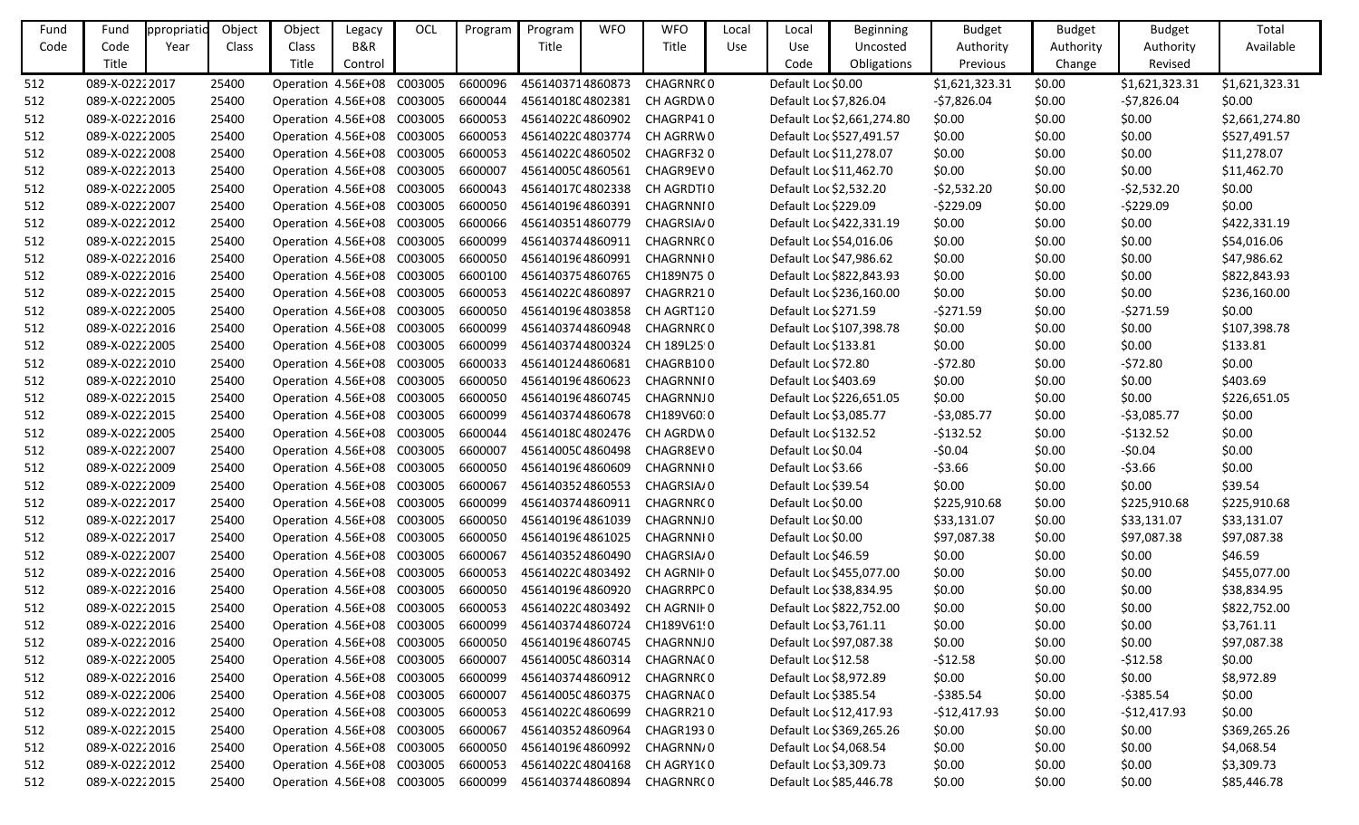| Fund Code | Fund Code Title | ppropriatio Year | Object Class | Object Class Title | Legacy B&R Control | OCL | Program | Program Title | WFO | WFO Title | Local Use | Local Use Code | Beginning Uncosted Obligations | Budget Authority Previous | Budget Authority Change | Budget Authority Revised | Total Available |
|---|---|---|---|---|---|---|---|---|---|---|---|---|---|---|---|---|---|
| 512 | 089-X-0222 | 2017 | 25400 | Operation | 4.56E+08 | C003005 | 6600096 | 4561403714 | 860873 | CHAGRNR( | 0 | Default Loc | $0.00 | $1,621,323.31 | $0.00 | $1,621,323.31 | $1,621,323.31 |
| 512 | 089-X-0222 | 2005 | 25400 | Operation | 4.56E+08 | C003005 | 6600044 | 456140180 | 4802381 | CH AGRDW | 0 | Default Loc | $7,826.04 | -$7,826.04 | $0.00 | -$7,826.04 | $0.00 |
| 512 | 089-X-0222 | 2016 | 25400 | Operation | 4.56E+08 | C003005 | 6600053 | 456140220 | 4860902 | CHAGRP41 | 0 | Default Loc | $2,661,274.80 | $0.00 | $0.00 | $0.00 | $2,661,274.80 |
| 512 | 089-X-0222 | 2005 | 25400 | Operation | 4.56E+08 | C003005 | 6600053 | 456140220 | 4803774 | CH AGRRW | 0 | Default Loc | $527,491.57 | $0.00 | $0.00 | $0.00 | $527,491.57 |
| 512 | 089-X-0222 | 2008 | 25400 | Operation | 4.56E+08 | C003005 | 6600053 | 456140220 | 4860502 | CHAGRF32 | 0 | Default Loc | $11,278.07 | $0.00 | $0.00 | $0.00 | $11,278.07 |
| 512 | 089-X-0222 | 2013 | 25400 | Operation | 4.56E+08 | C003005 | 6600007 | 456140050 | 4860561 | CHAGR9EV | 0 | Default Loc | $11,462.70 | $0.00 | $0.00 | $0.00 | $11,462.70 |
| 512 | 089-X-0222 | 2005 | 25400 | Operation | 4.56E+08 | C003005 | 6600043 | 456140170 | 4802338 | CH AGRDTI | 0 | Default Loc | $2,532.20 | -$2,532.20 | $0.00 | -$2,532.20 | $0.00 |
| 512 | 089-X-0222 | 2007 | 25400 | Operation | 4.56E+08 | C003005 | 6600050 | 456140196 | 4860391 | CHAGRNNI | 0 | Default Loc | $229.09 | -$229.09 | $0.00 | -$229.09 | $0.00 |
| 512 | 089-X-0222 | 2012 | 25400 | Operation | 4.56E+08 | C003005 | 6600066 | 456140351 | 4860779 | CHAGRSIA/ | 0 | Default Loc | $422,331.19 | $0.00 | $0.00 | $0.00 | $422,331.19 |
| 512 | 089-X-0222 | 2015 | 25400 | Operation | 4.56E+08 | C003005 | 6600099 | 456140374 | 4860911 | CHAGRNR( | 0 | Default Loc | $54,016.06 | $0.00 | $0.00 | $0.00 | $54,016.06 |
| 512 | 089-X-0222 | 2016 | 25400 | Operation | 4.56E+08 | C003005 | 6600050 | 456140196 | 4860991 | CHAGRNNI | 0 | Default Loc | $47,986.62 | $0.00 | $0.00 | $0.00 | $47,986.62 |
| 512 | 089-X-0222 | 2016 | 25400 | Operation | 4.56E+08 | C003005 | 6600100 | 456140375 | 4860765 | CH189N75 | 0 | Default Loc | $822,843.93 | $0.00 | $0.00 | $0.00 | $822,843.93 |
| 512 | 089-X-0222 | 2015 | 25400 | Operation | 4.56E+08 | C003005 | 6600053 | 456140220 | 4860897 | CHAGRR21 | 0 | Default Loc | $236,160.00 | $0.00 | $0.00 | $0.00 | $236,160.00 |
| 512 | 089-X-0222 | 2005 | 25400 | Operation | 4.56E+08 | C003005 | 6600050 | 456140196 | 4803858 | CH AGRT12 | 0 | Default Loc | $271.59 | -$271.59 | $0.00 | -$271.59 | $0.00 |
| 512 | 089-X-0222 | 2016 | 25400 | Operation | 4.56E+08 | C003005 | 6600099 | 456140374 | 4860948 | CHAGRNR( | 0 | Default Loc | $107,398.78 | $0.00 | $0.00 | $0.00 | $107,398.78 |
| 512 | 089-X-0222 | 2005 | 25400 | Operation | 4.56E+08 | C003005 | 6600099 | 456140374 | 4800324 | CH 189L25 | 0 | Default Loc | $133.81 | $0.00 | $0.00 | $0.00 | $133.81 |
| 512 | 089-X-0222 | 2010 | 25400 | Operation | 4.56E+08 | C003005 | 6600033 | 456140124 | 4860681 | CHAGRB10 | 0 | Default Loc | $72.80 | -$72.80 | $0.00 | -$72.80 | $0.00 |
| 512 | 089-X-0222 | 2010 | 25400 | Operation | 4.56E+08 | C003005 | 6600050 | 456140196 | 4860623 | CHAGRNNI | 0 | Default Loc | $403.69 | $0.00 | $0.00 | $0.00 | $403.69 |
| 512 | 089-X-0222 | 2015 | 25400 | Operation | 4.56E+08 | C003005 | 6600050 | 456140196 | 4860745 | CHAGRNNJ | 0 | Default Loc | $226,651.05 | $0.00 | $0.00 | $0.00 | $226,651.05 |
| 512 | 089-X-0222 | 2015 | 25400 | Operation | 4.56E+08 | C003005 | 6600099 | 456140374 | 4860678 | CH189V60 | 0 | Default Loc | $3,085.77 | -$3,085.77 | $0.00 | -$3,085.77 | $0.00 |
| 512 | 089-X-0222 | 2005 | 25400 | Operation | 4.56E+08 | C003005 | 6600044 | 456140180 | 4802476 | CH AGRDW | 0 | Default Loc | $132.52 | -$132.52 | $0.00 | -$132.52 | $0.00 |
| 512 | 089-X-0222 | 2007 | 25400 | Operation | 4.56E+08 | C003005 | 6600007 | 456140050 | 4860498 | CHAGR8EV | 0 | Default Loc | $0.04 | -$0.04 | $0.00 | -$0.04 | $0.00 |
| 512 | 089-X-0222 | 2009 | 25400 | Operation | 4.56E+08 | C003005 | 6600050 | 456140196 | 4860609 | CHAGRNNI | 0 | Default Loc | $3.66 | -$3.66 | $0.00 | -$3.66 | $0.00 |
| 512 | 089-X-0222 | 2009 | 25400 | Operation | 4.56E+08 | C003005 | 6600067 | 456140352 | 4860553 | CHAGRSIA/ | 0 | Default Loc | $39.54 | $0.00 | $0.00 | $0.00 | $39.54 |
| 512 | 089-X-0222 | 2017 | 25400 | Operation | 4.56E+08 | C003005 | 6600099 | 456140374 | 4860911 | CHAGRNR( | 0 | Default Loc | $0.00 | $225,910.68 | $0.00 | $225,910.68 | $225,910.68 |
| 512 | 089-X-0222 | 2017 | 25400 | Operation | 4.56E+08 | C003005 | 6600050 | 456140196 | 4861039 | CHAGRNNJ | 0 | Default Loc | $0.00 | $33,131.07 | $0.00 | $33,131.07 | $33,131.07 |
| 512 | 089-X-0222 | 2017 | 25400 | Operation | 4.56E+08 | C003005 | 6600050 | 456140196 | 4861025 | CHAGRNNI | 0 | Default Loc | $0.00 | $97,087.38 | $0.00 | $97,087.38 | $97,087.38 |
| 512 | 089-X-0222 | 2007 | 25400 | Operation | 4.56E+08 | C003005 | 6600067 | 456140352 | 4860490 | CHAGRSIA/ | 0 | Default Loc | $46.59 | $0.00 | $0.00 | $0.00 | $46.59 |
| 512 | 089-X-0222 | 2016 | 25400 | Operation | 4.56E+08 | C003005 | 6600053 | 456140220 | 4803492 | CH AGRNIH | 0 | Default Loc | $455,077.00 | $0.00 | $0.00 | $0.00 | $455,077.00 |
| 512 | 089-X-0222 | 2016 | 25400 | Operation | 4.56E+08 | C003005 | 6600050 | 456140196 | 4860920 | CHAGRRPC | 0 | Default Loc | $38,834.95 | $0.00 | $0.00 | $0.00 | $38,834.95 |
| 512 | 089-X-0222 | 2015 | 25400 | Operation | 4.56E+08 | C003005 | 6600053 | 456140220 | 4803492 | CH AGRNIH | 0 | Default Loc | $822,752.00 | $0.00 | $0.00 | $0.00 | $822,752.00 |
| 512 | 089-X-0222 | 2016 | 25400 | Operation | 4.56E+08 | C003005 | 6600099 | 456140374 | 4860724 | CH189V61 | 0 | Default Loc | $3,761.11 | $0.00 | $0.00 | $0.00 | $3,761.11 |
| 512 | 089-X-0222 | 2016 | 25400 | Operation | 4.56E+08 | C003005 | 6600050 | 456140196 | 4860745 | CHAGRNNJ | 0 | Default Loc | $97,087.38 | $0.00 | $0.00 | $0.00 | $97,087.38 |
| 512 | 089-X-0222 | 2005 | 25400 | Operation | 4.56E+08 | C003005 | 6600007 | 456140050 | 4860314 | CHAGRNA( | 0 | Default Loc | $12.58 | -$12.58 | $0.00 | -$12.58 | $0.00 |
| 512 | 089-X-0222 | 2016 | 25400 | Operation | 4.56E+08 | C003005 | 6600099 | 456140374 | 4860912 | CHAGRNR( | 0 | Default Loc | $8,972.89 | $0.00 | $0.00 | $0.00 | $8,972.89 |
| 512 | 089-X-0222 | 2006 | 25400 | Operation | 4.56E+08 | C003005 | 6600007 | 456140050 | 4860375 | CHAGRNA( | 0 | Default Loc | $385.54 | -$385.54 | $0.00 | -$385.54 | $0.00 |
| 512 | 089-X-0222 | 2012 | 25400 | Operation | 4.56E+08 | C003005 | 6600053 | 456140220 | 4860699 | CHAGRR21 | 0 | Default Loc | $12,417.93 | -$12,417.93 | $0.00 | -$12,417.93 | $0.00 |
| 512 | 089-X-0222 | 2015 | 25400 | Operation | 4.56E+08 | C003005 | 6600067 | 456140352 | 4860964 | CHAGR193 | 0 | Default Loc | $369,265.26 | $0.00 | $0.00 | $0.00 | $369,265.26 |
| 512 | 089-X-0222 | 2016 | 25400 | Operation | 4.56E+08 | C003005 | 6600050 | 456140196 | 4860992 | CHAGRNN/ | 0 | Default Loc | $4,068.54 | $0.00 | $0.00 | $0.00 | $4,068.54 |
| 512 | 089-X-0222 | 2012 | 25400 | Operation | 4.56E+08 | C003005 | 6600053 | 456140220 | 4804168 | CH AGRY1( | 0 | Default Loc | $3,309.73 | $0.00 | $0.00 | $0.00 | $3,309.73 |
| 512 | 089-X-0222 | 2015 | 25400 | Operation | 4.56E+08 | C003005 | 6600099 | 456140374 | 4860894 | CHAGRNR( | 0 | Default Loc | $85,446.78 | $0.00 | $0.00 | $0.00 | $85,446.78 |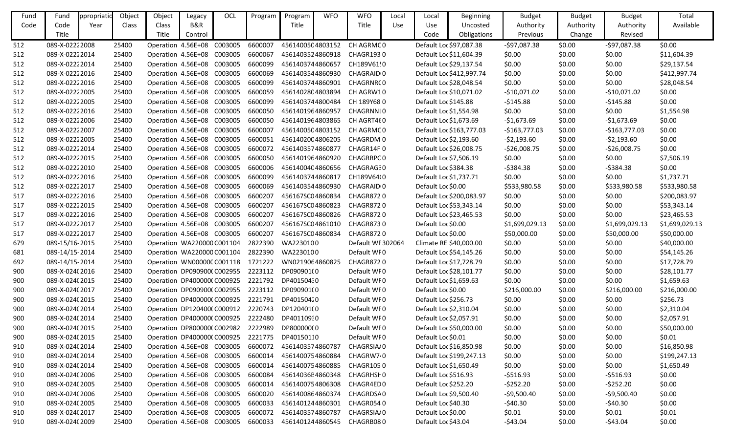| Fund Code | Fund Code Title | ppropriatio Year | Object Class | Object Class Title | Legacy B&R Control | OCL | Program | Program Title | WFO | WFO Title | Local Use | Local Use Code | Beginning Uncosted Obligations | Budget Authority Previous | Budget Authority Change | Budget Authority Revised | Total Available |
|---|---|---|---|---|---|---|---|---|---|---|---|---|---|---|---|---|---|
| 512 | 089-X-0222 | 2008 | 25400 | Operation | 4.56E+08 | C003005 | 6600007 | 456140050 | 4803152 | CH AGRMC | 0 | Default Loc | $97,087.38 | -$97,087.38 | $0.00 | -$97,087.38 | $0.00 |
| 512 | 089-X-0222 | 2014 | 25400 | Operation | 4.56E+08 | C003005 | 6600067 | 456140352 | 4860918 | CHAGR193 | 0 | Default Loc | $11,604.39 | $0.00 | $0.00 | $0.00 | $11,604.39 |
| 512 | 089-X-0222 | 2014 | 25400 | Operation | 4.56E+08 | C003005 | 6600099 | 456140374 | 4860657 | CH189V61! | 0 | Default Loc | $29,137.54 | $0.00 | $0.00 | $0.00 | $29,137.54 |
| 512 | 089-X-0222 | 2016 | 25400 | Operation | 4.56E+08 | C003005 | 6600069 | 456140354 | 4860930 | CHAGRAID | 0 | Default Loc | $412,997.74 | $0.00 | $0.00 | $0.00 | $412,997.74 |
| 512 | 089-X-0222 | 2016 | 25400 | Operation | 4.56E+08 | C003005 | 6600099 | 456140374 | 4860901 | CHAGRNR( | 0 | Default Loc | $28,048.54 | $0.00 | $0.00 | $0.00 | $28,048.54 |
| 512 | 089-X-0222 | 2005 | 25400 | Operation | 4.56E+08 | C003005 | 6600059 | 456140280 | 4803894 | CH AGRW1 | 0 | Default Loc | $10,071.02 | -$10,071.02 | $0.00 | -$10,071.02 | $0.00 |
| 512 | 089-X-0222 | 2005 | 25400 | Operation | 4.56E+08 | C003005 | 6600099 | 456140374 | 4800484 | CH 189Y68 | 0 | Default Loc | $145.88 | -$145.88 | $0.00 | -$145.88 | $0.00 |
| 512 | 089-X-0222 | 2016 | 25400 | Operation | 4.56E+08 | C003005 | 6600050 | 456140196 | 4860957 | CHAGRNNI | 0 | Default Loc | $1,554.98 | $0.00 | $0.00 | $0.00 | $1,554.98 |
| 512 | 089-X-0222 | 2006 | 25400 | Operation | 4.56E+08 | C003005 | 6600050 | 456140196 | 4803865 | CH AGRT4( | 0 | Default Loc | $1,673.69 | -$1,673.69 | $0.00 | -$1,673.69 | $0.00 |
| 512 | 089-X-0222 | 2007 | 25400 | Operation | 4.56E+08 | C003005 | 6600007 | 456140050 | 4803152 | CH AGRMC | 0 | Default Loc | $163,777.03 | -$163,777.03 | $0.00 | -$163,777.03 | $0.00 |
| 512 | 089-X-0222 | 2005 | 25400 | Operation | 4.56E+08 | C003005 | 6600051 | 456140200 | 4806205 | CHAGRDM | 0 | Default Loc | $2,193.60 | -$2,193.60 | $0.00 | -$2,193.60 | $0.00 |
| 512 | 089-X-0222 | 2014 | 25400 | Operation | 4.56E+08 | C003005 | 6600072 | 456140357 | 4860877 | CHAGR14F | 0 | Default Loc | $26,008.75 | -$26,008.75 | $0.00 | -$26,008.75 | $0.00 |
| 512 | 089-X-0222 | 2015 | 25400 | Operation | 4.56E+08 | C003005 | 6600050 | 456140196 | 4860920 | CHAGRRPC | 0 | Default Loc | $7,506.19 | $0.00 | $0.00 | $0.00 | $7,506.19 |
| 512 | 089-X-0222 | 2010 | 25400 | Operation | 4.56E+08 | C003005 | 6600006 | 456140040 | 4860656 | CHAGRAG3 | 0 | Default Loc | $384.38 | -$384.38 | $0.00 | -$384.38 | $0.00 |
| 512 | 089-X-0222 | 2016 | 25400 | Operation | 4.56E+08 | C003005 | 6600099 | 456140374 | 4860817 | CH189V64( | 0 | Default Loc | $1,737.71 | $0.00 | $0.00 | $0.00 | $1,737.71 |
| 512 | 089-X-0222 | 2017 | 25400 | Operation | 4.56E+08 | C003005 | 6600069 | 456140354 | 4860930 | CHAGRAID | 0 | Default Loc | $0.00 | $533,980.58 | $0.00 | $533,980.58 | $533,980.58 |
| 517 | 089-X-0222 | 2016 | 25400 | Operation | 4.56E+08 | C003005 | 6600207 | 456167SC0 | 4860834 | CHAGR872 | 0 | Default Loc | $200,083.97 | $0.00 | $0.00 | $0.00 | $200,083.97 |
| 517 | 089-X-0222 | 2015 | 25400 | Operation | 4.56E+08 | C003005 | 6600207 | 456167SC0 | 4860823 | CHAGR872 | 0 | Default Loc | $53,343.14 | $0.00 | $0.00 | $0.00 | $53,343.14 |
| 517 | 089-X-0222 | 2016 | 25400 | Operation | 4.56E+08 | C003005 | 6600207 | 456167SC0 | 4860826 | CHAGR872 | 0 | Default Loc | $23,465.53 | $0.00 | $0.00 | $0.00 | $23,465.53 |
| 517 | 089-X-0222 | 2017 | 25400 | Operation | 4.56E+08 | C003005 | 6600207 | 456167SC0 | 4861010 | CHAGR873 | 0 | Default Loc | $0.00 | $1,699,029.13 | $0.00 | $1,699,029.13 | $1,699,029.13 |
| 517 | 089-X-0222 | 2017 | 25400 | Operation | 4.56E+08 | C003005 | 6600207 | 456167SC0 | 4860834 | CHAGR872 | 0 | Default Loc | $0.00 | $50,000.00 | $0.00 | $50,000.00 | $50,000.00 |
| 679 | 089-15/16- | 2015 | 25400 | Operation | WA220000 | C001104 | 2822390 | WA223010 | 0 | Default WF | 302064 | Climate RE | $40,000.00 | $0.00 | $0.00 | $0.00 | $40,000.00 |
| 681 | 089-14/15- | 2014 | 25400 | Operation | WA220000 | C001104 | 2822390 | WA223010 | 0 | Default WF | 0 | Default Loc | $54,145.26 | $0.00 | $0.00 | $0.00 | $54,145.26 |
| 692 | 089-14/15- | 2014 | 25400 | Operation | WN00000C | C001118 | 1721222 | WN021906 | 4860825 | CHAGR872 | 0 | Default Loc | $17,728.79 | $0.00 | $0.00 | $0.00 | $17,728.79 |
| 900 | 089-X-024( | 2016 | 25400 | Operation | DP090900( | C002955 | 2223112 | DP090901( | 0 | Default WF | 0 | Default Loc | $28,101.77 | $0.00 | $0.00 | $0.00 | $28,101.77 |
| 900 | 089-X-024( | 2015 | 25400 | Operation | DP400000( | C000925 | 2221792 | DP401504: | 0 | Default WF | 0 | Default Loc | $1,659.63 | $0.00 | $0.00 | $0.00 | $1,659.63 |
| 900 | 089-X-024( | 2017 | 25400 | Operation | DP090900( | C002955 | 2223112 | DP090901( | 0 | Default WF | 0 | Default Loc | $0.00 | $216,000.00 | $0.00 | $216,000.00 | $216,000.00 |
| 900 | 089-X-024( | 2015 | 25400 | Operation | DP400000( | C000925 | 2221791 | DP401504: | 0 | Default WF | 0 | Default Loc | $256.73 | $0.00 | $0.00 | $0.00 | $256.73 |
| 900 | 089-X-024( | 2014 | 25400 | Operation | DP120400( | C000912 | 2220743 | DP120401( | 0 | Default WF | 0 | Default Loc | $2,310.04 | $0.00 | $0.00 | $0.00 | $2,310.04 |
| 900 | 089-X-024( | 2014 | 25400 | Operation | DP400000( | C000925 | 2222480 | DP401109: | 0 | Default WF | 0 | Default Loc | $2,057.91 | $0.00 | $0.00 | $0.00 | $2,057.91 |
| 900 | 089-X-024( | 2015 | 25400 | Operation | DP800000( | C002982 | 2222989 | DP800000( | 0 | Default WF | 0 | Default Loc | $50,000.00 | $0.00 | $0.00 | $0.00 | $50,000.00 |
| 900 | 089-X-024( | 2015 | 25400 | Operation | DP400000( | C000925 | 2221775 | DP401501: | 0 | Default WF | 0 | Default Loc | $0.01 | $0.00 | $0.00 | $0.00 | $0.01 |
| 910 | 089-X-024( | 2014 | 25400 | Operation | 4.56E+08 | C003005 | 6600072 | 456140357 | 4860787 | CHAGRSIA/ | 0 | Default Loc | $16,850.98 | $0.00 | $0.00 | $0.00 | $16,850.98 |
| 910 | 089-X-024( | 2014 | 25400 | Operation | 4.56E+08 | C003005 | 6600014 | 456140075 | 4860884 | CHAGRW7 | 0 | Default Loc | $199,247.13 | $0.00 | $0.00 | $0.00 | $199,247.13 |
| 910 | 089-X-024( | 2014 | 25400 | Operation | 4.56E+08 | C003005 | 6600014 | 456140075 | 4860885 | CHAGR105 | 0 | Default Loc | $1,650.49 | $0.00 | $0.00 | $0.00 | $1,650.49 |
| 910 | 089-X-024( | 2006 | 25400 | Operation | 4.56E+08 | C003005 | 6600084 | 456140366 | 4860348 | CHAGRHSH | 0 | Default Loc | $516.93 | -$516.93 | $0.00 | -$516.93 | $0.00 |
| 910 | 089-X-024( | 2005 | 25400 | Operation | 4.56E+08 | C003005 | 6600014 | 456140075 | 4806308 | CHAGR4ED | 0 | Default Loc | $252.20 | -$252.20 | $0.00 | -$252.20 | $0.00 |
| 910 | 089-X-024( | 2006 | 25400 | Operation | 4.56E+08 | C003005 | 6600020 | 456140086 | 4860374 | CHAGRDSA | 0 | Default Loc | $9,500.40 | -$9,500.40 | $0.00 | -$9,500.40 | $0.00 |
| 910 | 089-X-024( | 2005 | 25400 | Operation | 4.56E+08 | C003005 | 6600033 | 456140124 | 4860301 | CHAGR054 | 0 | Default Loc | $40.30 | -$40.30 | $0.00 | -$40.30 | $0.00 |
| 910 | 089-X-024( | 2017 | 25400 | Operation | 4.56E+08 | C003005 | 6600072 | 456140357 | 4860787 | CHAGRSIA/ | 0 | Default Loc | $0.00 | $0.01 | $0.00 | $0.01 | $0.01 |
| 910 | 089-X-024( | 2009 | 25400 | Operation | 4.56E+08 | C003005 | 6600033 | 456140124 | 4860545 | CHAGRB08 | 0 | Default Loc | $43.04 | -$43.04 | $0.00 | -$43.04 | $0.00 |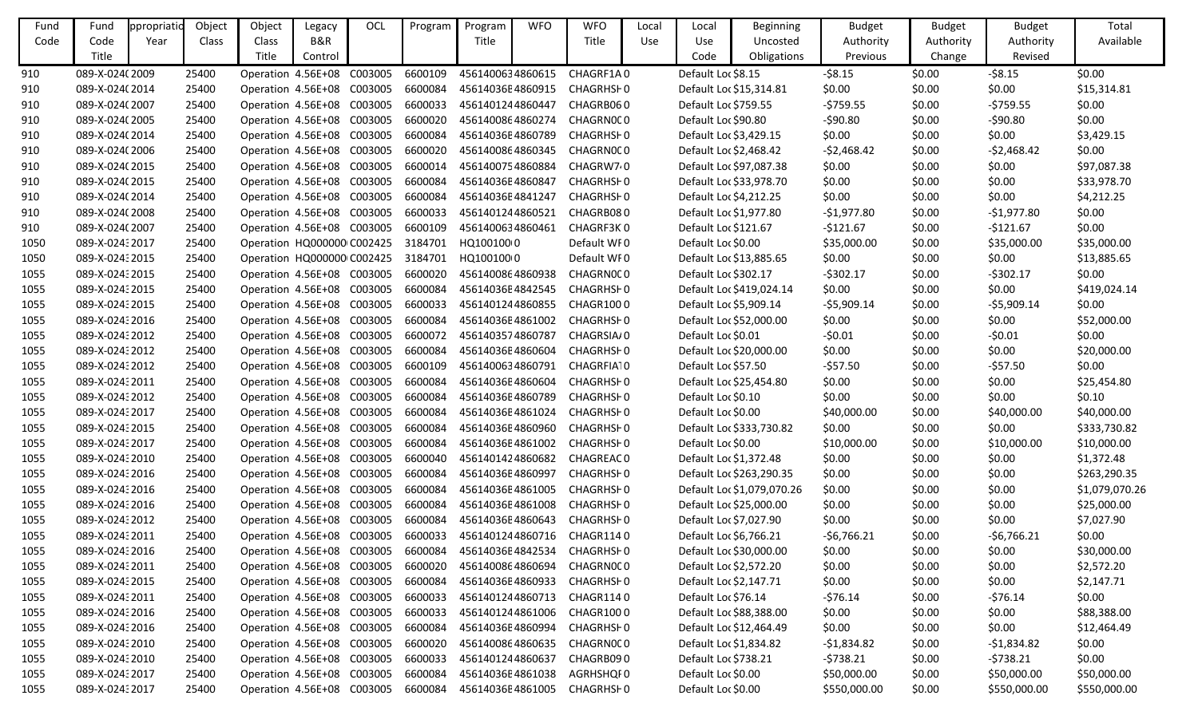| Fund Code | Fund Code Title | ppropriatio Year | Object Class | Object Class Title | Legacy B&R Control | OCL | Program | Program Title | WFO | WFO Title | Local Use | Local Use Code | Beginning Uncosted Obligations | Budget Authority Previous | Budget Authority Change | Budget Authority Revised | Total Available |
|---|---|---|---|---|---|---|---|---|---|---|---|---|---|---|---|---|---|
| 910 | 089-X-024( | 2009 | 25400 | Operation | 4.56E+08 | C003005 | 6600109 | 45614006З | 4860615 | CHAGRF1A | 0 | | Default Loc | $8.15 | -$8.15 | $0.00 | -$8.15 | $0.00 |
| 910 | 089-X-024( | 2014 | 25400 | Operation | 4.56E+08 | C003005 | 6600084 | 45614036E | 4860915 | CHAGRHSH | 0 | Default Loc | $15,314.81 | $0.00 | $0.00 | $0.00 | $15,314.81 |
| 910 | 089-X-024( | 2007 | 25400 | Operation | 4.56E+08 | C003005 | 6600033 | 45614012 | 4860447 | CHAGRB06 | 0 | Default Loc | $759.55 | -$759.55 | $0.00 | -$759.55 | $0.00 |
| 910 | 089-X-024( | 2005 | 25400 | Operation | 4.56E+08 | C003005 | 6600020 | 45614008€ | 4860274 | CHAGRN0C | 0 | Default Loc | $90.80 | -$90.80 | $0.00 | -$90.80 | $0.00 |
| 910 | 089-X-024( | 2014 | 25400 | Operation | 4.56E+08 | C003005 | 6600084 | 45614036E | 4860789 | CHAGRHSH | 0 | Default Loc | $3,429.15 | $0.00 | $0.00 | $0.00 | $3,429.15 |
| 910 | 089-X-024( | 2006 | 25400 | Operation | 4.56E+08 | C003005 | 6600020 | 45614008€ | 4860345 | CHAGRN0C | 0 | Default Loc | $2,468.42 | -$2,468.42 | $0.00 | -$2,468.42 | $0.00 |
| 910 | 089-X-024( | 2015 | 25400 | Operation | 4.56E+08 | C003005 | 6600014 | 45614007 | 4860884 | CHAGRW7 | 0 | Default Loc | $97,087.38 | $0.00 | $0.00 | $0.00 | $97,087.38 |
| 910 | 089-X-024( | 2015 | 25400 | Operation | 4.56E+08 | C003005 | 6600084 | 45614036E | 4860847 | CHAGRHSH | 0 | Default Loc | $33,978.70 | $0.00 | $0.00 | $0.00 | $33,978.70 |
| 910 | 089-X-024( | 2014 | 25400 | Operation | 4.56E+08 | C003005 | 6600084 | 45614036E | 4841247 | CHAGRHSH | 0 | Default Loc | $4,212.25 | $0.00 | $0.00 | $0.00 | $4,212.25 |
| 910 | 089-X-024( | 2008 | 25400 | Operation | 4.56E+08 | C003005 | 6600033 | 45614012 | 4860521 | CHAGRB08 | 0 | Default Loc | $1,977.80 | -$1,977.80 | $0.00 | -$1,977.80 | $0.00 |
| 910 | 089-X-024( | 2007 | 25400 | Operation | 4.56E+08 | C003005 | 6600109 | 45614006З | 4860461 | CHAGRF3K | 0 | Default Loc | $121.67 | -$121.67 | $0.00 | -$121.67 | $0.00 |
| 1050 | 089-X-024 | 2017 | 25400 | Operation | HQ000000 | C002425 | 3184701 | HQ100100 | 0 | Default WF | 0 | Default Loc | $0.00 | $35,000.00 | $0.00 | $35,000.00 | $35,000.00 |
| 1050 | 089-X-024 | 2015 | 25400 | Operation | HQ000000 | C002425 | 3184701 | HQ100100 | 0 | Default WF | 0 | Default Loc | $13,885.65 | $0.00 | $0.00 | $0.00 | $13,885.65 |
| 1055 | 089-X-024 | 2015 | 25400 | Operation | 4.56E+08 | C003005 | 6600020 | 45614008€ | 4860938 | CHAGRN0C | 0 | Default Loc | $302.17 | -$302.17 | $0.00 | -$302.17 | $0.00 |
| 1055 | 089-X-024 | 2015 | 25400 | Operation | 4.56E+08 | C003005 | 6600084 | 45614036E | 4842545 | CHAGRHSH | 0 | Default Loc | $419,024.14 | $0.00 | $0.00 | $0.00 | $419,024.14 |
| 1055 | 089-X-024 | 2015 | 25400 | Operation | 4.56E+08 | C003005 | 6600033 | 45614012 | 4860855 | CHAGR100 | 0 | Default Loc | $5,909.14 | -$5,909.14 | $0.00 | -$5,909.14 | $0.00 |
| 1055 | 089-X-024 | 2016 | 25400 | Operation | 4.56E+08 | C003005 | 6600084 | 45614036E | 4861002 | CHAGRHSH | 0 | Default Loc | $52,000.00 | $0.00 | $0.00 | $0.00 | $52,000.00 |
| 1055 | 089-X-024 | 2012 | 25400 | Operation | 4.56E+08 | C003005 | 6600072 | 45614035 | 4860787 | CHAGRSIA | 0 | Default Loc | $0.01 | -$0.01 | $0.00 | -$0.01 | $0.00 |
| 1055 | 089-X-024 | 2012 | 25400 | Operation | 4.56E+08 | C003005 | 6600084 | 45614036E | 4860604 | CHAGRHSH | 0 | Default Loc | $20,000.00 | $0.00 | $0.00 | $0.00 | $20,000.00 |
| 1055 | 089-X-024 | 2012 | 25400 | Operation | 4.56E+08 | C003005 | 6600109 | 45614006З | 4860791 | CHAGRFIA | 0 | Default Loc | $57.50 | -$57.50 | $0.00 | -$57.50 | $0.00 |
| 1055 | 089-X-024 | 2011 | 25400 | Operation | 4.56E+08 | C003005 | 6600084 | 45614036E | 4860604 | CHAGRHSH | 0 | Default Loc | $25,454.80 | $0.00 | $0.00 | $0.00 | $25,454.80 |
| 1055 | 089-X-024 | 2012 | 25400 | Operation | 4.56E+08 | C003005 | 6600084 | 45614036E | 4860789 | CHAGRHSH | 0 | Default Loc | $0.10 | $0.00 | $0.00 | $0.00 | $0.10 |
| 1055 | 089-X-024 | 2017 | 25400 | Operation | 4.56E+08 | C003005 | 6600084 | 45614036E | 4861024 | CHAGRHSH | 0 | Default Loc | $0.00 | $40,000.00 | $0.00 | $40,000.00 | $40,000.00 |
| 1055 | 089-X-024 | 2015 | 25400 | Operation | 4.56E+08 | C003005 | 6600084 | 45614036E | 4860960 | CHAGRHSH | 0 | Default Loc | $333,730.82 | $0.00 | $0.00 | $0.00 | $333,730.82 |
| 1055 | 089-X-024 | 2017 | 25400 | Operation | 4.56E+08 | C003005 | 6600084 | 45614036E | 4861002 | CHAGRHSH | 0 | Default Loc | $0.00 | $10,000.00 | $0.00 | $10,000.00 | $10,000.00 |
| 1055 | 089-X-024 | 2010 | 25400 | Operation | 4.56E+08 | C003005 | 6600040 | 45614014 | 4860682 | CHAGREAC | 0 | Default Loc | $1,372.48 | $0.00 | $0.00 | $0.00 | $1,372.48 |
| 1055 | 089-X-024 | 2016 | 25400 | Operation | 4.56E+08 | C003005 | 6600084 | 45614036E | 4860997 | CHAGRHSH | 0 | Default Loc | $263,290.35 | $0.00 | $0.00 | $0.00 | $263,290.35 |
| 1055 | 089-X-024 | 2016 | 25400 | Operation | 4.56E+08 | C003005 | 6600084 | 45614036E | 4861005 | CHAGRHSH | 0 | Default Loc | $1,079,070.26 | $0.00 | $0.00 | $0.00 | $1,079,070.26 |
| 1055 | 089-X-024 | 2016 | 25400 | Operation | 4.56E+08 | C003005 | 6600084 | 45614036E | 4861008 | CHAGRHSH | 0 | Default Loc | $25,000.00 | $0.00 | $0.00 | $0.00 | $25,000.00 |
| 1055 | 089-X-024 | 2012 | 25400 | Operation | 4.56E+08 | C003005 | 6600084 | 45614036E | 4860643 | CHAGRHSH | 0 | Default Loc | $7,027.90 | $0.00 | $0.00 | $0.00 | $7,027.90 |
| 1055 | 089-X-024 | 2011 | 25400 | Operation | 4.56E+08 | C003005 | 6600033 | 45614012 | 4860716 | CHAGR114 | 0 | Default Loc | $6,766.21 | -$6,766.21 | $0.00 | -$6,766.21 | $0.00 |
| 1055 | 089-X-024 | 2016 | 25400 | Operation | 4.56E+08 | C003005 | 6600084 | 45614036E | 4842534 | CHAGRHSH | 0 | Default Loc | $30,000.00 | $0.00 | $0.00 | $0.00 | $30,000.00 |
| 1055 | 089-X-024 | 2011 | 25400 | Operation | 4.56E+08 | C003005 | 6600020 | 45614008€ | 4860694 | CHAGRN0C | 0 | Default Loc | $2,572.20 | $0.00 | $0.00 | $0.00 | $2,572.20 |
| 1055 | 089-X-024 | 2015 | 25400 | Operation | 4.56E+08 | C003005 | 6600084 | 45614036E | 4860933 | CHAGRHSH | 0 | Default Loc | $2,147.71 | $0.00 | $0.00 | $0.00 | $2,147.71 |
| 1055 | 089-X-024 | 2011 | 25400 | Operation | 4.56E+08 | C003005 | 6600033 | 45614012 | 4860713 | CHAGR114 | 0 | Default Loc | $76.14 | -$76.14 | $0.00 | -$76.14 | $0.00 |
| 1055 | 089-X-024 | 2016 | 25400 | Operation | 4.56E+08 | C003005 | 6600033 | 45614012 | 4861006 | CHAGR100 | 0 | Default Loc | $88,388.00 | $0.00 | $0.00 | $0.00 | $88,388.00 |
| 1055 | 089-X-024 | 2016 | 25400 | Operation | 4.56E+08 | C003005 | 6600084 | 45614036E | 4860994 | CHAGRHSH | 0 | Default Loc | $12,464.49 | $0.00 | $0.00 | $0.00 | $12,464.49 |
| 1055 | 089-X-024 | 2010 | 25400 | Operation | 4.56E+08 | C003005 | 6600020 | 45614008€ | 4860635 | CHAGRN0C | 0 | Default Loc | $1,834.82 | -$1,834.82 | $0.00 | -$1,834.82 | $0.00 |
| 1055 | 089-X-024 | 2010 | 25400 | Operation | 4.56E+08 | C003005 | 6600033 | 45614012 | 4860637 | CHAGRB09 | 0 | Default Loc | $738.21 | -$738.21 | $0.00 | -$738.21 | $0.00 |
| 1055 | 089-X-024 | 2017 | 25400 | Operation | 4.56E+08 | C003005 | 6600084 | 45614036E | 4861038 | AGRHSHQF | 0 | Default Loc | $0.00 | $50,000.00 | $0.00 | $50,000.00 | $50,000.00 |
| 1055 | 089-X-024 | 2017 | 25400 | Operation | 4.56E+08 | C003005 | 6600084 | 45614036E | 4861005 | CHAGRHSH | 0 | Default Loc | $0.00 | $550,000.00 | $0.00 | $550,000.00 | $550,000.00 |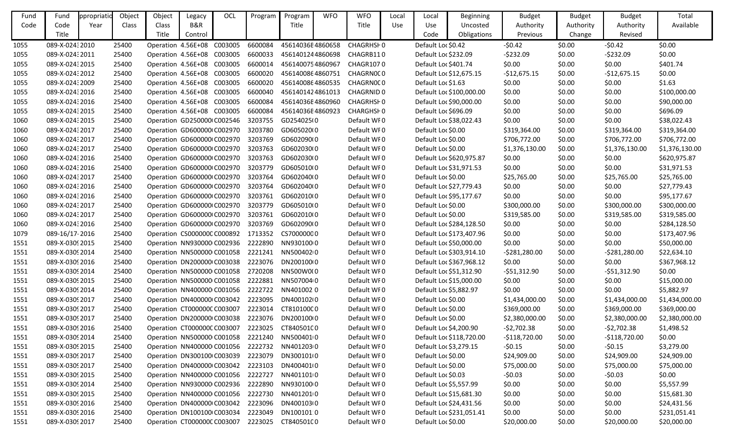| Fund Code | Fund Code Title | ppropriatio Year | Object Class | Object Class Title | Legacy B&R Control | OCL | Program | Program Title | WFO | WFO Title | Local Use | Local Use Code | Beginning Uncosted Obligations | Budget Authority Previous | Budget Authority Change | Budget Authority Revised | Total Available |
|---|---|---|---|---|---|---|---|---|---|---|---|---|---|---|---|---|---|
| 1055 | 089-X-0243 | 2010 | 25400 | Operation | 4.56E+08 | C003005 | 6600084 | 45614036E | 4860658 | CHAGRHSH | 0 | Default Loc | $0.42 | -$0.42 | $0.00 | -$0.42 | $0.00 |
| 1055 | 089-X-0243 | 2011 | 25400 | Operation | 4.56E+08 | C003005 | 6600033 | 45614012 | 4860698 | CHAGRB11 | 0 | Default Loc | $232.09 | -$232.09 | $0.00 | -$232.09 | $0.00 |
| 1055 | 089-X-0243 | 2015 | 25400 | Operation | 4.56E+08 | C003005 | 6600014 | 45614007 | 4860967 | CHAGR107 | 0 | Default Loc | $401.74 | $0.00 | $0.00 | $0.00 | $401.74 |
| 1055 | 089-X-0243 | 2012 | 25400 | Operation | 4.56E+08 | C003005 | 6600020 | 45614008 | 4860751 | CHAGRN0C | 0 | Default Loc | $12,675.15 | -$12,675.15 | $0.00 | -$12,675.15 | $0.00 |
| 1055 | 089-X-0243 | 2009 | 25400 | Operation | 4.56E+08 | C003005 | 6600020 | 45614008 | 4860535 | CHAGRN0C | 0 | Default Loc | $1.63 | $0.00 | $0.00 | $0.00 | $1.63 |
| 1055 | 089-X-0243 | 2016 | 25400 | Operation | 4.56E+08 | C003005 | 6600040 | 45614014 | 4861013 | CHAGRNID | 0 | Default Loc | $100,000.00 | $0.00 | $0.00 | $0.00 | $100,000.00 |
| 1055 | 089-X-0243 | 2016 | 25400 | Operation | 4.56E+08 | C003005 | 6600084 | 45614036E | 4860960 | CHAGRHSH | 0 | Default Loc | $90,000.00 | $0.00 | $0.00 | $0.00 | $90,000.00 |
| 1055 | 089-X-0243 | 2015 | 25400 | Operation | 4.56E+08 | C003005 | 6600084 | 45614036E | 4860923 | CHARGHSH | 0 | Default Loc | $696.09 | $0.00 | $0.00 | $0.00 | $696.09 |
| 1060 | 089-X-0243 | 2015 | 25400 | Operation | GD250000 | C002546 | 3203755 | GD254025 | 0 | Default WF | 0 | Default Loc | $38,022.43 | $0.00 | $0.00 | $0.00 | $38,022.43 |
| 1060 | 089-X-0243 | 2017 | 25400 | Operation | GD600000 | C002970 | 3203780 | GD605020 | 0 | Default WF | 0 | Default Loc | $0.00 | $319,364.00 | $0.00 | $319,364.00 | $319,364.00 |
| 1060 | 089-X-0243 | 2017 | 25400 | Operation | GD600000 | C002970 | 3203769 | GD602090 | 0 | Default WF | 0 | Default Loc | $0.00 | $706,772.00 | $0.00 | $706,772.00 | $706,772.00 |
| 1060 | 089-X-0243 | 2017 | 25400 | Operation | GD600000 | C002970 | 3203763 | GD602030 | 0 | Default WF | 0 | Default Loc | $0.00 | $1,376,130.00 | $0.00 | $1,376,130.00 | $1,376,130.00 |
| 1060 | 089-X-0243 | 2016 | 25400 | Operation | GD600000 | C002970 | 3203763 | GD602030 | 0 | Default WF | 0 | Default Loc | $620,975.87 | $0.00 | $0.00 | $0.00 | $620,975.87 |
| 1060 | 089-X-0243 | 2016 | 25400 | Operation | GD600000 | C002970 | 3203779 | GD605010 | 0 | Default WF | 0 | Default Loc | $31,971.53 | $0.00 | $0.00 | $0.00 | $31,971.53 |
| 1060 | 089-X-0243 | 2017 | 25400 | Operation | GD600000 | C002970 | 3203764 | GD602040 | 0 | Default WF | 0 | Default Loc | $0.00 | $25,765.00 | $0.00 | $25,765.00 | $25,765.00 |
| 1060 | 089-X-0243 | 2016 | 25400 | Operation | GD600000 | C002970 | 3203764 | GD602040 | 0 | Default WF | 0 | Default Loc | $27,779.43 | $0.00 | $0.00 | $0.00 | $27,779.43 |
| 1060 | 089-X-0243 | 2016 | 25400 | Operation | GD600000 | C002970 | 3203761 | GD602010 | 0 | Default WF | 0 | Default Loc | $95,177.67 | $0.00 | $0.00 | $0.00 | $95,177.67 |
| 1060 | 089-X-0243 | 2017 | 25400 | Operation | GD600000 | C002970 | 3203779 | GD605010 | 0 | Default WF | 0 | Default Loc | $0.00 | $300,000.00 | $0.00 | $300,000.00 | $300,000.00 |
| 1060 | 089-X-0243 | 2017 | 25400 | Operation | GD600000 | C002970 | 3203761 | GD602010 | 0 | Default WF | 0 | Default Loc | $0.00 | $319,585.00 | $0.00 | $319,585.00 | $319,585.00 |
| 1060 | 089-X-0243 | 2016 | 25400 | Operation | GD600000 | C002970 | 3203769 | GD602090 | 0 | Default WF | 0 | Default Loc | $284,128.50 | $0.00 | $0.00 | $0.00 | $284,128.50 |
| 1079 | 089-16/17- | 2016 | 25400 | Operation | CS000000 | C000892 | 1713352 | CS700000 | 0 | Default WF | 0 | Default Loc | $173,407.96 | $0.00 | $0.00 | $0.00 | $173,407.96 |
| 1551 | 089-X-0309 | 2015 | 25400 | Operation | NN930000 | C002936 | 2222890 | NN930100 | 0 | Default WF | 0 | Default Loc | $50,000.00 | $0.00 | $0.00 | $0.00 | $50,000.00 |
| 1551 | 089-X-0309 | 2014 | 25400 | Operation | NN500000 | C001058 | 2221241 | NN500402 | 0 | Default WF | 0 | Default Loc | $303,914.10 | -$281,280.00 | $0.00 | -$281,280.00 | $22,634.10 |
| 1551 | 089-X-0309 | 2016 | 25400 | Operation | DN200000 | C003038 | 2223076 | DN200100 | 0 | Default WF | 0 | Default Loc | $367,968.12 | $0.00 | $0.00 | $0.00 | $367,968.12 |
| 1551 | 089-X-0309 | 2014 | 25400 | Operation | NN500000 | C001058 | 2720208 | NN500W0 | 0 | Default WF | 0 | Default Loc | $51,312.90 | -$51,312.90 | $0.00 | -$51,312.90 | $0.00 |
| 1551 | 089-X-0309 | 2015 | 25400 | Operation | NN500000 | C001058 | 2222881 | NN507004 | 0 | Default WF | 0 | Default Loc | $15,000.00 | $0.00 | $0.00 | $0.00 | $15,000.00 |
| 1551 | 089-X-0309 | 2014 | 25400 | Operation | NN400000 | C001056 | 2222722 | NN401002 | 0 | Default WF | 0 | Default Loc | $5,882.97 | $0.00 | $0.00 | $0.00 | $5,882.97 |
| 1551 | 089-X-0309 | 2017 | 25400 | Operation | DN400000 | C003042 | 2223095 | DN400102 | 0 | Default WF | 0 | Default Loc | $0.00 | $1,434,000.00 | $0.00 | $1,434,000.00 | $1,434,000.00 |
| 1551 | 089-X-0309 | 2017 | 25400 | Operation | CT000000 | C003007 | 2223014 | CT810100 | 0 | Default WF | 0 | Default Loc | $0.00 | $369,000.00 | $0.00 | $369,000.00 | $369,000.00 |
| 1551 | 089-X-0309 | 2017 | 25400 | Operation | DN200000 | C003038 | 2223076 | DN200100 | 0 | Default WF | 0 | Default Loc | $0.00 | $2,380,000.00 | $0.00 | $2,380,000.00 | $2,380,000.00 |
| 1551 | 089-X-0309 | 2016 | 25400 | Operation | CT000000 | C003007 | 2223025 | CT840501 | 0 | Default WF | 0 | Default Loc | $4,200.90 | -$2,702.38 | $0.00 | -$2,702.38 | $1,498.52 |
| 1551 | 089-X-0309 | 2014 | 25400 | Operation | NN500000 | C001058 | 2221240 | NN500401 | 0 | Default WF | 0 | Default Loc | $118,720.00 | -$118,720.00 | $0.00 | -$118,720.00 | $0.00 |
| 1551 | 089-X-0309 | 2015 | 25400 | Operation | NN400000 | C001056 | 2222732 | NN401203 | 0 | Default WF | 0 | Default Loc | $3,279.15 | -$0.15 | $0.00 | -$0.15 | $3,279.00 |
| 1551 | 089-X-0309 | 2017 | 25400 | Operation | DN300100 | C003039 | 2223079 | DN300101 | 0 | Default WF | 0 | Default Loc | $0.00 | $24,909.00 | $0.00 | $24,909.00 | $24,909.00 |
| 1551 | 089-X-0309 | 2017 | 25400 | Operation | DN400000 | C003042 | 2223103 | DN400401 | 0 | Default WF | 0 | Default Loc | $0.00 | $75,000.00 | $0.00 | $75,000.00 | $75,000.00 |
| 1551 | 089-X-0309 | 2015 | 25400 | Operation | NN400000 | C001056 | 2222727 | NN401101 | 0 | Default WF | 0 | Default Loc | $0.03 | -$0.03 | $0.00 | -$0.03 | $0.00 |
| 1551 | 089-X-0309 | 2014 | 25400 | Operation | NN930000 | C002936 | 2222890 | NN930100 | 0 | Default WF | 0 | Default Loc | $5,557.99 | $0.00 | $0.00 | $0.00 | $5,557.99 |
| 1551 | 089-X-0309 | 2015 | 25400 | Operation | NN400000 | C001056 | 2222730 | NN401201 | 0 | Default WF | 0 | Default Loc | $15,681.30 | $0.00 | $0.00 | $0.00 | $15,681.30 |
| 1551 | 089-X-0309 | 2016 | 25400 | Operation | DN400000 | C003042 | 2223096 | DN400103 | 0 | Default WF | 0 | Default Loc | $24,431.56 | $0.00 | $0.00 | $0.00 | $24,431.56 |
| 1551 | 089-X-0309 | 2016 | 25400 | Operation | DN100100 | C003034 | 2223049 | DN100101 | 0 | Default WF | 0 | Default Loc | $231,051.41 | $0.00 | $0.00 | $0.00 | $231,051.41 |
| 1551 | 089-X-0309 | 2017 | 25400 | Operation | CT000000 | C003007 | 2223025 | CT840501 | 0 | Default WF | 0 | Default Loc | $0.00 | $20,000.00 | $0.00 | $20,000.00 | $20,000.00 |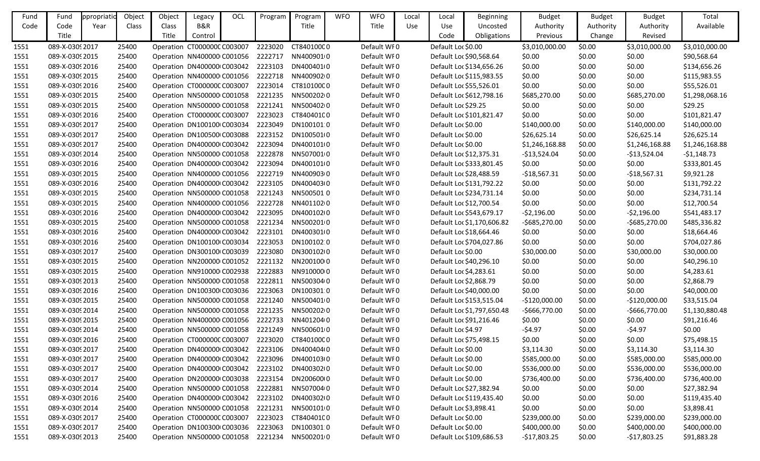| Fund Code | Fund Code Title | ppropriatio Year | Object Class | Object Class Title | Legacy B&R Control | OCL | Program | Program Title | WFO | WFO Title | Local Use | Local Use Code | Beginning Uncosted Obligations | Budget Authority Previous | Budget Authority Change | Budget Authority Revised | Total Available |
|---|---|---|---|---|---|---|---|---|---|---|---|---|---|---|---|---|---|
| 1551 | 089-X-0309 | 2017 | 25400 | Operation | CT0000000 | C003007 | 2223020 | CT8401000 | 0 | Default WF | 0 | | Default Loc | $0.00 | $3,010,000.00 | $0.00 | $3,010,000.00 | $3,010,000.00 |
| 1551 | 089-X-0309 | 2015 | 25400 | Operation | NN4000000 | C001056 | 2222717 | NN4009010 | 0 | Default WF | 0 | | Default Loc | $90,568.64 | $0.00 | $0.00 | $0.00 | $90,568.64 |
| 1551 | 089-X-0309 | 2016 | 25400 | Operation | DN4000000 | C003042 | 2223103 | DN4004010 | 0 | Default WF | 0 | | Default Loc | $134,656.26 | $0.00 | $0.00 | $0.00 | $134,656.26 |
| 1551 | 089-X-0309 | 2015 | 25400 | Operation | NN4000000 | C001056 | 2222718 | NN4009020 | 0 | Default WF | 0 | | Default Loc | $115,983.55 | $0.00 | $0.00 | $0.00 | $115,983.55 |
| 1551 | 089-X-0309 | 2016 | 25400 | Operation | CT0000000 | C003007 | 2223014 | CT8101000 | 0 | Default WF | 0 | | Default Loc | $55,526.01 | $0.00 | $0.00 | $0.00 | $55,526.01 |
| 1551 | 089-X-0309 | 2015 | 25400 | Operation | NN5000000 | C001058 | 2221235 | NN5002020 | 0 | Default WF | 0 | | Default Loc | $612,798.16 | $685,270.00 | $0.00 | $685,270.00 | $1,298,068.16 |
| 1551 | 089-X-0309 | 2015 | 25400 | Operation | NN5000000 | C001058 | 2221241 | NN5004020 | 0 | Default WF | 0 | | Default Loc | $29.25 | $0.00 | $0.00 | $0.00 | $29.25 |
| 1551 | 089-X-0309 | 2016 | 25400 | Operation | CT0000000 | C003007 | 2223023 | CT8404010 | 0 | Default WF | 0 | | Default Loc | $101,821.47 | $0.00 | $0.00 | $0.00 | $101,821.47 |
| 1551 | 089-X-0309 | 2017 | 25400 | Operation | DN1001000 | C003034 | 2223049 | DN1001010 | 0 | Default WF | 0 | | Default Loc | $0.00 | $140,000.00 | $0.00 | $140,000.00 | $140,000.00 |
| 1551 | 089-X-0309 | 2017 | 25400 | Operation | DN1005000 | C003088 | 2223152 | DN1005010 | 0 | Default WF | 0 | | Default Loc | $0.00 | $26,625.14 | $0.00 | $26,625.14 | $26,625.14 |
| 1551 | 089-X-0309 | 2017 | 25400 | Operation | DN4000000 | C003042 | 2223094 | DN4001010 | 0 | Default WF | 0 | | Default Loc | $0.00 | $1,246,168.88 | $0.00 | $1,246,168.88 | $1,246,168.88 |
| 1551 | 089-X-0309 | 2014 | 25400 | Operation | NN5000000 | C001058 | 2222878 | NN5070010 | 0 | Default WF | 0 | | Default Loc | $12,375.31 | -$13,524.04 | $0.00 | -$13,524.04 | -$1,148.73 |
| 1551 | 089-X-0309 | 2016 | 25400 | Operation | DN4000000 | C003042 | 2223094 | DN4001010 | 0 | Default WF | 0 | | Default Loc | $333,801.45 | $0.00 | $0.00 | $0.00 | $333,801.45 |
| 1551 | 089-X-0309 | 2015 | 25400 | Operation | NN4000000 | C001056 | 2222719 | NN4009030 | 0 | Default WF | 0 | | Default Loc | $28,488.59 | -$18,567.31 | $0.00 | -$18,567.31 | $9,921.28 |
| 1551 | 089-X-0309 | 2016 | 25400 | Operation | DN4000000 | C003042 | 2223105 | DN4004030 | 0 | Default WF | 0 | | Default Loc | $131,792.22 | $0.00 | $0.00 | $0.00 | $131,792.22 |
| 1551 | 089-X-0309 | 2015 | 25400 | Operation | NN5000000 | C001058 | 2221243 | NN5005010 | 0 | Default WF | 0 | | Default Loc | $234,731.14 | $0.00 | $0.00 | $0.00 | $234,731.14 |
| 1551 | 089-X-0309 | 2015 | 25400 | Operation | NN4000000 | C001056 | 2222728 | NN4011020 | 0 | Default WF | 0 | | Default Loc | $12,700.54 | $0.00 | $0.00 | $0.00 | $12,700.54 |
| 1551 | 089-X-0309 | 2016 | 25400 | Operation | DN4000000 | C003042 | 2223095 | DN4001020 | 0 | Default WF | 0 | | Default Loc | $543,679.17 | -$2,196.00 | $0.00 | -$2,196.00 | $541,483.17 |
| 1551 | 089-X-0309 | 2015 | 25400 | Operation | NN5000000 | C001058 | 2221234 | NN5002010 | 0 | Default WF | 0 | | Default Loc | $1,170,606.82 | -$685,270.00 | $0.00 | -$685,270.00 | $485,336.82 |
| 1551 | 089-X-0309 | 2016 | 25400 | Operation | DN4000000 | C003042 | 2223101 | DN4003010 | 0 | Default WF | 0 | | Default Loc | $18,664.46 | $0.00 | $0.00 | $0.00 | $18,664.46 |
| 1551 | 089-X-0309 | 2016 | 25400 | Operation | DN1001000 | C003034 | 2223053 | DN1001020 | 0 | Default WF | 0 | | Default Loc | $704,027.86 | $0.00 | $0.00 | $0.00 | $704,027.86 |
| 1551 | 089-X-0309 | 2017 | 25400 | Operation | DN3001000 | C003039 | 2223080 | DN3001020 | 0 | Default WF | 0 | | Default Loc | $0.00 | $30,000.00 | $0.00 | $30,000.00 | $30,000.00 |
| 1551 | 089-X-0309 | 2015 | 25400 | Operation | NN2000000 | C001052 | 2221132 | NN2001000 | 0 | Default WF | 0 | | Default Loc | $40,296.10 | $0.00 | $0.00 | $0.00 | $40,296.10 |
| 1551 | 089-X-0309 | 2015 | 25400 | Operation | NN9100000 | C002938 | 2222883 | NN9100000 | 0 | Default WF | 0 | | Default Loc | $4,283.61 | $0.00 | $0.00 | $0.00 | $4,283.61 |
| 1551 | 089-X-0309 | 2013 | 25400 | Operation | NN5000000 | C001058 | 2222811 | NN5003040 | 0 | Default WF | 0 | | Default Loc | $2,868.79 | $0.00 | $0.00 | $0.00 | $2,868.79 |
| 1551 | 089-X-0309 | 2016 | 25400 | Operation | DN1003000 | C003036 | 2223063 | DN1003010 | 0 | Default WF | 0 | | Default Loc | $40,000.00 | $0.00 | $0.00 | $0.00 | $40,000.00 |
| 1551 | 089-X-0309 | 2015 | 25400 | Operation | NN5000000 | C001058 | 2221240 | NN5004010 | 0 | Default WF | 0 | | Default Loc | $153,515.04 | -$120,000.00 | $0.00 | -$120,000.00 | $33,515.04 |
| 1551 | 089-X-0309 | 2014 | 25400 | Operation | NN5000000 | C001058 | 2221235 | NN5002020 | 0 | Default WF | 0 | | Default Loc | $1,797,650.48 | -$666,770.00 | $0.00 | -$666,770.00 | $1,130,880.48 |
| 1551 | 089-X-0309 | 2015 | 25400 | Operation | NN4000000 | C001056 | 2222733 | NN4012040 | 0 | Default WF | 0 | | Default Loc | $91,216.46 | $0.00 | $0.00 | $0.00 | $91,216.46 |
| 1551 | 089-X-0309 | 2014 | 25400 | Operation | NN5000000 | C001058 | 2221249 | NN5006010 | 0 | Default WF | 0 | | Default Loc | $4.97 | -$4.97 | $0.00 | -$4.97 | $0.00 |
| 1551 | 089-X-0309 | 2016 | 25400 | Operation | CT0000000 | C003007 | 2223020 | CT8401000 | 0 | Default WF | 0 | | Default Loc | $75,498.15 | $0.00 | $0.00 | $0.00 | $75,498.15 |
| 1551 | 089-X-0309 | 2017 | 25400 | Operation | DN4000000 | C003042 | 2223106 | DN4004040 | 0 | Default WF | 0 | | Default Loc | $0.00 | $3,114.30 | $0.00 | $3,114.30 | $3,114.30 |
| 1551 | 089-X-0309 | 2017 | 25400 | Operation | DN4000000 | C003042 | 2223096 | DN4001030 | 0 | Default WF | 0 | | Default Loc | $0.00 | $585,000.00 | $0.00 | $585,000.00 | $585,000.00 |
| 1551 | 089-X-0309 | 2017 | 25400 | Operation | DN4000000 | C003042 | 2223102 | DN4003020 | 0 | Default WF | 0 | | Default Loc | $0.00 | $536,000.00 | $0.00 | $536,000.00 | $536,000.00 |
| 1551 | 089-X-0309 | 2017 | 25400 | Operation | DN2000000 | C003038 | 2223154 | DN2006000 | 0 | Default WF | 0 | | Default Loc | $0.00 | $736,400.00 | $0.00 | $736,400.00 | $736,400.00 |
| 1551 | 089-X-0309 | 2014 | 25400 | Operation | NN5000000 | C001058 | 2222881 | NN5070040 | 0 | Default WF | 0 | | Default Loc | $27,382.94 | $0.00 | $0.00 | $0.00 | $27,382.94 |
| 1551 | 089-X-0309 | 2016 | 25400 | Operation | DN4000000 | C003042 | 2223102 | DN4003020 | 0 | Default WF | 0 | | Default Loc | $119,435.40 | $0.00 | $0.00 | $0.00 | $119,435.40 |
| 1551 | 089-X-0309 | 2014 | 25400 | Operation | NN5000000 | C001058 | 2221231 | NN5001010 | 0 | Default WF | 0 | | Default Loc | $3,898.41 | $0.00 | $0.00 | $0.00 | $3,898.41 |
| 1551 | 089-X-0309 | 2017 | 25400 | Operation | CT0000000 | C003007 | 2223023 | CT8404010 | 0 | Default WF | 0 | | Default Loc | $0.00 | $239,000.00 | $0.00 | $239,000.00 | $239,000.00 |
| 1551 | 089-X-0309 | 2017 | 25400 | Operation | DN1003000 | C003036 | 2223063 | DN1003010 | 0 | Default WF | 0 | | Default Loc | $0.00 | $400,000.00 | $0.00 | $400,000.00 | $400,000.00 |
| 1551 | 089-X-0309 | 2013 | 25400 | Operation | NN5000000 | C001058 | 2221234 | NN5002010 | 0 | Default WF | 0 | | Default Loc | $109,686.53 | -$17,803.25 | $0.00 | -$17,803.25 | $91,883.28 |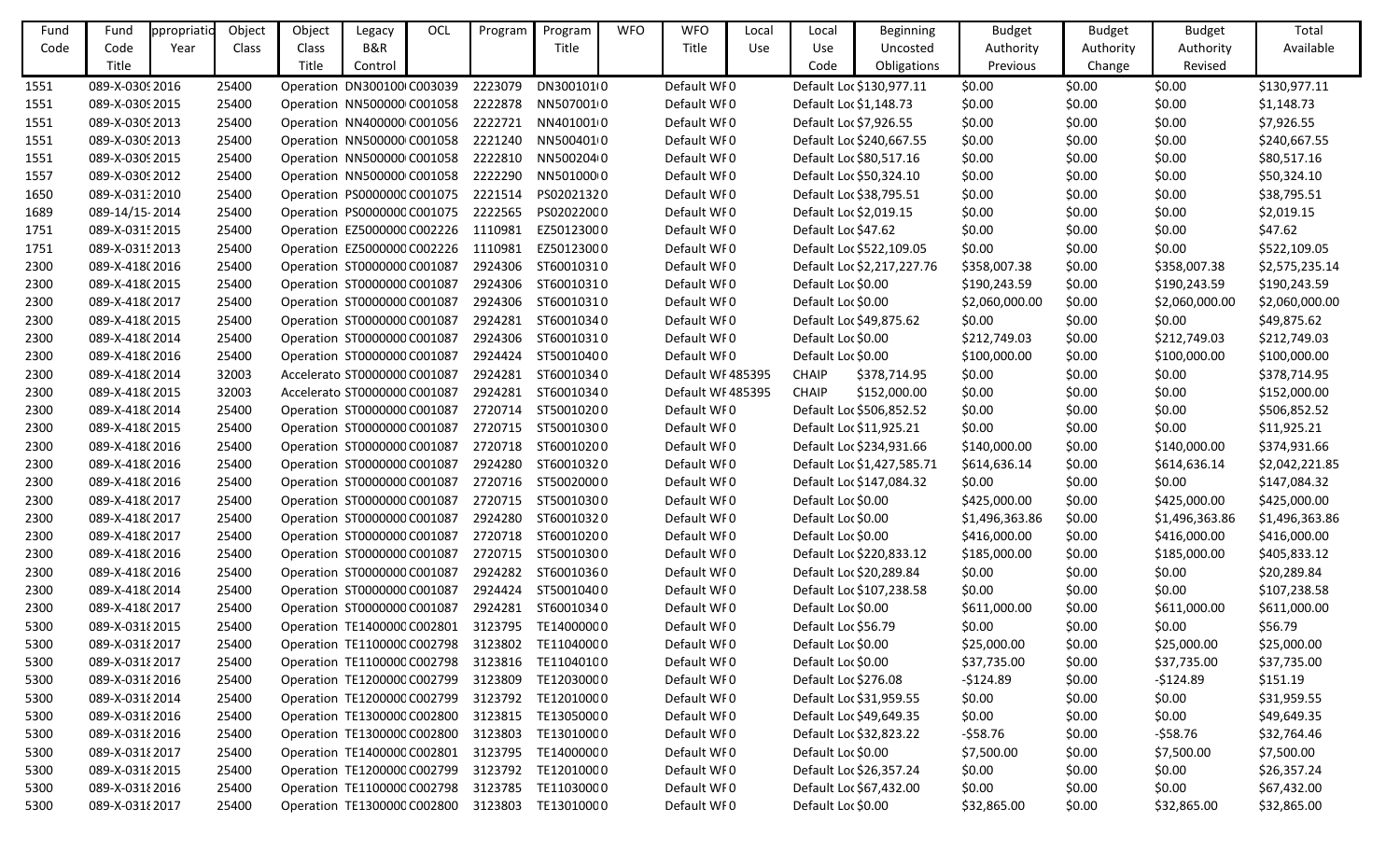| Fund Code | Fund Code Title | ppropriatio Year | Object Class | Object Class Title | Legacy B&R Control | OCL | Program | Program Title | WFO | WFO Title | Local Use | Local Use Code | Beginning Uncosted Obligations | Budget Authority Previous | Budget Authority Change | Budget Authority Revised | Total Available |
|---|---|---|---|---|---|---|---|---|---|---|---|---|---|---|---|---|---|
| 1551 | 089-X-0309 | 2016 | 25400 | Operation | DN300100 | C003039 | 2223079 | DN300101 | 0 | Default WF | 0 | Default Loc | $130,977.11 | $0.00 | $0.00 | $0.00 | $130,977.11 |
| 1551 | 089-X-0309 | 2015 | 25400 | Operation | NN500000 | C001058 | 2222878 | NN507001 | 0 | Default WF | 0 | Default Loc | $1,148.73 | $0.00 | $0.00 | $0.00 | $1,148.73 |
| 1551 | 089-X-0309 | 2013 | 25400 | Operation | NN400000 | C001056 | 2222721 | NN401001 | 0 | Default WF | 0 | Default Loc | $7,926.55 | $0.00 | $0.00 | $0.00 | $7,926.55 |
| 1551 | 089-X-0309 | 2013 | 25400 | Operation | NN500000 | C001058 | 2221240 | NN500401 | 0 | Default WF | 0 | Default Loc | $240,667.55 | $0.00 | $0.00 | $0.00 | $240,667.55 |
| 1551 | 089-X-0309 | 2015 | 25400 | Operation | NN500000 | C001058 | 2222810 | NN500204 | 0 | Default WF | 0 | Default Loc | $80,517.16 | $0.00 | $0.00 | $0.00 | $80,517.16 |
| 1557 | 089-X-0309 | 2012 | 25400 | Operation | NN500000 | C001058 | 2222290 | NN501000 | 0 | Default WF | 0 | Default Loc | $50,324.10 | $0.00 | $0.00 | $0.00 | $50,324.10 |
| 1650 | 089-X-0313 | 2010 | 25400 | Operation | PS0000000 | C001075 | 2221514 | PS0202132 | 0 | Default WF | 0 | Default Loc | $38,795.51 | $0.00 | $0.00 | $0.00 | $38,795.51 |
| 1689 | 089-14/15- | 2014 | 25400 | Operation | PS0000000 | C001075 | 2222565 | PS0202200 | 0 | Default WF | 0 | Default Loc | $2,019.15 | $0.00 | $0.00 | $0.00 | $2,019.15 |
| 1751 | 089-X-0315 | 2015 | 25400 | Operation | EZ5000000 | C002226 | 1110981 | EZ5012300 | 0 | Default WF | 0 | Default Loc | $47.62 | $0.00 | $0.00 | $0.00 | $47.62 |
| 1751 | 089-X-0315 | 2013 | 25400 | Operation | EZ5000000 | C002226 | 1110981 | EZ5012300 | 0 | Default WF | 0 | Default Loc | $522,109.05 | $0.00 | $0.00 | $0.00 | $522,109.05 |
| 2300 | 089-X-4180 | 2016 | 25400 | Operation | ST0000000 | C001087 | 2924306 | ST6001031 | 0 | Default WF | 0 | Default Loc | $2,217,227.76 | $358,007.38 | $0.00 | $358,007.38 | $2,575,235.14 |
| 2300 | 089-X-4180 | 2015 | 25400 | Operation | ST0000000 | C001087 | 2924306 | ST6001031 | 0 | Default WF | 0 | Default Loc | $0.00 | $190,243.59 | $0.00 | $190,243.59 | $190,243.59 |
| 2300 | 089-X-4180 | 2017 | 25400 | Operation | ST0000000 | C001087 | 2924306 | ST6001031 | 0 | Default WF | 0 | Default Loc | $0.00 | $2,060,000.00 | $0.00 | $2,060,000.00 | $2,060,000.00 |
| 2300 | 089-X-4180 | 2015 | 25400 | Operation | ST0000000 | C001087 | 2924281 | ST6001034 | 0 | Default WF | 0 | Default Loc | $49,875.62 | $0.00 | $0.00 | $0.00 | $49,875.62 |
| 2300 | 089-X-4180 | 2014 | 25400 | Operation | ST0000000 | C001087 | 2924306 | ST6001031 | 0 | Default WF | 0 | Default Loc | $0.00 | $212,749.03 | $0.00 | $212,749.03 | $212,749.03 |
| 2300 | 089-X-4180 | 2016 | 25400 | Operation | ST0000000 | C001087 | 2924424 | ST5001040 | 0 | Default WF | 0 | Default Loc | $0.00 | $100,000.00 | $0.00 | $100,000.00 | $100,000.00 |
| 2300 | 089-X-4180 | 2014 | 32003 | Accelerato | ST0000000 | C001087 | 2924281 | ST6001034 | 0 | Default WF | 485395 | CHAIP | $378,714.95 | $0.00 | $0.00 | $0.00 | $378,714.95 |
| 2300 | 089-X-4180 | 2015 | 32003 | Accelerato | ST0000000 | C001087 | 2924281 | ST6001034 | 0 | Default WF | 485395 | CHAIP | $152,000.00 | $0.00 | $0.00 | $0.00 | $152,000.00 |
| 2300 | 089-X-4180 | 2014 | 25400 | Operation | ST0000000 | C001087 | 2720714 | ST5001020 | 0 | Default WF | 0 | Default Loc | $506,852.52 | $0.00 | $0.00 | $0.00 | $506,852.52 |
| 2300 | 089-X-4180 | 2015 | 25400 | Operation | ST0000000 | C001087 | 2720715 | ST5001030 | 0 | Default WF | 0 | Default Loc | $11,925.21 | $0.00 | $0.00 | $0.00 | $11,925.21 |
| 2300 | 089-X-4180 | 2016 | 25400 | Operation | ST0000000 | C001087 | 2720718 | ST6001020 | 0 | Default WF | 0 | Default Loc | $234,931.66 | $140,000.00 | $0.00 | $140,000.00 | $374,931.66 |
| 2300 | 089-X-4180 | 2016 | 25400 | Operation | ST0000000 | C001087 | 2924280 | ST6001032 | 0 | Default WF | 0 | Default Loc | $1,427,585.71 | $614,636.14 | $0.00 | $614,636.14 | $2,042,221.85 |
| 2300 | 089-X-4180 | 2016 | 25400 | Operation | ST0000000 | C001087 | 2720716 | ST5002000 | 0 | Default WF | 0 | Default Loc | $147,084.32 | $0.00 | $0.00 | $0.00 | $147,084.32 |
| 2300 | 089-X-4180 | 2017 | 25400 | Operation | ST0000000 | C001087 | 2720715 | ST5001030 | 0 | Default WF | 0 | Default Loc | $0.00 | $425,000.00 | $0.00 | $425,000.00 | $425,000.00 |
| 2300 | 089-X-4180 | 2017 | 25400 | Operation | ST0000000 | C001087 | 2924280 | ST6001032 | 0 | Default WF | 0 | Default Loc | $0.00 | $1,496,363.86 | $0.00 | $1,496,363.86 | $1,496,363.86 |
| 2300 | 089-X-4180 | 2017 | 25400 | Operation | ST0000000 | C001087 | 2720718 | ST6001020 | 0 | Default WF | 0 | Default Loc | $0.00 | $416,000.00 | $0.00 | $416,000.00 | $416,000.00 |
| 2300 | 089-X-4180 | 2016 | 25400 | Operation | ST0000000 | C001087 | 2720715 | ST5001030 | 0 | Default WF | 0 | Default Loc | $220,833.12 | $185,000.00 | $0.00 | $185,000.00 | $405,833.12 |
| 2300 | 089-X-4180 | 2016 | 25400 | Operation | ST0000000 | C001087 | 2924282 | ST6001036 | 0 | Default WF | 0 | Default Loc | $20,289.84 | $0.00 | $0.00 | $0.00 | $20,289.84 |
| 2300 | 089-X-4180 | 2014 | 25400 | Operation | ST0000000 | C001087 | 2924424 | ST5001040 | 0 | Default WF | 0 | Default Loc | $107,238.58 | $0.00 | $0.00 | $0.00 | $107,238.58 |
| 2300 | 089-X-4180 | 2017 | 25400 | Operation | ST0000000 | C001087 | 2924281 | ST6001034 | 0 | Default WF | 0 | Default Loc | $0.00 | $611,000.00 | $0.00 | $611,000.00 | $611,000.00 |
| 5300 | 089-X-0318 | 2015 | 25400 | Operation | TE1400000 | C002801 | 3123795 | TE1400000 | 0 | Default WF | 0 | Default Loc | $56.79 | $0.00 | $0.00 | $0.00 | $56.79 |
| 5300 | 089-X-0318 | 2017 | 25400 | Operation | TE1100000 | C002798 | 3123802 | TE1104000 | 0 | Default WF | 0 | Default Loc | $0.00 | $25,000.00 | $0.00 | $25,000.00 | $25,000.00 |
| 5300 | 089-X-0318 | 2017 | 25400 | Operation | TE1100000 | C002798 | 3123816 | TE1104010 | 0 | Default WF | 0 | Default Loc | $0.00 | $37,735.00 | $0.00 | $37,735.00 | $37,735.00 |
| 5300 | 089-X-0318 | 2016 | 25400 | Operation | TE1200000 | C002799 | 3123809 | TE1203000 | 0 | Default WF | 0 | Default Loc | $276.08 | -$124.89 | $0.00 | -$124.89 | $151.19 |
| 5300 | 089-X-0318 | 2014 | 25400 | Operation | TE1200000 | C002799 | 3123792 | TE1201000 | 0 | Default WF | 0 | Default Loc | $31,959.55 | $0.00 | $0.00 | $0.00 | $31,959.55 |
| 5300 | 089-X-0318 | 2016 | 25400 | Operation | TE1300000 | C002800 | 3123815 | TE1305000 | 0 | Default WF | 0 | Default Loc | $49,649.35 | $0.00 | $0.00 | $0.00 | $49,649.35 |
| 5300 | 089-X-0318 | 2016 | 25400 | Operation | TE1300000 | C002800 | 3123803 | TE1301000 | 0 | Default WF | 0 | Default Loc | $32,823.22 | -$58.76 | $0.00 | -$58.76 | $32,764.46 |
| 5300 | 089-X-0318 | 2017 | 25400 | Operation | TE1400000 | C002801 | 3123795 | TE1400000 | 0 | Default WF | 0 | Default Loc | $0.00 | $7,500.00 | $0.00 | $7,500.00 | $7,500.00 |
| 5300 | 089-X-0318 | 2015 | 25400 | Operation | TE1200000 | C002799 | 3123792 | TE1201000 | 0 | Default WF | 0 | Default Loc | $26,357.24 | $0.00 | $0.00 | $0.00 | $26,357.24 |
| 5300 | 089-X-0318 | 2016 | 25400 | Operation | TE1100000 | C002798 | 3123785 | TE1103000 | 0 | Default WF | 0 | Default Loc | $67,432.00 | $0.00 | $0.00 | $0.00 | $67,432.00 |
| 5300 | 089-X-0318 | 2017 | 25400 | Operation | TE1300000 | C002800 | 3123803 | TE1301000 | 0 | Default WF | 0 | Default Loc | $0.00 | $32,865.00 | $0.00 | $32,865.00 | $32,865.00 |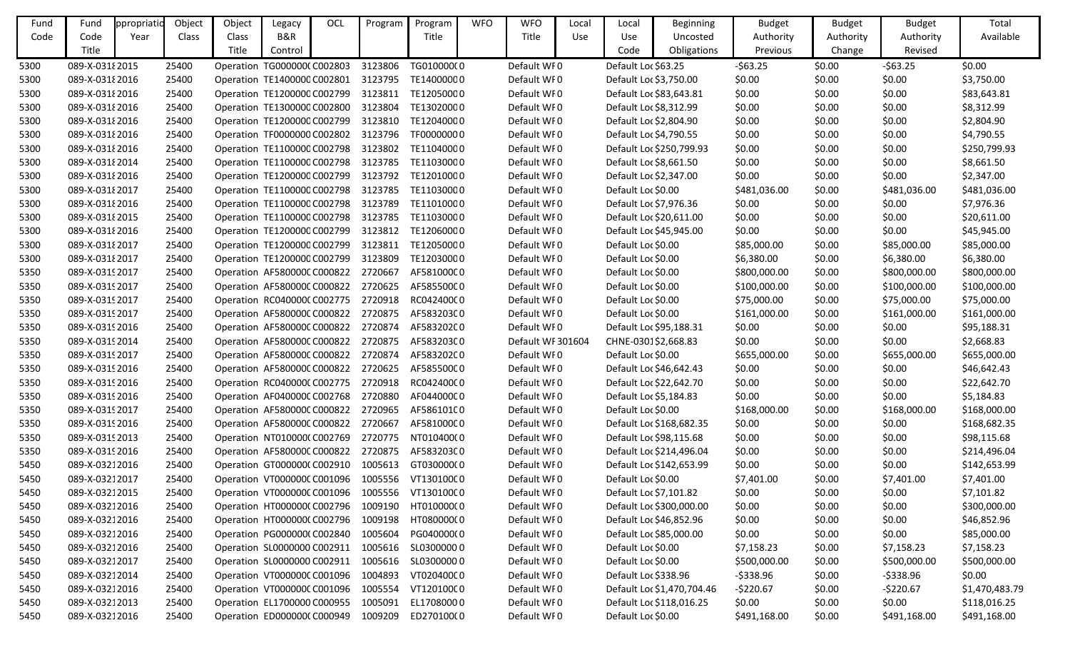| Fund Code | Fund Code Title | ppropriatio Year | Object Class | Object Class Title | Legacy B&R Control | OCL | Program | Program Title | WFO | WFO Title | Local Use | Local Use Code | Beginning Uncosted Obligations | Budget Authority Previous | Budget Authority Change | Budget Authority Revised | Total Available |
|---|---|---|---|---|---|---|---|---|---|---|---|---|---|---|---|---|---|
| 5300 | 089-X-0318 | 2015 | 25400 | Operation | TG0000000 | C002803 | 3123806 | TG0100000 | 0 | Default WF | 0 | Default Loc | $63.25 | -$63.25 | $0.00 | -$63.25 | $0.00 |
| 5300 | 089-X-0318 | 2016 | 25400 | Operation | TE1400000 | C002801 | 3123795 | TE1400000 | 0 | Default WF | 0 | Default Loc | $3,750.00 | $0.00 | $0.00 | $0.00 | $3,750.00 |
| 5300 | 089-X-0318 | 2016 | 25400 | Operation | TE1200000 | C002799 | 3123811 | TE1205000 | 0 | Default WF | 0 | Default Loc | $83,643.81 | $0.00 | $0.00 | $0.00 | $83,643.81 |
| 5300 | 089-X-0318 | 2016 | 25400 | Operation | TE1300000 | C002800 | 3123804 | TE1302000 | 0 | Default WF | 0 | Default Loc | $8,312.99 | $0.00 | $0.00 | $0.00 | $8,312.99 |
| 5300 | 089-X-0318 | 2016 | 25400 | Operation | TE1200000 | C002799 | 3123810 | TE1204000 | 0 | Default WF | 0 | Default Loc | $2,804.90 | $0.00 | $0.00 | $0.00 | $2,804.90 |
| 5300 | 089-X-0318 | 2016 | 25400 | Operation | TF0000000 | C002802 | 3123796 | TF0000000 | 0 | Default WF | 0 | Default Loc | $4,790.55 | $0.00 | $0.00 | $0.00 | $4,790.55 |
| 5300 | 089-X-0318 | 2016 | 25400 | Operation | TE1100000 | C002798 | 3123802 | TE1104000 | 0 | Default WF | 0 | Default Loc | $250,799.93 | $0.00 | $0.00 | $0.00 | $250,799.93 |
| 5300 | 089-X-0318 | 2014 | 25400 | Operation | TE1100000 | C002798 | 3123785 | TE1103000 | 0 | Default WF | 0 | Default Loc | $8,661.50 | $0.00 | $0.00 | $0.00 | $8,661.50 |
| 5300 | 089-X-0318 | 2016 | 25400 | Operation | TE1200000 | C002799 | 3123792 | TE1201000 | 0 | Default WF | 0 | Default Loc | $2,347.00 | $0.00 | $0.00 | $0.00 | $2,347.00 |
| 5300 | 089-X-0318 | 2017 | 25400 | Operation | TE1100000 | C002798 | 3123785 | TE1103000 | 0 | Default WF | 0 | Default Loc | $0.00 | $481,036.00 | $0.00 | $481,036.00 | $481,036.00 |
| 5300 | 089-X-0318 | 2016 | 25400 | Operation | TE1100000 | C002798 | 3123789 | TE1101000 | 0 | Default WF | 0 | Default Loc | $7,976.36 | $0.00 | $0.00 | $0.00 | $7,976.36 |
| 5300 | 089-X-0318 | 2015 | 25400 | Operation | TE1100000 | C002798 | 3123785 | TE1103000 | 0 | Default WF | 0 | Default Loc | $20,611.00 | $0.00 | $0.00 | $0.00 | $20,611.00 |
| 5300 | 089-X-0318 | 2016 | 25400 | Operation | TE1200000 | C002799 | 3123812 | TE1206000 | 0 | Default WF | 0 | Default Loc | $45,945.00 | $0.00 | $0.00 | $0.00 | $45,945.00 |
| 5300 | 089-X-0318 | 2017 | 25400 | Operation | TE1200000 | C002799 | 3123811 | TE1205000 | 0 | Default WF | 0 | Default Loc | $0.00 | $85,000.00 | $0.00 | $85,000.00 | $85,000.00 |
| 5300 | 089-X-0318 | 2017 | 25400 | Operation | TE1200000 | C002799 | 3123809 | TE1203000 | 0 | Default WF | 0 | Default Loc | $0.00 | $6,380.00 | $0.00 | $6,380.00 | $6,380.00 |
| 5350 | 089-X-0319 | 2017 | 25400 | Operation | AF5800000 | C000822 | 2720667 | AF5810000 | 0 | Default WF | 0 | Default Loc | $0.00 | $800,000.00 | $0.00 | $800,000.00 | $800,000.00 |
| 5350 | 089-X-0319 | 2017 | 25400 | Operation | AF5800000 | C000822 | 2720625 | AF5855000 | 0 | Default WF | 0 | Default Loc | $0.00 | $100,000.00 | $0.00 | $100,000.00 | $100,000.00 |
| 5350 | 089-X-0319 | 2017 | 25400 | Operation | RC0400000 | C002775 | 2720918 | RC0424000 | 0 | Default WF | 0 | Default Loc | $0.00 | $75,000.00 | $0.00 | $75,000.00 | $75,000.00 |
| 5350 | 089-X-0319 | 2017 | 25400 | Operation | AF5800000 | C000822 | 2720875 | AF5832030 | 0 | Default WF | 0 | Default Loc | $0.00 | $161,000.00 | $0.00 | $161,000.00 | $161,000.00 |
| 5350 | 089-X-0319 | 2016 | 25400 | Operation | AF5800000 | C000822 | 2720874 | AF5832020 | 0 | Default WF | 0 | Default Loc | $95,188.31 | $0.00 | $0.00 | $0.00 | $95,188.31 |
| 5350 | 089-X-0319 | 2014 | 25400 | Operation | AF5800000 | C000822 | 2720875 | AF5832030 | 0 | Default WF | 301604 | CHNE-0301 | $2,668.83 | $0.00 | $0.00 | $0.00 | $2,668.83 |
| 5350 | 089-X-0319 | 2017 | 25400 | Operation | AF5800000 | C000822 | 2720874 | AF5832020 | 0 | Default WF | 0 | Default Loc | $0.00 | $655,000.00 | $0.00 | $655,000.00 | $655,000.00 |
| 5350 | 089-X-0319 | 2016 | 25400 | Operation | AF5800000 | C000822 | 2720625 | AF5855000 | 0 | Default WF | 0 | Default Loc | $46,642.43 | $0.00 | $0.00 | $0.00 | $46,642.43 |
| 5350 | 089-X-0319 | 2016 | 25400 | Operation | RC0400000 | C002775 | 2720918 | RC0424000 | 0 | Default WF | 0 | Default Loc | $22,642.70 | $0.00 | $0.00 | $0.00 | $22,642.70 |
| 5350 | 089-X-0319 | 2016 | 25400 | Operation | AF0400000 | C002768 | 2720880 | AF0440000 | 0 | Default WF | 0 | Default Loc | $5,184.83 | $0.00 | $0.00 | $0.00 | $5,184.83 |
| 5350 | 089-X-0319 | 2017 | 25400 | Operation | AF5800000 | C000822 | 2720965 | AF5861010 | 0 | Default WF | 0 | Default Loc | $0.00 | $168,000.00 | $0.00 | $168,000.00 | $168,000.00 |
| 5350 | 089-X-0319 | 2016 | 25400 | Operation | AF5800000 | C000822 | 2720667 | AF5810000 | 0 | Default WF | 0 | Default Loc | $168,682.35 | $0.00 | $0.00 | $0.00 | $168,682.35 |
| 5350 | 089-X-0319 | 2013 | 25400 | Operation | NT0100000 | C002769 | 2720775 | NT0104000 | 0 | Default WF | 0 | Default Loc | $98,115.68 | $0.00 | $0.00 | $0.00 | $98,115.68 |
| 5350 | 089-X-0319 | 2016 | 25400 | Operation | AF5800000 | C000822 | 2720875 | AF5832030 | 0 | Default WF | 0 | Default Loc | $214,496.04 | $0.00 | $0.00 | $0.00 | $214,496.04 |
| 5450 | 089-X-0321 | 2016 | 25400 | Operation | GT0000000 | C002910 | 1005613 | GT0300000 | 0 | Default WF | 0 | Default Loc | $142,653.99 | $0.00 | $0.00 | $0.00 | $142,653.99 |
| 5450 | 089-X-0321 | 2017 | 25400 | Operation | VT0000000 | C001096 | 1005556 | VT1301000 | 0 | Default WF | 0 | Default Loc | $0.00 | $7,401.00 | $0.00 | $7,401.00 | $7,401.00 |
| 5450 | 089-X-0321 | 2015 | 25400 | Operation | VT0000000 | C001096 | 1005556 | VT1301000 | 0 | Default WF | 0 | Default Loc | $7,101.82 | $0.00 | $0.00 | $0.00 | $7,101.82 |
| 5450 | 089-X-0321 | 2016 | 25400 | Operation | HT0000000 | C002796 | 1009190 | HT0100000 | 0 | Default WF | 0 | Default Loc | $300,000.00 | $0.00 | $0.00 | $0.00 | $300,000.00 |
| 5450 | 089-X-0321 | 2016 | 25400 | Operation | HT0000000 | C002796 | 1009198 | HT0800000 | 0 | Default WF | 0 | Default Loc | $46,852.96 | $0.00 | $0.00 | $0.00 | $46,852.96 |
| 5450 | 089-X-0321 | 2016 | 25400 | Operation | PG0000000 | C002840 | 1005604 | PG0400000 | 0 | Default WF | 0 | Default Loc | $85,000.00 | $0.00 | $0.00 | $0.00 | $85,000.00 |
| 5450 | 089-X-0321 | 2016 | 25400 | Operation | SL0000000 | C002911 | 1005616 | SL0300000 | 0 | Default WF | 0 | Default Loc | $0.00 | $7,158.23 | $0.00 | $7,158.23 | $7,158.23 |
| 5450 | 089-X-0321 | 2017 | 25400 | Operation | SL0000000 | C002911 | 1005616 | SL0300000 | 0 | Default WF | 0 | Default Loc | $0.00 | $500,000.00 | $0.00 | $500,000.00 | $500,000.00 |
| 5450 | 089-X-0321 | 2014 | 25400 | Operation | VT0000000 | C001096 | 1004893 | VT0204000 | 0 | Default WF | 0 | Default Loc | $338.96 | -$338.96 | $0.00 | -$338.96 | $0.00 |
| 5450 | 089-X-0321 | 2016 | 25400 | Operation | VT0000000 | C001096 | 1005554 | VT1201000 | 0 | Default WF | 0 | Default Loc | $1,470,704.46 | -$220.67 | $0.00 | -$220.67 | $1,470,483.79 |
| 5450 | 089-X-0321 | 2013 | 25400 | Operation | EL1700000 | C000955 | 1005091 | EL1708000 | 0 | Default WF | 0 | Default Loc | $118,016.25 | $0.00 | $0.00 | $0.00 | $118,016.25 |
| 5450 | 089-X-0321 | 2016 | 25400 | Operation | ED0000000 | C000949 | 1009209 | ED2701000 | 0 | Default WF | 0 | Default Loc | $0.00 | $491,168.00 | $0.00 | $491,168.00 | $491,168.00 |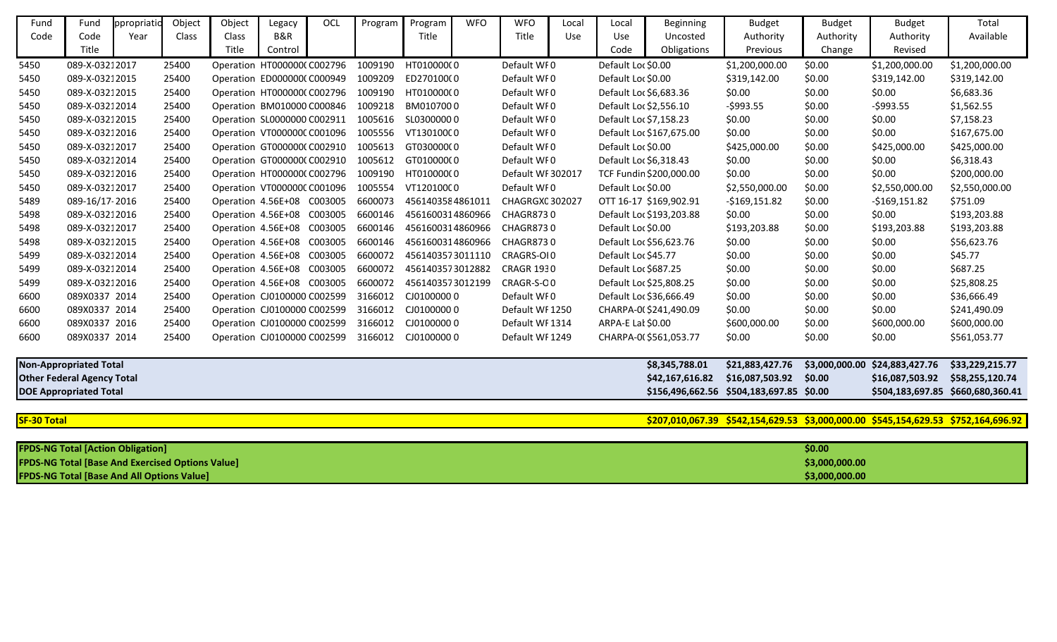| Fund Code | Fund Code Title | ppropriatio Year | Object Class | Object Class Title | Legacy B&R Control | OCL | Program | Program Title | WFO | WFO Title | Local Use | Local Use Code | Beginning Uncosted Obligations | Budget Authority Previous | Budget Authority Change | Budget Authority Revised | Total Available |
|---|---|---|---|---|---|---|---|---|---|---|---|---|---|---|---|---|---|
| 5450 | 089-X-0321 | 2017 | 25400 | Operation | HT000000( | C002796 | 1009190 | HT010000( | 0 | Default WF | 0 | Default Loc | $0.00 | $1,200,000.00 | $0.00 | $1,200,000.00 | $1,200,000.00 |
| 5450 | 089-X-0321 | 2015 | 25400 | Operation | ED000000( | C000949 | 1009209 | ED270100( | 0 | Default WF | 0 | Default Loc | $0.00 | $319,142.00 | $0.00 | $319,142.00 | $319,142.00 |
| 5450 | 089-X-0321 | 2015 | 25400 | Operation | HT000000( | C002796 | 1009190 | HT010000( | 0 | Default WF | 0 | Default Loc | $6,683.36 | $0.00 | $0.00 | $0.00 | $6,683.36 |
| 5450 | 089-X-0321 | 2014 | 25400 | Operation | BM010000 | C000846 | 1009218 | BM010700 | 0 | Default WF | 0 | Default Loc | $2,556.10 | -$993.55 | $0.00 | -$993.55 | $1,562.55 |
| 5450 | 089-X-0321 | 2015 | 25400 | Operation | SL0000000 | C002911 | 1005616 | SL0300000 | 0 | Default WF | 0 | Default Loc | $7,158.23 | $0.00 | $0.00 | $0.00 | $7,158.23 |
| 5450 | 089-X-0321 | 2016 | 25400 | Operation | VT000000( | C001096 | 1005556 | VT130100( | 0 | Default WF | 0 | Default Loc | $167,675.00 | $0.00 | $0.00 | $0.00 | $167,675.00 |
| 5450 | 089-X-0321 | 2017 | 25400 | Operation | GT000000( | C002910 | 1005613 | GT030000( | 0 | Default WF | 0 | Default Loc | $0.00 | $425,000.00 | $0.00 | $425,000.00 | $425,000.00 |
| 5450 | 089-X-0321 | 2014 | 25400 | Operation | GT000000( | C002910 | 1005612 | GT010000( | 0 | Default WF | 0 | Default Loc | $6,318.43 | $0.00 | $0.00 | $0.00 | $6,318.43 |
| 5450 | 089-X-0321 | 2016 | 25400 | Operation | HT000000( | C002796 | 1009190 | HT010000( | 0 | Default WF | 302017 | TCF Fundin | $200,000.00 | $0.00 | $0.00 | $0.00 | $200,000.00 |
| 5450 | 089-X-0321 | 2017 | 25400 | Operation | VT000000( | C001096 | 1005554 | VT120100( | 0 | Default WF | 0 | Default Loc | $0.00 | $2,550,000.00 | $0.00 | $2,550,000.00 | $2,550,000.00 |
| 5489 | 089-16/17- | 2016 | 25400 | Operation | 4.56E+08 | C003005 | 6600073 | 456140358 | 4861011 | CHAGRGX( | 302027 | OTT 16-17 | $169,902.91 | -$169,151.82 | $0.00 | -$169,151.82 | $751.09 |
| 5498 | 089-X-0321 | 2016 | 25400 | Operation | 4.56E+08 | C003005 | 6600146 | 456160031 | 4860966 | CHAGR873 | 0 | Default Loc | $193,203.88 | $0.00 | $0.00 | $0.00 | $193,203.88 |
| 5498 | 089-X-0321 | 2017 | 25400 | Operation | 4.56E+08 | C003005 | 6600146 | 456160031 | 4860966 | CHAGR873 | 0 | Default Loc | $0.00 | $193,203.88 | $0.00 | $193,203.88 | $193,203.88 |
| 5498 | 089-X-0321 | 2015 | 25400 | Operation | 4.56E+08 | C003005 | 6600146 | 456160031 | 4860966 | CHAGR873 | 0 | Default Loc | $56,623.76 | $0.00 | $0.00 | $0.00 | $56,623.76 |
| 5499 | 089-X-0321 | 2014 | 25400 | Operation | 4.56E+08 | C003005 | 6600072 | 456140357 | 3011110 | CRAGRS-OI | 0 | Default Loc | $45.77 | $0.00 | $0.00 | $0.00 | $45.77 |
| 5499 | 089-X-0321 | 2014 | 25400 | Operation | 4.56E+08 | C003005 | 6600072 | 456140357 | 3012882 | CRAGR 193 | 0 | Default Loc | $687.25 | $0.00 | $0.00 | $0.00 | $687.25 |
| 5499 | 089-X-0321 | 2016 | 25400 | Operation | 4.56E+08 | C003005 | 6600072 | 456140357 | 3012199 | CRAGR-S-O | 0 | Default Loc | $25,808.25 | $0.00 | $0.00 | $0.00 | $25,808.25 |
| 6600 | 089X0337 | 2014 | 25400 | Operation | CJ0100000 | C002599 | 3166012 | CJ0100000 | 0 | Default WF | 0 | Default Loc | $36,666.49 | $0.00 | $0.00 | $0.00 | $36,666.49 |
| 6600 | 089X0337 | 2014 | 25400 | Operation | CJ0100000 | C002599 | 3166012 | CJ0100000 | 0 | Default WF | 1250 | CHARPA-0( | $241,490.09 | $0.00 | $0.00 | $0.00 | $241,490.09 |
| 6600 | 089X0337 | 2016 | 25400 | Operation | CJ0100000 | C002599 | 3166012 | CJ0100000 | 0 | Default WF | 1314 | ARPA-E Lat | $0.00 | $600,000.00 | $0.00 | $600,000.00 | $600,000.00 |
| 6600 | 089X0337 | 2014 | 25400 | Operation | CJ0100000 | C002599 | 3166012 | CJ0100000 | 0 | Default WF | 1249 | CHARPA-0( | $561,053.77 | $0.00 | $0.00 | $0.00 | $561,053.77 |

| | Beginning Uncosted Obligations | Budget Authority Previous | Budget Authority Change | Budget Authority Revised | Total Available |
|---|---|---|---|---|---|
| **Non-Appropriated Total** | **$8,345,788.01** | **$21,883,427.76** | **$3,000,000.00** | **$24,883,427.76** | **$33,229,215.77** |
| **Other Federal Agency Total** | **$42,167,616.82** | **$16,087,503.92** | **$0.00** | **$16,087,503.92** | **$58,255,120.74** |
| **DOE Appropriated Total** | **$156,496,662.56** | **$504,183,697.85** | **$0.00** | **$504,183,697.85** | **$660,680,360.41** |
| **SF-30 Total** | **$207,010,067.39** | **$542,154,629.53** | **$3,000,000.00** | **$545,154,629.53** | **$752,164,696.92** |

| | |
|---|---|
| **FPDS-NG Total [Action Obligation]** | **$0.00** |
| **FPDS-NG Total [Base And Exercised Options Value]** | **$3,000,000.00** |
| **FPDS-NG Total [Base And All Options Value]** | **$3,000,000.00** |